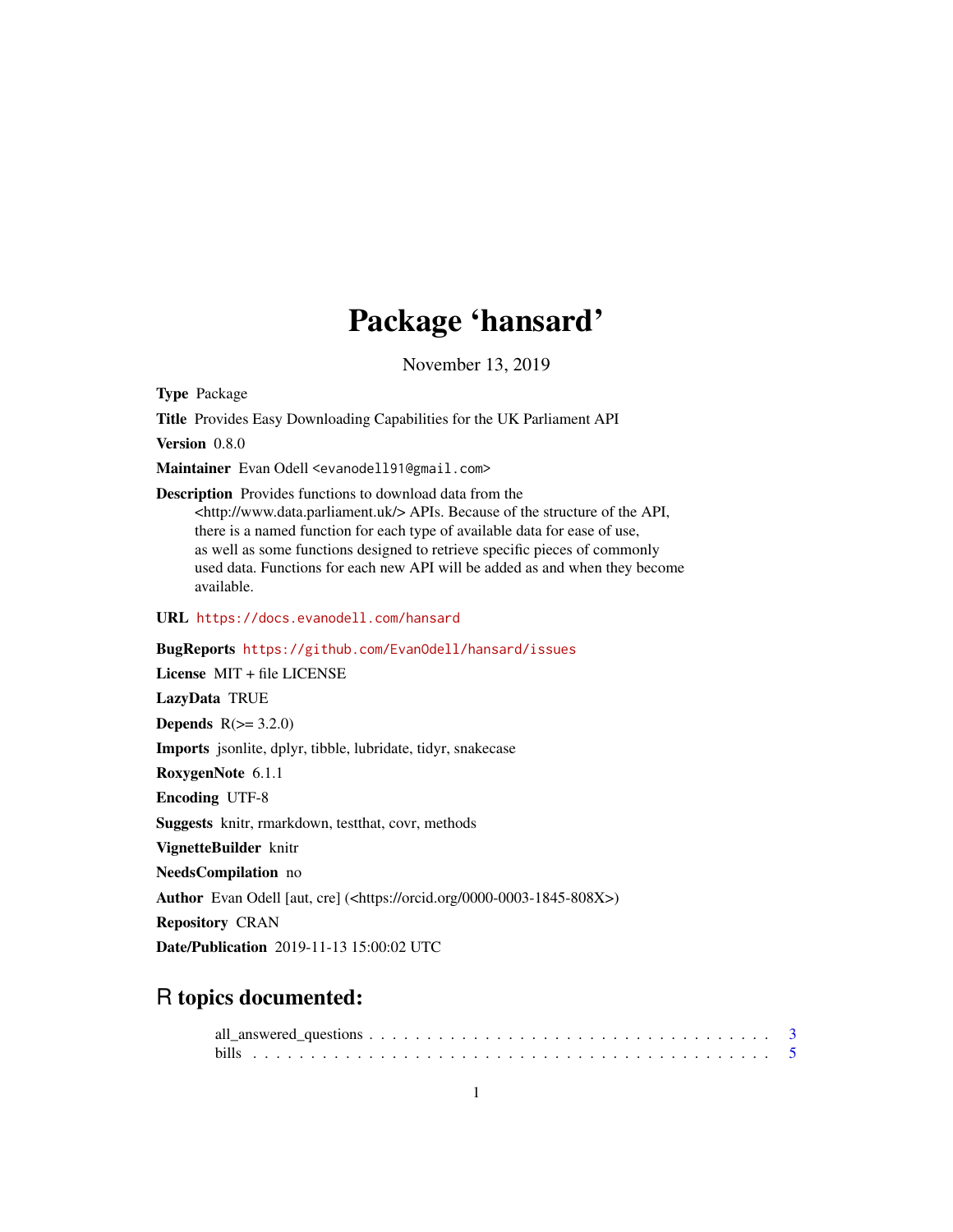# Package 'hansard'

November 13, 2019

**Type** Package

**Title** Provides Easy Downloading Capabilities for the UK Parliament API

**Version** 0.8.0

**Maintainer** Evan Odell <evanodell91@gmail.com>

**Description** Provides functions to download data from the <http://www.data.parliament.uk/> APIs. Because of the structure of the API, there is a named function for each type of available data for ease of use, as well as some functions designed to retrieve specific pieces of commonly used data. Functions for each new API will be added as and when they become available.

**URL** https://docs.evanodell.com/hansard

**BugReports** https://github.com/EvanOdell/hansard/issues

**License** MIT + file LICENSE

**LazyData** TRUE

**Depends** R(>= 3.2.0)

**Imports** jsonlite, dplyr, tibble, lubridate, tidyr, snakecase

**RoxygenNote** 6.1.1

**Encoding** UTF-8

**Suggests** knitr, rmarkdown, testthat, covr, methods

**VignetteBuilder** knitr

**NeedsCompilation** no

**Author** Evan Odell [aut, cre] (<https://orcid.org/0000-0003-1845-808X>)

**Repository** CRAN

**Date/Publication** 2019-11-13 15:00:02 UTC

## R topics documented:

all_answered_questions . . . . . . . . . . . . . . . . . . . . . . . . . . . . . . . . . . 3
bills . . . . . . . . . . . . . . . . . . . . . . . . . . . . . . . . . . . . . . . . . . . . 5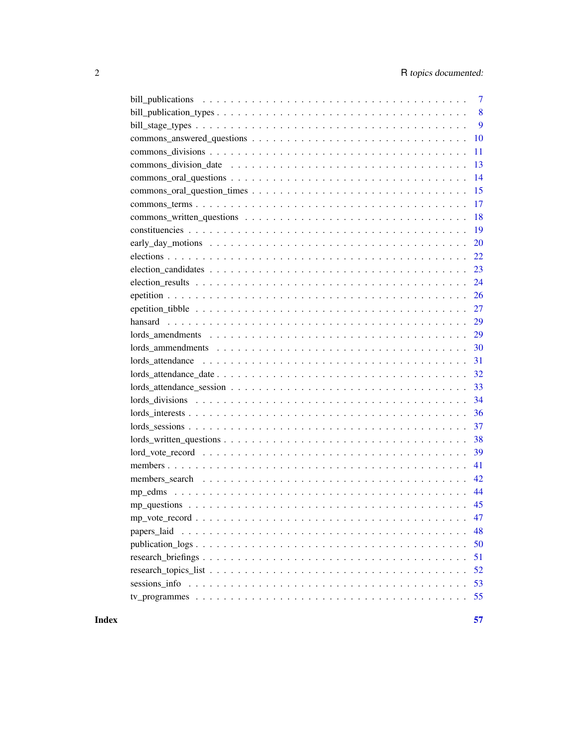| | |
|---|---|
| bill_publications | 7 |
| bill_publication_types | 8 |
| bill_stage_types | 9 |
| commons_answered_questions | 10 |
| commons_divisions | 11 |
| commons_division_date | 13 |
| commons_oral_questions | 14 |
| commons_oral_question_times | 15 |
| commons_terms | 17 |
| commons_written_questions | 18 |
| constituencies | 19 |
| early_day_motions | 20 |
| elections | 22 |
| election_candidates | 23 |
| election_results | 24 |
| epetition | 26 |
| epetition_tibble | 27 |
| hansard | 29 |
| lords_amendments | 29 |
| lords_ammendments | 30 |
| lords_attendance | 31 |
| lords_attendance_date | 32 |
| lords_attendance_session | 33 |
| lords_divisions | 34 |
| lords_interests | 36 |
| lords_sessions | 37 |
| lords_written_questions | 38 |
| lord_vote_record | 39 |
| members | 41 |
| members_search | 42 |
| mp_edms | 44 |
| mp_questions | 45 |
| mp_vote_record | 47 |
| papers_laid | 48 |
| publication_logs | 50 |
| research_briefings | 51 |
| research_topics_list | 52 |
| sessions_info | 53 |
| tv_programmes | 55 |

**Index** **57**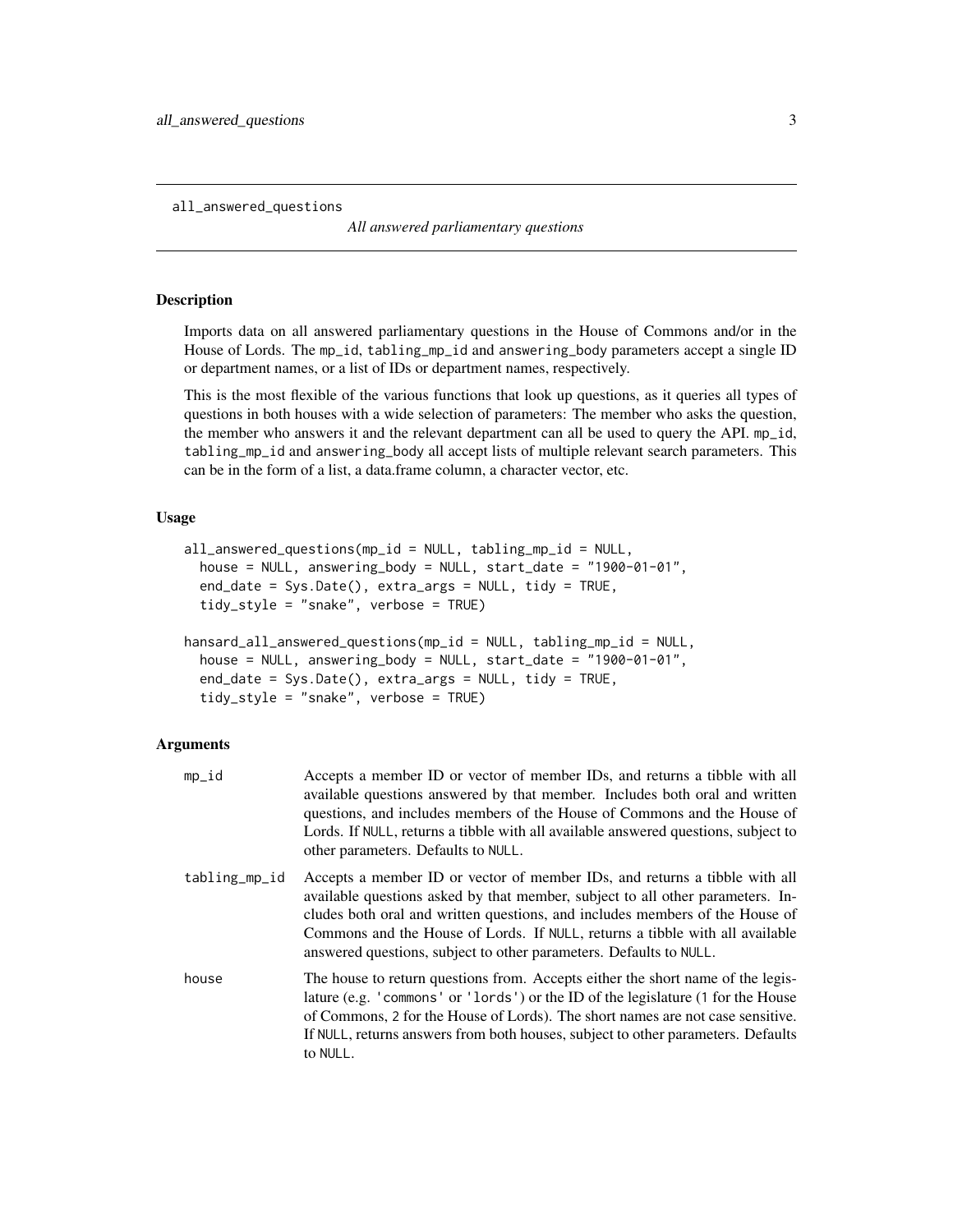`all_answered_questions` *All answered parliamentary questions*

## Description

Imports data on all answered parliamentary questions in the House of Commons and/or in the House of Lords. The `mp_id`, `tabling_mp_id` and `answering_body` parameters accept a single ID or department names, or a list of IDs or department names, respectively.

This is the most flexible of the various functions that look up questions, as it queries all types of questions in both houses with a wide selection of parameters: The member who asks the question, the member who answers it and the relevant department can all be used to query the API. `mp_id`, `tabling_mp_id` and `answering_body` all accept lists of multiple relevant search parameters. This can be in the form of a list, a data.frame column, a character vector, etc.

## Usage

```
all_answered_questions(mp_id = NULL, tabling_mp_id = NULL,
  house = NULL, answering_body = NULL, start_date = "1900-01-01",
  end_date = Sys.Date(), extra_args = NULL, tidy = TRUE,
  tidy_style = "snake", verbose = TRUE)

hansard_all_answered_questions(mp_id = NULL, tabling_mp_id = NULL,
  house = NULL, answering_body = NULL, start_date = "1900-01-01",
  end_date = Sys.Date(), extra_args = NULL, tidy = TRUE,
  tidy_style = "snake", verbose = TRUE)
```

## Arguments

| | |
|---|---|
| `mp_id` | Accepts a member ID or vector of member IDs, and returns a tibble with all available questions answered by that member. Includes both oral and written questions, and includes members of the House of Commons and the House of Lords. If `NULL`, returns a tibble with all available answered questions, subject to other parameters. Defaults to `NULL`. |
| `tabling_mp_id` | Accepts a member ID or vector of member IDs, and returns a tibble with all available questions asked by that member, subject to all other parameters. Includes both oral and written questions, and includes members of the House of Commons and the House of Lords. If `NULL`, returns a tibble with all available answered questions, subject to other parameters. Defaults to `NULL`. |
| `house` | The house to return questions from. Accepts either the short name of the legislature (e.g. `'commons'` or `'lords'`) or the ID of the legislature (`1` for the House of Commons, `2` for the House of Lords). The short names are not case sensitive. If `NULL`, returns answers from both houses, subject to other parameters. Defaults to `NULL`. |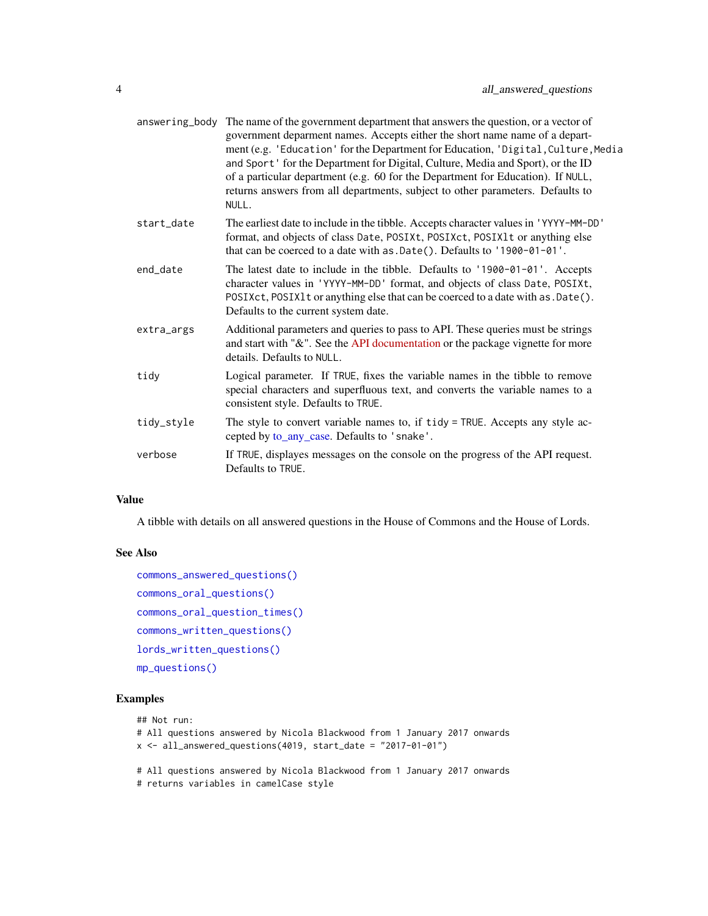| | |
|---|---|
| answering_body | The name of the government department that answers the question, or a vector of government deparment names. Accepts either the short name name of a department (e.g. 'Education' for the Department for Education, 'Digital,Culture,Media and Sport' for the Department for Digital, Culture, Media and Sport), or the ID of a particular department (e.g. 60 for the Department for Education). If NULL, returns answers from all departments, subject to other parameters. Defaults to NULL. |
| start_date | The earliest date to include in the tibble. Accepts character values in 'YYYY-MM-DD' format, and objects of class Date, POSIXt, POSIXct, POSIXlt or anything else that can be coerced to a date with as.Date(). Defaults to '1900-01-01'. |
| end_date | The latest date to include in the tibble. Defaults to '1900-01-01'. Accepts character values in 'YYYY-MM-DD' format, and objects of class Date, POSIXt, POSIXct, POSIXlt or anything else that can be coerced to a date with as.Date(). Defaults to the current system date. |
| extra_args | Additional parameters and queries to pass to API. These queries must be strings and start with "&". See the API documentation or the package vignette for more details. Defaults to NULL. |
| tidy | Logical parameter. If TRUE, fixes the variable names in the tibble to remove special characters and superfluous text, and converts the variable names to a consistent style. Defaults to TRUE. |
| tidy_style | The style to convert variable names to, if tidy = TRUE. Accepts any style accepted by to_any_case. Defaults to 'snake'. |
| verbose | If TRUE, displayes messages on the console on the progress of the API request. Defaults to TRUE. |

## Value

A tibble with details on all answered questions in the House of Commons and the House of Lords.

## See Also

commons_answered_questions()

commons_oral_questions()

commons_oral_question_times()

commons_written_questions()

lords_written_questions()

mp_questions()

## Examples

```
## Not run:
# All questions answered by Nicola Blackwood from 1 January 2017 onwards
x <- all_answered_questions(4019, start_date = "2017-01-01")

# All questions answered by Nicola Blackwood from 1 January 2017 onwards
# returns variables in camelCase style
```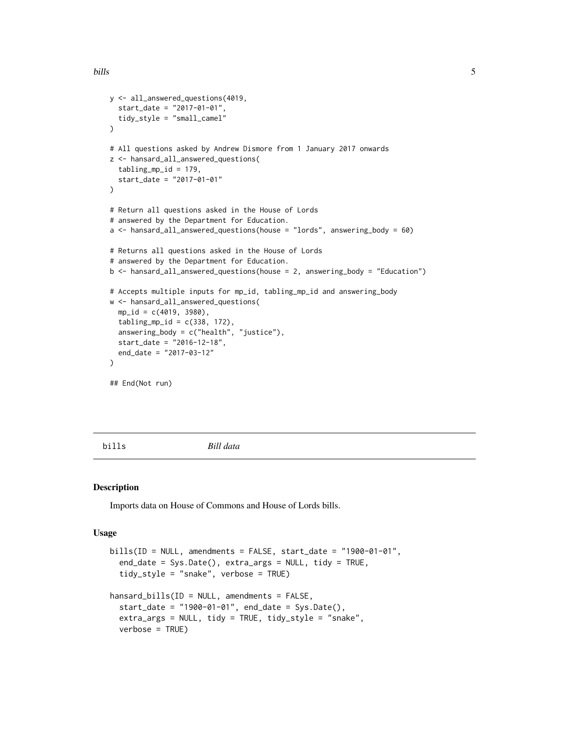```
y <- all_answered_questions(4019,
  start_date = "2017-01-01",
  tidy_style = "small_camel"
)

# All questions asked by Andrew Dismore from 1 January 2017 onwards
z <- hansard_all_answered_questions(
  tabling_mp_id = 179,
  start_date = "2017-01-01"
)

# Return all questions asked in the House of Lords
# answered by the Department for Education.
a <- hansard_all_answered_questions(house = "lords", answering_body = 60)

# Returns all questions asked in the House of Lords
# answered by the Department for Education.
b <- hansard_all_answered_questions(house = 2, answering_body = "Education")

# Accepts multiple inputs for mp_id, tabling_mp_id and answering_body
w <- hansard_all_answered_questions(
  mp_id = c(4019, 3980),
  tabling_mp_id = c(338, 172),
  answering_body = c("health", "justice"),
  start_date = "2016-12-18",
  end_date = "2017-03-12"
)

## End(Not run)
```

## bills — *Bill data*

### Description

Imports data on House of Commons and House of Lords bills.

### Usage

```
bills(ID = NULL, amendments = FALSE, start_date = "1900-01-01",
  end_date = Sys.Date(), extra_args = NULL, tidy = TRUE,
  tidy_style = "snake", verbose = TRUE)

hansard_bills(ID = NULL, amendments = FALSE,
  start_date = "1900-01-01", end_date = Sys.Date(),
  extra_args = NULL, tidy = TRUE, tidy_style = "snake",
  verbose = TRUE)
```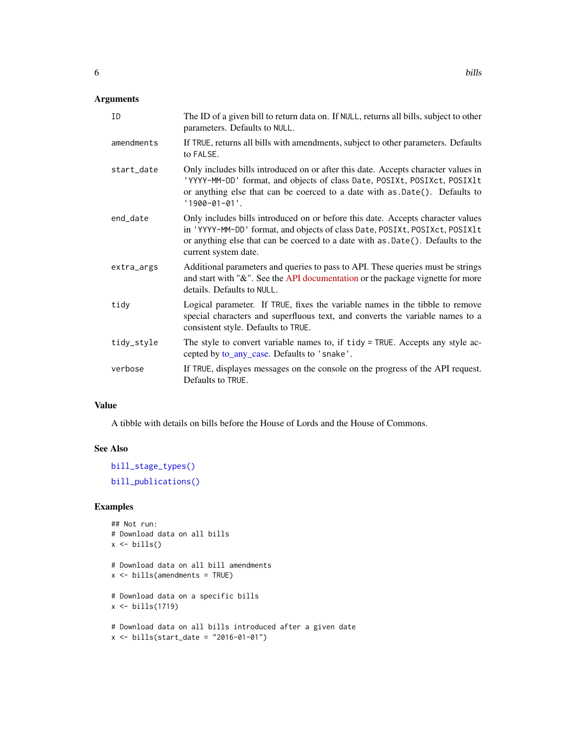## Arguments

| | |
|---|---|
| `ID` | The ID of a given bill to return data on. If `NULL`, returns all bills, subject to other parameters. Defaults to `NULL`. |
| `amendments` | If `TRUE`, returns all bills with amendments, subject to other parameters. Defaults to `FALSE`. |
| `start_date` | Only includes bills introduced on or after this date. Accepts character values in `'YYYY-MM-DD'` format, and objects of class `Date`, `POSIXt`, `POSIXct`, `POSIXlt` or anything else that can be coerced to a date with `as.Date()`. Defaults to `'1900-01-01'`. |
| `end_date` | Only includes bills introduced on or before this date. Accepts character values in `'YYYY-MM-DD'` format, and objects of class `Date`, `POSIXt`, `POSIXct`, `POSIXlt` or anything else that can be coerced to a date with `as.Date()`. Defaults to the current system date. |
| `extra_args` | Additional parameters and queries to pass to API. These queries must be strings and start with "&". See the API documentation or the package vignette for more details. Defaults to `NULL`. |
| `tidy` | Logical parameter. If `TRUE`, fixes the variable names in the tibble to remove special characters and superfluous text, and converts the variable names to a consistent style. Defaults to `TRUE`. |
| `tidy_style` | The style to convert variable names to, if `tidy = TRUE`. Accepts any style accepted by to_any_case. Defaults to `'snake'`. |
| `verbose` | If `TRUE`, displayes messages on the console on the progress of the API request. Defaults to `TRUE`. |

## Value

A tibble with details on bills before the House of Lords and the House of Commons.

## See Also

`bill_stage_types()`

`bill_publications()`

## Examples

```
## Not run:
# Download data on all bills
x <- bills()

# Download data on all bill amendments
x <- bills(amendments = TRUE)

# Download data on a specific bills
x <- bills(1719)

# Download data on all bills introduced after a given date
x <- bills(start_date = "2016-01-01")
```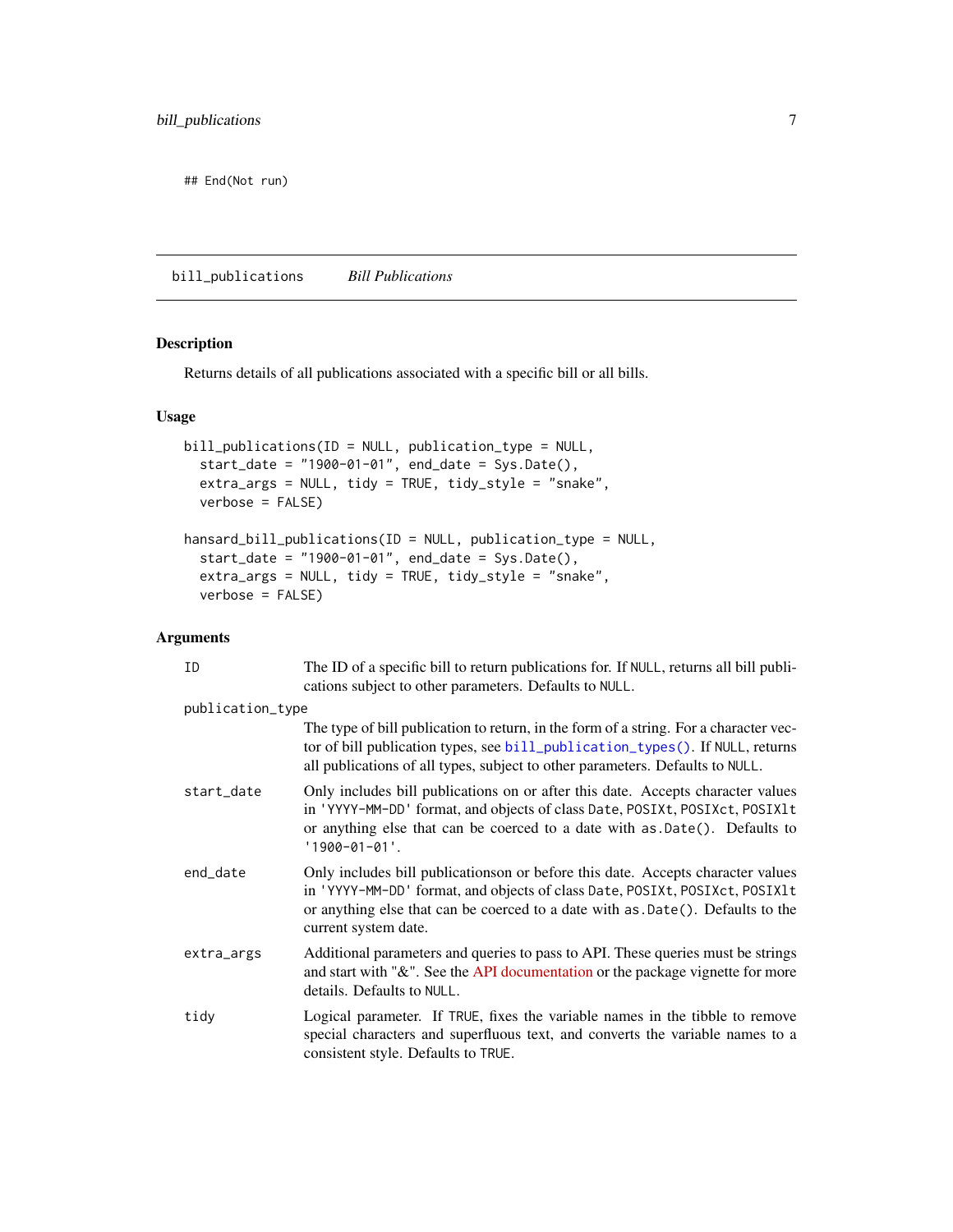```
## End(Not run)
```

---

## bill_publications    *Bill Publications*

### Description

Returns details of all publications associated with a specific bill or all bills.

### Usage

```
bill_publications(ID = NULL, publication_type = NULL,
  start_date = "1900-01-01", end_date = Sys.Date(),
  extra_args = NULL, tidy = TRUE, tidy_style = "snake",
  verbose = FALSE)

hansard_bill_publications(ID = NULL, publication_type = NULL,
  start_date = "1900-01-01", end_date = Sys.Date(),
  extra_args = NULL, tidy = TRUE, tidy_style = "snake",
  verbose = FALSE)
```

### Arguments

`ID`
: The ID of a specific bill to return publications for. If `NULL`, returns all bill publications subject to other parameters. Defaults to `NULL`.

`publication_type`
: The type of bill publication to return, in the form of a string. For a character vector of bill publication types, see `bill_publication_types()`. If `NULL`, returns all publications of all types, subject to other parameters. Defaults to `NULL`.

`start_date`
: Only includes bill publications on or after this date. Accepts character values in `'YYYY-MM-DD'` format, and objects of class `Date`, `POSIXt`, `POSIXct`, `POSIXlt` or anything else that can be coerced to a date with `as.Date()`. Defaults to `'1900-01-01'`.

`end_date`
: Only includes bill publicationson or before this date. Accepts character values in `'YYYY-MM-DD'` format, and objects of class `Date`, `POSIXt`, `POSIXct`, `POSIXlt` or anything else that can be coerced to a date with `as.Date()`. Defaults to the current system date.

`extra_args`
: Additional parameters and queries to pass to API. These queries must be strings and start with "&". See the API documentation or the package vignette for more details. Defaults to `NULL`.

`tidy`
: Logical parameter. If `TRUE`, fixes the variable names in the tibble to remove special characters and superfluous text, and converts the variable names to a consistent style. Defaults to `TRUE`.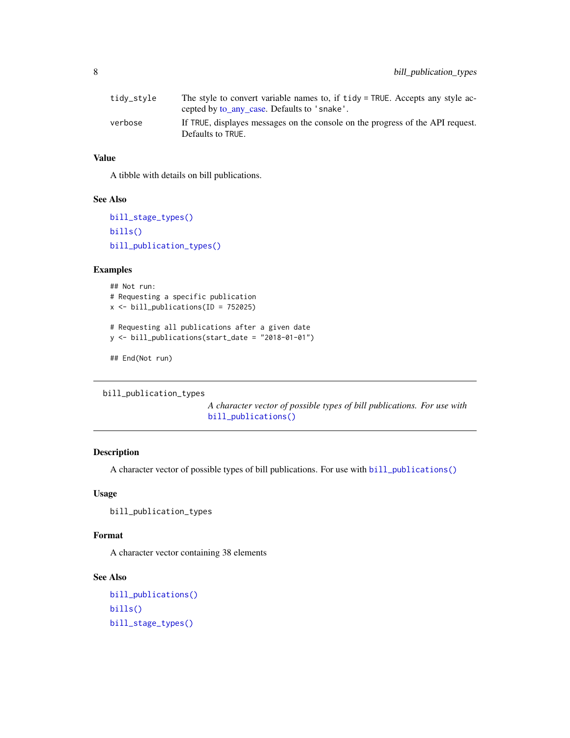| | |
|---|---|
| tidy_style | The style to convert variable names to, if tidy = TRUE. Accepts any style accepted by to_any_case. Defaults to 'snake'. |
| verbose | If TRUE, displayes messages on the console on the progress of the API request. Defaults to TRUE. |

### Value

A tibble with details on bill publications.

### See Also

bill_stage_types()

bills()

bill_publication_types()

### Examples

```
## Not run:
# Requesting a specific publication
x <- bill_publications(ID = 752025)

# Requesting all publications after a given date
y <- bill_publications(start_date = "2018-01-01")

## End(Not run)
```

---

## bill_publication_types

*A character vector of possible types of bill publications. For use with* bill_publications()

---

### Description

A character vector of possible types of bill publications. For use with bill_publications()

### Usage

```
bill_publication_types
```

### Format

A character vector containing 38 elements

### See Also

bill_publications()

bills()

bill_stage_types()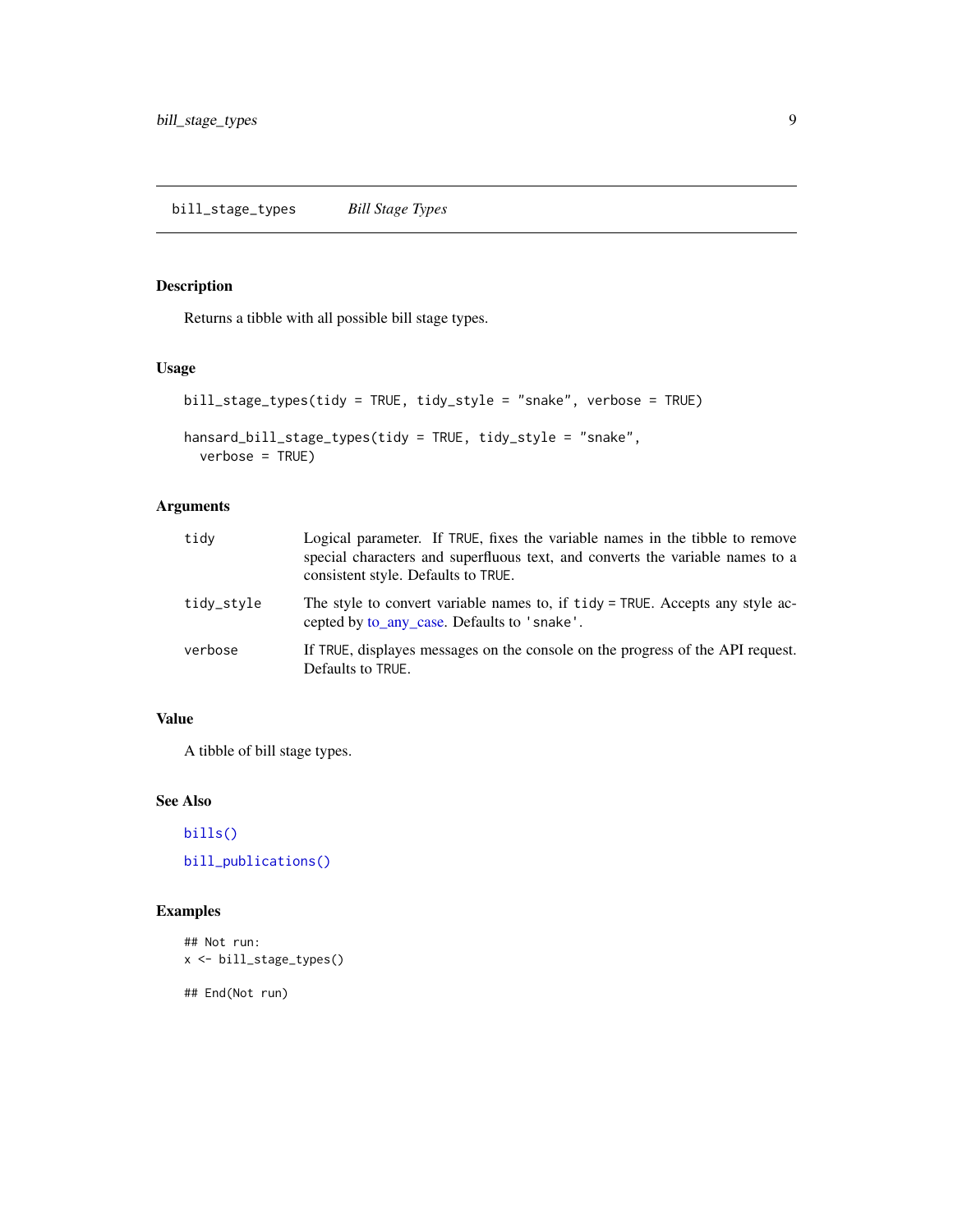## bill_stage_types *Bill Stage Types*

### Description

Returns a tibble with all possible bill stage types.

### Usage

```
bill_stage_types(tidy = TRUE, tidy_style = "snake", verbose = TRUE)

hansard_bill_stage_types(tidy = TRUE, tidy_style = "snake",
  verbose = TRUE)
```

### Arguments

| | |
|---|---|
| `tidy` | Logical parameter. If `TRUE`, fixes the variable names in the tibble to remove special characters and superfluous text, and converts the variable names to a consistent style. Defaults to `TRUE`. |
| `tidy_style` | The style to convert variable names to, if `tidy = TRUE`. Accepts any style accepted by to_any_case. Defaults to `'snake'`. |
| `verbose` | If `TRUE`, displayes messages on the console on the progress of the API request. Defaults to `TRUE`. |

### Value

A tibble of bill stage types.

### See Also

`bills()`

`bill_publications()`

### Examples

```
## Not run:
x <- bill_stage_types()

## End(Not run)
```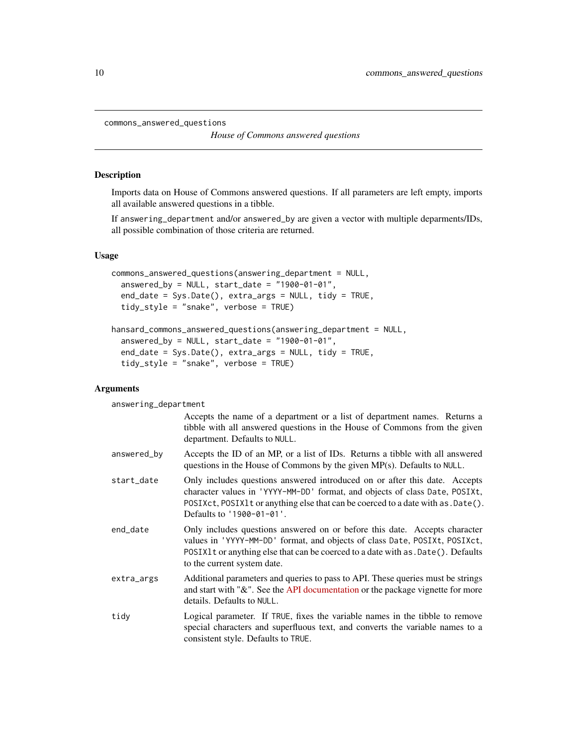commons_answered_questions

*House of Commons answered questions*

### Description

Imports data on House of Commons answered questions. If all parameters are left empty, imports all available answered questions in a tibble.

If `answering_department` and/or `answered_by` are given a vector with multiple deparments/IDs, all possible combination of those criteria are returned.

### Usage

```
commons_answered_questions(answering_department = NULL,
  answered_by = NULL, start_date = "1900-01-01",
  end_date = Sys.Date(), extra_args = NULL, tidy = TRUE,
  tidy_style = "snake", verbose = TRUE)

hansard_commons_answered_questions(answering_department = NULL,
  answered_by = NULL, start_date = "1900-01-01",
  end_date = Sys.Date(), extra_args = NULL, tidy = TRUE,
  tidy_style = "snake", verbose = TRUE)
```

### Arguments

`answering_department`
: Accepts the name of a department or a list of department names. Returns a tibble with all answered questions in the House of Commons from the given department. Defaults to `NULL`.

`answered_by`
: Accepts the ID of an MP, or a list of IDs. Returns a tibble with all answered questions in the House of Commons by the given MP(s). Defaults to `NULL`.

`start_date`
: Only includes questions answered introduced on or after this date. Accepts character values in `'YYYY-MM-DD'` format, and objects of class `Date`, `POSIXt`, `POSIXct`, `POSIXlt` or anything else that can be coerced to a date with `as.Date()`. Defaults to `'1900-01-01'`.

`end_date`
: Only includes questions answered on or before this date. Accepts character values in `'YYYY-MM-DD'` format, and objects of class `Date`, `POSIXt`, `POSIXct`, `POSIXlt` or anything else that can be coerced to a date with `as.Date()`. Defaults to the current system date.

`extra_args`
: Additional parameters and queries to pass to API. These queries must be strings and start with "&". See the API documentation or the package vignette for more details. Defaults to `NULL`.

`tidy`
: Logical parameter. If `TRUE`, fixes the variable names in the tibble to remove special characters and superfluous text, and converts the variable names to a consistent style. Defaults to `TRUE`.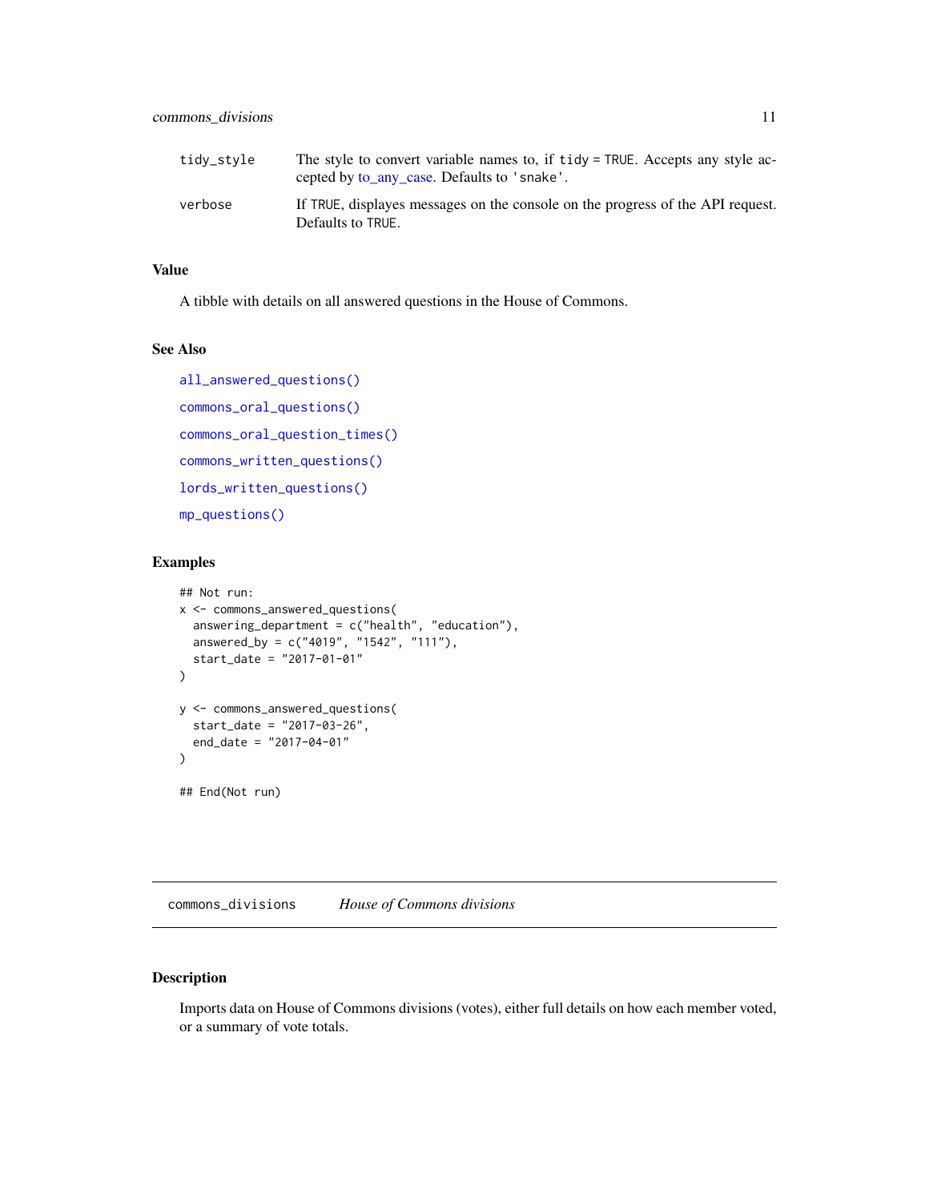| | |
|---|---|
| tidy_style | The style to convert variable names to, if tidy = TRUE. Accepts any style accepted by to_any_case. Defaults to 'snake'. |
| verbose | If TRUE, displayes messages on the console on the progress of the API request. Defaults to TRUE. |

### Value

A tibble with details on all answered questions in the House of Commons.

### See Also

all_answered_questions()

commons_oral_questions()

commons_oral_question_times()

commons_written_questions()

lords_written_questions()

mp_questions()

### Examples

```
## Not run:
x <- commons_answered_questions(
  answering_department = c("health", "education"),
  answered_by = c("4019", "1542", "111"),
  start_date = "2017-01-01"
)

y <- commons_answered_questions(
  start_date = "2017-03-26",
  end_date = "2017-04-01"
)

## End(Not run)
```

---

## commons_divisions — *House of Commons divisions*

### Description

Imports data on House of Commons divisions (votes), either full details on how each member voted, or a summary of vote totals.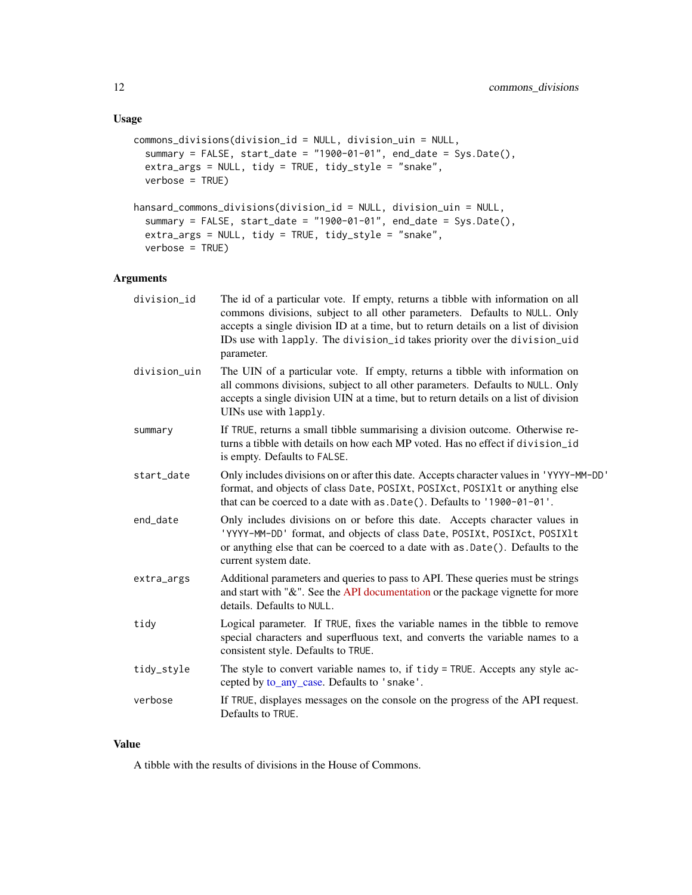### Usage

```
commons_divisions(division_id = NULL, division_uin = NULL,
  summary = FALSE, start_date = "1900-01-01", end_date = Sys.Date(),
  extra_args = NULL, tidy = TRUE, tidy_style = "snake",
  verbose = TRUE)

hansard_commons_divisions(division_id = NULL, division_uin = NULL,
  summary = FALSE, start_date = "1900-01-01", end_date = Sys.Date(),
  extra_args = NULL, tidy = TRUE, tidy_style = "snake",
  verbose = TRUE)
```

### Arguments

| | |
|---|---|
| `division_id` | The id of a particular vote. If empty, returns a tibble with information on all commons divisions, subject to all other parameters. Defaults to `NULL`. Only accepts a single division ID at a time, but to return details on a list of division IDs use with `lapply`. The `division_id` takes priority over the `division_uid` parameter. |
| `division_uin` | The UIN of a particular vote. If empty, returns a tibble with information on all commons divisions, subject to all other parameters. Defaults to `NULL`. Only accepts a single division UIN at a time, but to return details on a list of division UINs use with `lapply`. |
| `summary` | If `TRUE`, returns a small tibble summarising a division outcome. Otherwise returns a tibble with details on how each MP voted. Has no effect if `division_id` is empty. Defaults to `FALSE`. |
| `start_date` | Only includes divisions on or after this date. Accepts character values in `'YYYY-MM-DD'` format, and objects of class `Date`, `POSIXt`, `POSIXct`, `POSIXlt` or anything else that can be coerced to a date with `as.Date()`. Defaults to `'1900-01-01'`. |
| `end_date` | Only includes divisions on or before this date. Accepts character values in `'YYYY-MM-DD'` format, and objects of class `Date`, `POSIXt`, `POSIXct`, `POSIXlt` or anything else that can be coerced to a date with `as.Date()`. Defaults to the current system date. |
| `extra_args` | Additional parameters and queries to pass to API. These queries must be strings and start with "&". See the API documentation or the package vignette for more details. Defaults to `NULL`. |
| `tidy` | Logical parameter. If `TRUE`, fixes the variable names in the tibble to remove special characters and superfluous text, and converts the variable names to a consistent style. Defaults to `TRUE`. |
| `tidy_style` | The style to convert variable names to, if `tidy = TRUE`. Accepts any style accepted by to_any_case. Defaults to `'snake'`. |
| `verbose` | If `TRUE`, displayes messages on the console on the progress of the API request. Defaults to `TRUE`. |

### Value

A tibble with the results of divisions in the House of Commons.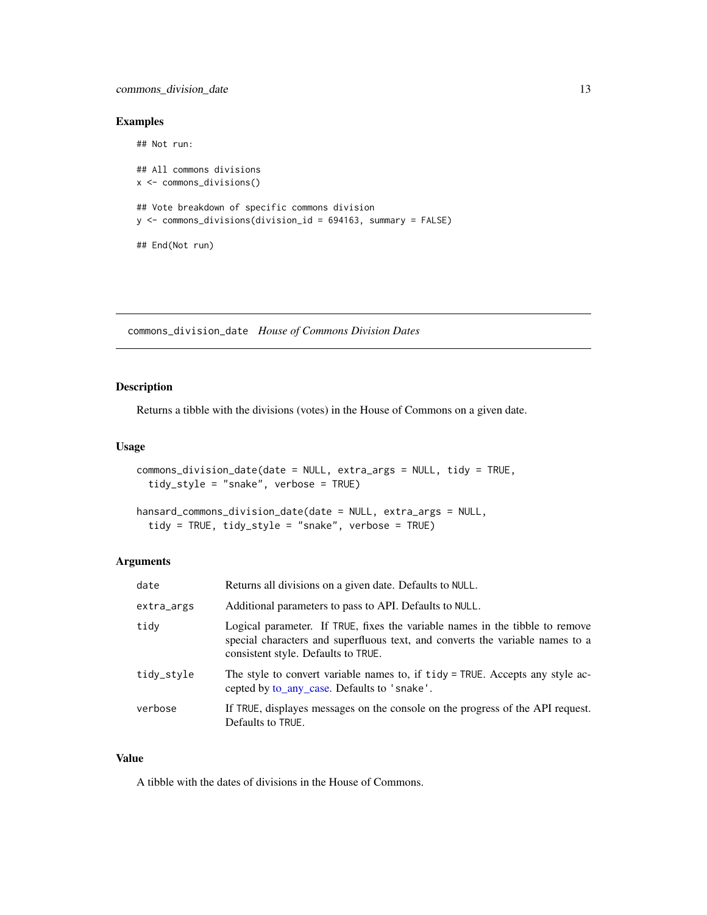### Examples

```
## Not run:

## All commons divisions
x <- commons_divisions()

## Vote breakdown of specific commons division
y <- commons_divisions(division_id = 694163, summary = FALSE)

## End(Not run)
```

---

## commons_division_date *House of Commons Division Dates*

---

### Description

Returns a tibble with the divisions (votes) in the House of Commons on a given date.

### Usage

```
commons_division_date(date = NULL, extra_args = NULL, tidy = TRUE,
  tidy_style = "snake", verbose = TRUE)

hansard_commons_division_date(date = NULL, extra_args = NULL,
  tidy = TRUE, tidy_style = "snake", verbose = TRUE)
```

### Arguments

| | |
|---|---|
| `date` | Returns all divisions on a given date. Defaults to `NULL`. |
| `extra_args` | Additional parameters to pass to API. Defaults to `NULL`. |
| `tidy` | Logical parameter. If `TRUE`, fixes the variable names in the tibble to remove special characters and superfluous text, and converts the variable names to a consistent style. Defaults to `TRUE`. |
| `tidy_style` | The style to convert variable names to, if `tidy = TRUE`. Accepts any style accepted by to_any_case. Defaults to `'snake'`. |
| `verbose` | If `TRUE`, displayes messages on the console on the progress of the API request. Defaults to `TRUE`. |

### Value

A tibble with the dates of divisions in the House of Commons.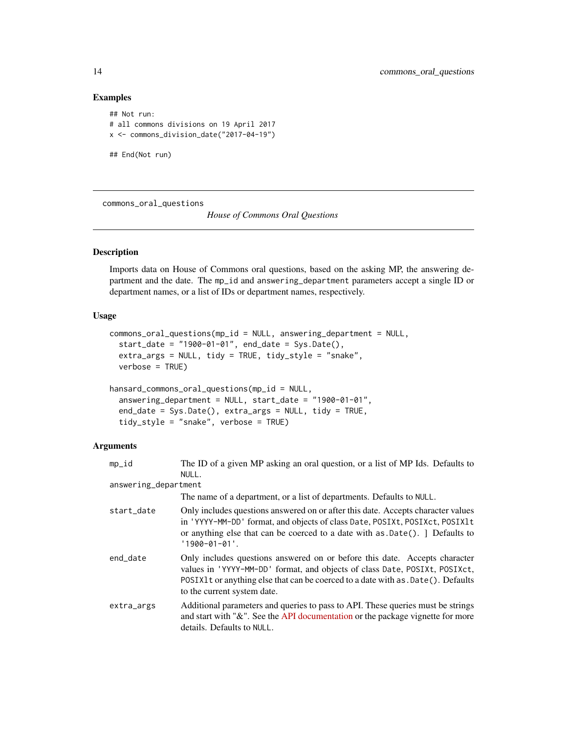## Examples

```
## Not run:
# all commons divisions on 19 April 2017
x <- commons_division_date("2017-04-19")

## End(Not run)
```

---

# commons_oral_questions

*House of Commons Oral Questions*

---

## Description

Imports data on House of Commons oral questions, based on the asking MP, the answering department and the date. The `mp_id` and `answering_department` parameters accept a single ID or department names, or a list of IDs or department names, respectively.

## Usage

```
commons_oral_questions(mp_id = NULL, answering_department = NULL,
  start_date = "1900-01-01", end_date = Sys.Date(),
  extra_args = NULL, tidy = TRUE, tidy_style = "snake",
  verbose = TRUE)

hansard_commons_oral_questions(mp_id = NULL,
  answering_department = NULL, start_date = "1900-01-01",
  end_date = Sys.Date(), extra_args = NULL, tidy = TRUE,
  tidy_style = "snake", verbose = TRUE)
```

## Arguments

| | |
|---|---|
| `mp_id` | The ID of a given MP asking an oral question, or a list of MP Ids. Defaults to `NULL`. |
| `answering_department` | The name of a department, or a list of departments. Defaults to `NULL`. |
| `start_date` | Only includes questions answered on or after this date. Accepts character values in `'YYYY-MM-DD'` format, and objects of class `Date`, `POSIXt`, `POSIXct`, `POSIXlt` or anything else that can be coerced to a date with `as.Date()`. ] Defaults to `'1900-01-01'`. |
| `end_date` | Only includes questions answered on or before this date. Accepts character values in `'YYYY-MM-DD'` format, and objects of class `Date`, `POSIXt`, `POSIXct`, `POSIXlt` or anything else that can be coerced to a date with `as.Date()`. Defaults to the current system date. |
| `extra_args` | Additional parameters and queries to pass to API. These queries must be strings and start with "&". See the API documentation or the package vignette for more details. Defaults to `NULL`. |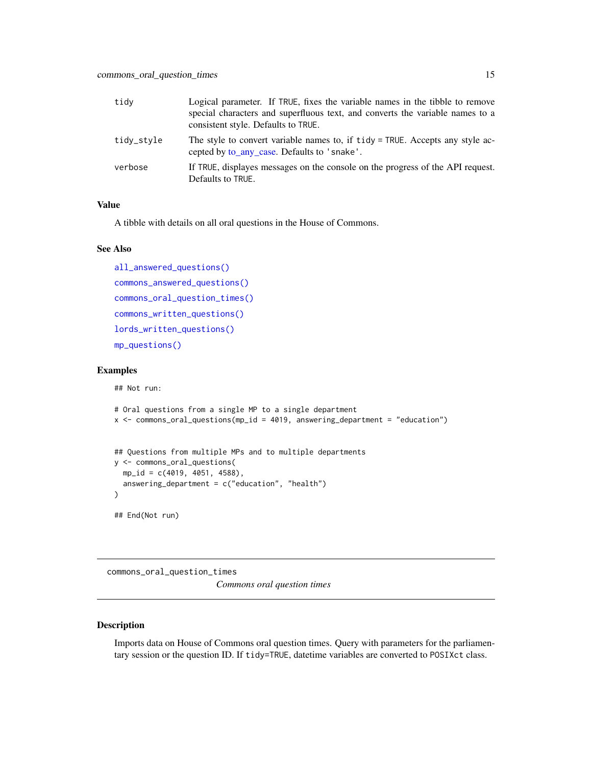| | |
|---|---|
| tidy | Logical parameter. If TRUE, fixes the variable names in the tibble to remove special characters and superfluous text, and converts the variable names to a consistent style. Defaults to TRUE. |
| tidy_style | The style to convert variable names to, if tidy = TRUE. Accepts any style accepted by to_any_case. Defaults to 'snake'. |
| verbose | If TRUE, displayes messages on the console on the progress of the API request. Defaults to TRUE. |

### Value

A tibble with details on all oral questions in the House of Commons.

### See Also

all_answered_questions()

commons_answered_questions()

commons_oral_question_times()

commons_written_questions()

lords_written_questions()

mp_questions()

### Examples

```
## Not run:

# Oral questions from a single MP to a single department
x <- commons_oral_questions(mp_id = 4019, answering_department = "education")


## Questions from multiple MPs and to multiple departments
y <- commons_oral_questions(
  mp_id = c(4019, 4051, 4588),
  answering_department = c("education", "health")
)

## End(Not run)
```

## commons_oral_question_times

*Commons oral question times*

### Description

Imports data on House of Commons oral question times. Query with parameters for the parliamentary session or the question ID. If tidy=TRUE, datetime variables are converted to POSIXct class.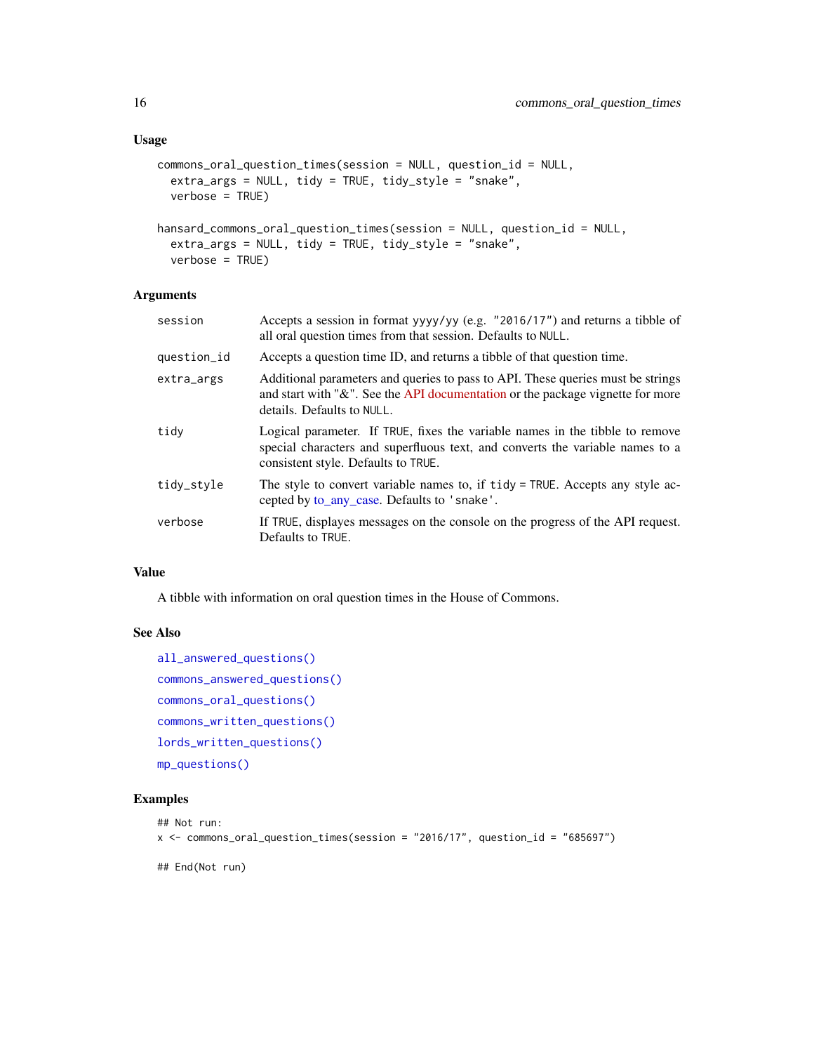### Usage

```
commons_oral_question_times(session = NULL, question_id = NULL,
  extra_args = NULL, tidy = TRUE, tidy_style = "snake",
  verbose = TRUE)

hansard_commons_oral_question_times(session = NULL, question_id = NULL,
  extra_args = NULL, tidy = TRUE, tidy_style = "snake",
  verbose = TRUE)
```

### Arguments

| | |
|---|---|
| `session` | Accepts a session in format yyyy/yy (e.g. `"2016/17"`) and returns a tibble of all oral question times from that session. Defaults to `NULL`. |
| `question_id` | Accepts a question time ID, and returns a tibble of that question time. |
| `extra_args` | Additional parameters and queries to pass to API. These queries must be strings and start with "&". See the API documentation or the package vignette for more details. Defaults to `NULL`. |
| `tidy` | Logical parameter. If `TRUE`, fixes the variable names in the tibble to remove special characters and superfluous text, and converts the variable names to a consistent style. Defaults to `TRUE`. |
| `tidy_style` | The style to convert variable names to, if `tidy = TRUE`. Accepts any style accepted by to_any_case. Defaults to `'snake'`. |
| `verbose` | If `TRUE`, displayes messages on the console on the progress of the API request. Defaults to `TRUE`. |

### Value

A tibble with information on oral question times in the House of Commons.

### See Also

`all_answered_questions()`

`commons_answered_questions()`

`commons_oral_questions()`

`commons_written_questions()`

`lords_written_questions()`

`mp_questions()`

### Examples

```
## Not run:
x <- commons_oral_question_times(session = "2016/17", question_id = "685697")

## End(Not run)
```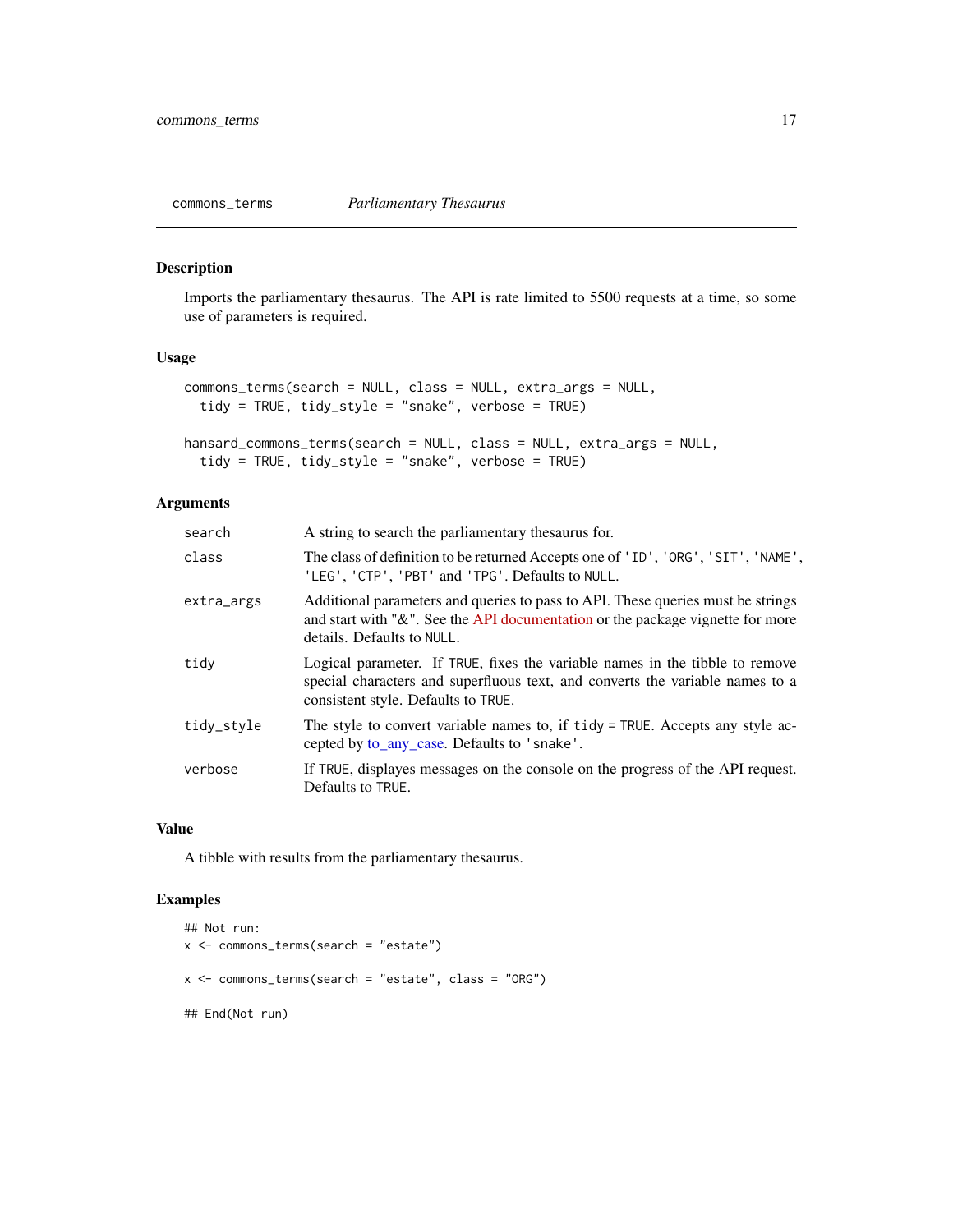## commons_terms    *Parliamentary Thesaurus*

### Description

Imports the parliamentary thesaurus. The API is rate limited to 5500 requests at a time, so some use of parameters is required.

### Usage

```
commons_terms(search = NULL, class = NULL, extra_args = NULL,
  tidy = TRUE, tidy_style = "snake", verbose = TRUE)

hansard_commons_terms(search = NULL, class = NULL, extra_args = NULL,
  tidy = TRUE, tidy_style = "snake", verbose = TRUE)
```

### Arguments

| | |
|---|---|
| `search` | A string to search the parliamentary thesaurus for. |
| `class` | The class of definition to be returned Accepts one of `'ID'`, `'ORG'`, `'SIT'`, `'NAME'`, `'LEG'`, `'CTP'`, `'PBT'` and `'TPG'`. Defaults to `NULL`. |
| `extra_args` | Additional parameters and queries to pass to API. These queries must be strings and start with "&". See the API documentation or the package vignette for more details. Defaults to `NULL`. |
| `tidy` | Logical parameter. If `TRUE`, fixes the variable names in the tibble to remove special characters and superfluous text, and converts the variable names to a consistent style. Defaults to `TRUE`. |
| `tidy_style` | The style to convert variable names to, if `tidy = TRUE`. Accepts any style accepted by to_any_case. Defaults to `'snake'`. |
| `verbose` | If `TRUE`, displayes messages on the console on the progress of the API request. Defaults to `TRUE`. |

### Value

A tibble with results from the parliamentary thesaurus.

### Examples

```
## Not run:
x <- commons_terms(search = "estate")

x <- commons_terms(search = "estate", class = "ORG")

## End(Not run)
```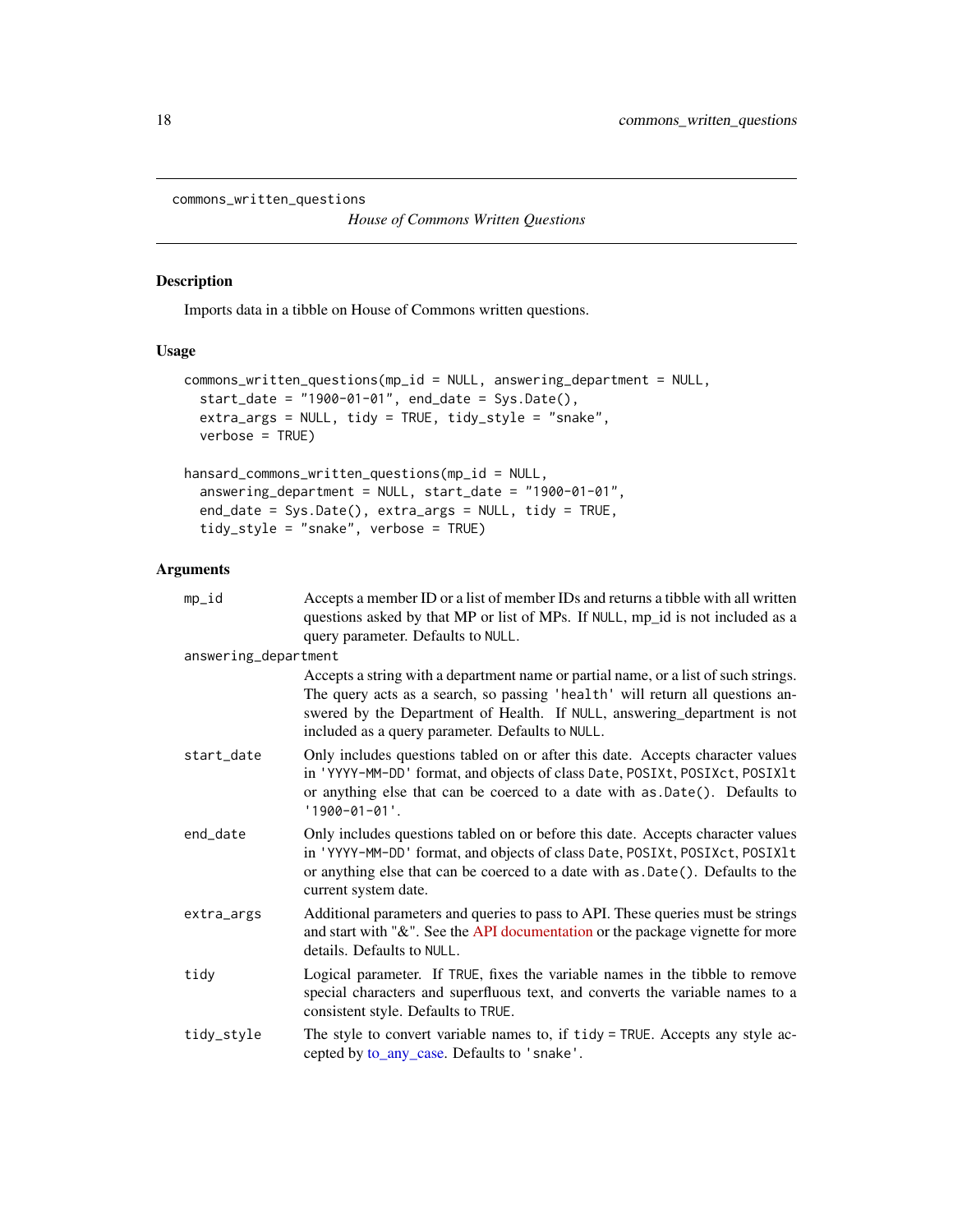commons_written_questions

*House of Commons Written Questions*

## Description

Imports data in a tibble on House of Commons written questions.

## Usage

```
commons_written_questions(mp_id = NULL, answering_department = NULL,
  start_date = "1900-01-01", end_date = Sys.Date(),
  extra_args = NULL, tidy = TRUE, tidy_style = "snake",
  verbose = TRUE)

hansard_commons_written_questions(mp_id = NULL,
  answering_department = NULL, start_date = "1900-01-01",
  end_date = Sys.Date(), extra_args = NULL, tidy = TRUE,
  tidy_style = "snake", verbose = TRUE)
```

## Arguments

| | |
|---|---|
| `mp_id` | Accepts a member ID or a list of member IDs and returns a tibble with all written questions asked by that MP or list of MPs. If `NULL`, mp_id is not included as a query parameter. Defaults to `NULL`. |
| `answering_department` | Accepts a string with a department name or partial name, or a list of such strings. The query acts as a search, so passing `'health'` will return all questions answered by the Department of Health. If `NULL`, answering_department is not included as a query parameter. Defaults to `NULL`. |
| `start_date` | Only includes questions tabled on or after this date. Accepts character values in `'YYYY-MM-DD'` format, and objects of class `Date`, `POSIXt`, `POSIXct`, `POSIXlt` or anything else that can be coerced to a date with `as.Date()`. Defaults to `'1900-01-01'`. |
| `end_date` | Only includes questions tabled on or before this date. Accepts character values in `'YYYY-MM-DD'` format, and objects of class `Date`, `POSIXt`, `POSIXct`, `POSIXlt` or anything else that can be coerced to a date with `as.Date()`. Defaults to the current system date. |
| `extra_args` | Additional parameters and queries to pass to API. These queries must be strings and start with "&". See the API documentation or the package vignette for more details. Defaults to `NULL`. |
| `tidy` | Logical parameter. If `TRUE`, fixes the variable names in the tibble to remove special characters and superfluous text, and converts the variable names to a consistent style. Defaults to `TRUE`. |
| `tidy_style` | The style to convert variable names to, if `tidy = TRUE`. Accepts any style accepted by to_any_case. Defaults to `'snake'`. |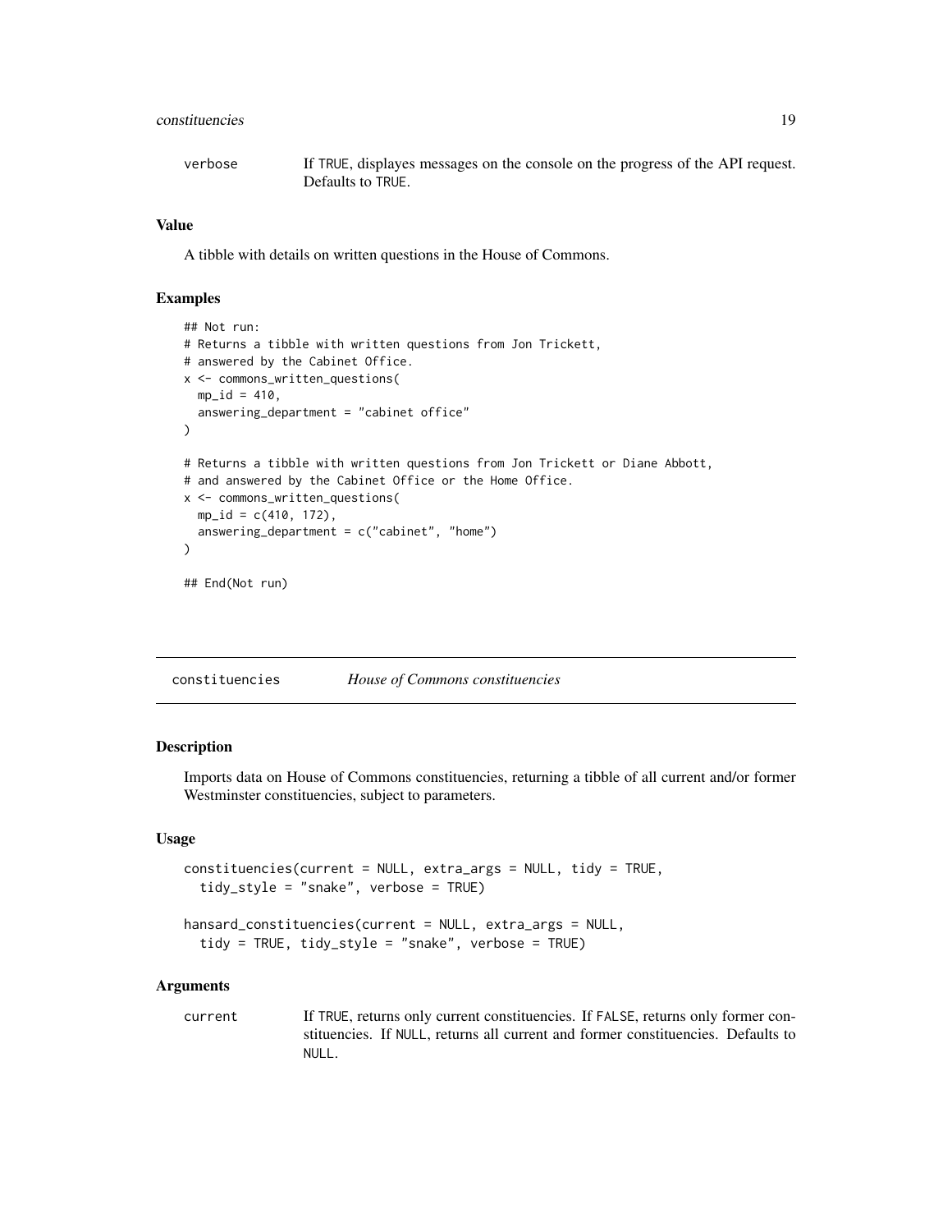| | |
|---|---|
| verbose | If TRUE, displayes messages on the console on the progress of the API request. Defaults to TRUE. |

### Value

A tibble with details on written questions in the House of Commons.

### Examples

```
## Not run:
# Returns a tibble with written questions from Jon Trickett,
# answered by the Cabinet Office.
x <- commons_written_questions(
  mp_id = 410,
  answering_department = "cabinet office"
)

# Returns a tibble with written questions from Jon Trickett or Diane Abbott,
# and answered by the Cabinet Office or the Home Office.
x <- commons_written_questions(
  mp_id = c(410, 172),
  answering_department = c("cabinet", "home")
)

## End(Not run)
```

---

## constituencies — *House of Commons constituencies*

---

### Description

Imports data on House of Commons constituencies, returning a tibble of all current and/or former Westminster constituencies, subject to parameters.

### Usage

```
constituencies(current = NULL, extra_args = NULL, tidy = TRUE,
  tidy_style = "snake", verbose = TRUE)

hansard_constituencies(current = NULL, extra_args = NULL,
  tidy = TRUE, tidy_style = "snake", verbose = TRUE)
```

### Arguments

| | |
|---|---|
| current | If TRUE, returns only current constituencies. If FALSE, returns only former constituencies. If NULL, returns all current and former constituencies. Defaults to NULL. |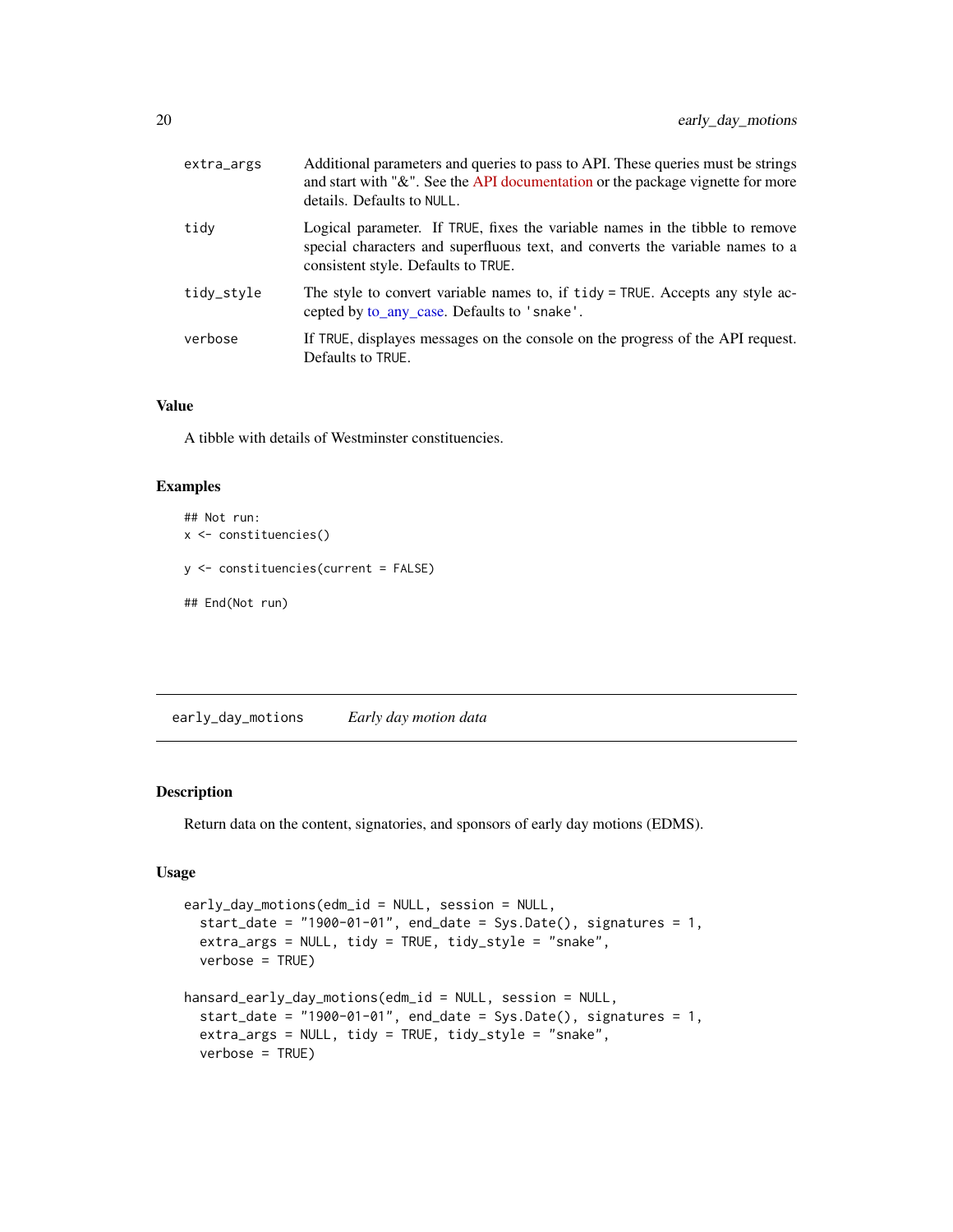| | |
|---|---|
| extra_args | Additional parameters and queries to pass to API. These queries must be strings and start with "&". See the API documentation or the package vignette for more details. Defaults to NULL. |
| tidy | Logical parameter. If TRUE, fixes the variable names in the tibble to remove special characters and superfluous text, and converts the variable names to a consistent style. Defaults to TRUE. |
| tidy_style | The style to convert variable names to, if tidy = TRUE. Accepts any style accepted by to_any_case. Defaults to 'snake'. |
| verbose | If TRUE, displayes messages on the console on the progress of the API request. Defaults to TRUE. |

### Value

A tibble with details of Westminster constituencies.

### Examples

```
## Not run:
x <- constituencies()

y <- constituencies(current = FALSE)

## End(Not run)
```

---

## early_day_motions *Early day motion data*

### Description

Return data on the content, signatories, and sponsors of early day motions (EDMS).

### Usage

```
early_day_motions(edm_id = NULL, session = NULL,
  start_date = "1900-01-01", end_date = Sys.Date(), signatures = 1,
  extra_args = NULL, tidy = TRUE, tidy_style = "snake",
  verbose = TRUE)

hansard_early_day_motions(edm_id = NULL, session = NULL,
  start_date = "1900-01-01", end_date = Sys.Date(), signatures = 1,
  extra_args = NULL, tidy = TRUE, tidy_style = "snake",
  verbose = TRUE)
```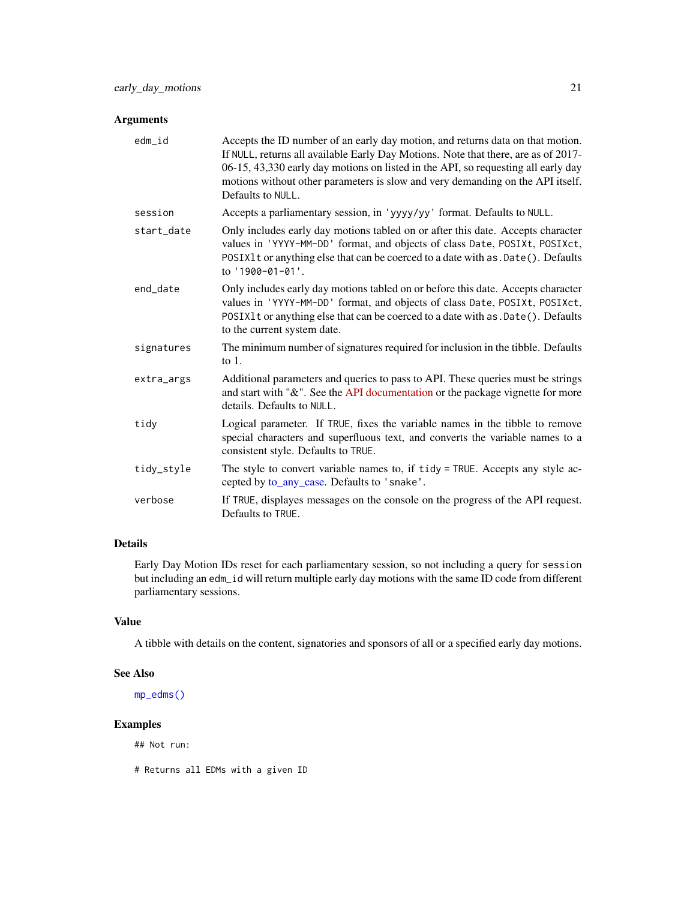## Arguments

| | |
|---|---|
| `edm_id` | Accepts the ID number of an early day motion, and returns data on that motion. If `NULL`, returns all available Early Day Motions. Note that there, are as of 2017-06-15, 43,330 early day motions on listed in the API, so requesting all early day motions without other parameters is slow and very demanding on the API itself. Defaults to `NULL`. |
| `session` | Accepts a parliamentary session, in `'yyyy/yy'` format. Defaults to `NULL`. |
| `start_date` | Only includes early day motions tabled on or after this date. Accepts character values in `'YYYY-MM-DD'` format, and objects of class `Date`, `POSIXt`, `POSIXct`, `POSIXlt` or anything else that can be coerced to a date with `as.Date()`. Defaults to `'1900-01-01'`. |
| `end_date` | Only includes early day motions tabled on or before this date. Accepts character values in `'YYYY-MM-DD'` format, and objects of class `Date`, `POSIXt`, `POSIXct`, `POSIXlt` or anything else that can be coerced to a date with `as.Date()`. Defaults to the current system date. |
| `signatures` | The minimum number of signatures required for inclusion in the tibble. Defaults to 1. |
| `extra_args` | Additional parameters and queries to pass to API. These queries must be strings and start with "&". See the API documentation or the package vignette for more details. Defaults to `NULL`. |
| `tidy` | Logical parameter. If `TRUE`, fixes the variable names in the tibble to remove special characters and superfluous text, and converts the variable names to a consistent style. Defaults to `TRUE`. |
| `tidy_style` | The style to convert variable names to, if `tidy = TRUE`. Accepts any style accepted by to_any_case. Defaults to `'snake'`. |
| `verbose` | If `TRUE`, displayes messages on the console on the progress of the API request. Defaults to `TRUE`. |

## Details

Early Day Motion IDs reset for each parliamentary session, so not including a query for `session` but including an `edm_id` will return multiple early day motions with the same ID code from different parliamentary sessions.

## Value

A tibble with details on the content, signatories and sponsors of all or a specified early day motions.

## See Also

`mp_edms()`

## Examples

```
## Not run:

# Returns all EDMs with a given ID
```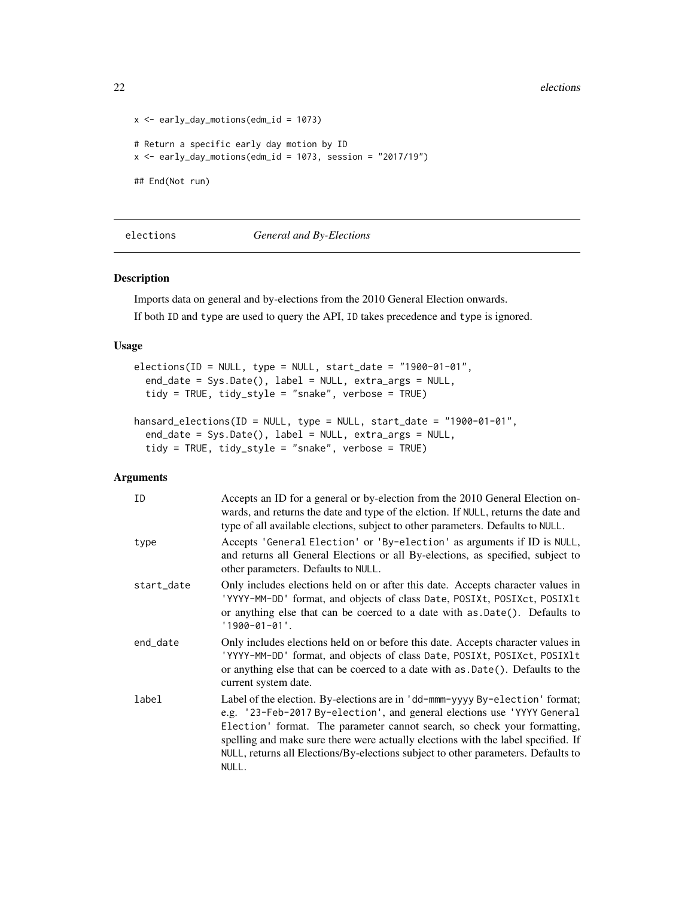```
x <- early_day_motions(edm_id = 1073)

# Return a specific early day motion by ID
x <- early_day_motions(edm_id = 1073, session = "2017/19")

## End(Not run)
```

## elections — *General and By-Elections*

### Description

Imports data on general and by-elections from the 2010 General Election onwards.

If both ID and type are used to query the API, ID takes precedence and type is ignored.

### Usage

```
elections(ID = NULL, type = NULL, start_date = "1900-01-01",
  end_date = Sys.Date(), label = NULL, extra_args = NULL,
  tidy = TRUE, tidy_style = "snake", verbose = TRUE)

hansard_elections(ID = NULL, type = NULL, start_date = "1900-01-01",
  end_date = Sys.Date(), label = NULL, extra_args = NULL,
  tidy = TRUE, tidy_style = "snake", verbose = TRUE)
```

### Arguments

| Argument | Description |
|---|---|
| ID | Accepts an ID for a general or by-election from the 2010 General Election onwards, and returns the date and type of the elction. If NULL, returns the date and type of all available elections, subject to other parameters. Defaults to NULL. |
| type | Accepts 'General Election' or 'By-election' as arguments if ID is NULL, and returns all General Elections or all By-elections, as specified, subject to other parameters. Defaults to NULL. |
| start_date | Only includes elections held on or after this date. Accepts character values in 'YYYY-MM-DD' format, and objects of class Date, POSIXt, POSIXct, POSIXlt or anything else that can be coerced to a date with as.Date(). Defaults to '1900-01-01'. |
| end_date | Only includes elections held on or before this date. Accepts character values in 'YYYY-MM-DD' format, and objects of class Date, POSIXt, POSIXct, POSIXlt or anything else that can be coerced to a date with as.Date(). Defaults to the current system date. |
| label | Label of the election. By-elections are in 'dd-mmm-yyyy By-election' format; e.g. '23-Feb-2017 By-election', and general elections use 'YYYY General Election' format. The parameter cannot search, so check your formatting, spelling and make sure there were actually elections with the label specified. If NULL, returns all Elections/By-elections subject to other parameters. Defaults to NULL. |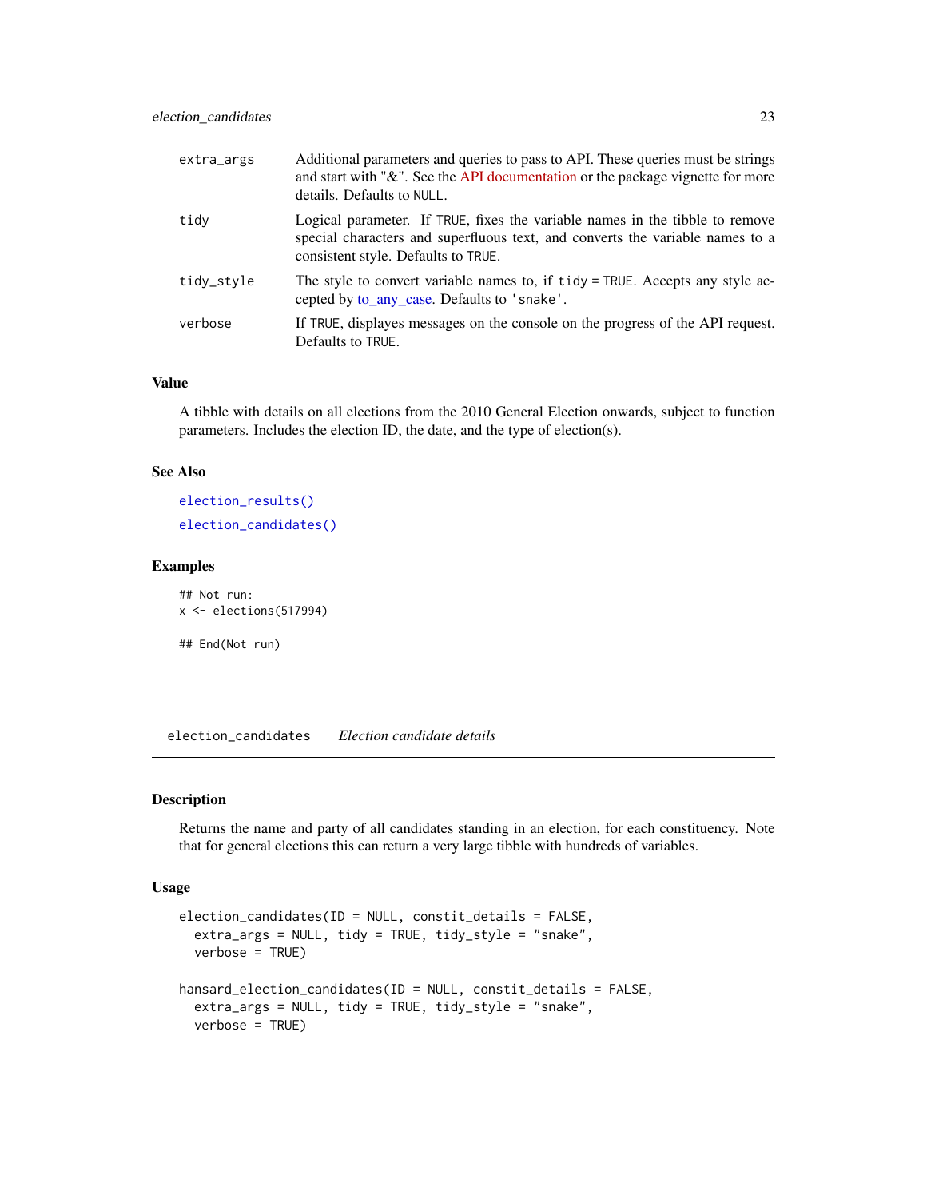| | |
|---|---|
| extra_args | Additional parameters and queries to pass to API. These queries must be strings and start with "&". See the API documentation or the package vignette for more details. Defaults to NULL. |
| tidy | Logical parameter. If TRUE, fixes the variable names in the tibble to remove special characters and superfluous text, and converts the variable names to a consistent style. Defaults to TRUE. |
| tidy_style | The style to convert variable names to, if tidy = TRUE. Accepts any style accepted by to_any_case. Defaults to 'snake'. |
| verbose | If TRUE, displayes messages on the console on the progress of the API request. Defaults to TRUE. |

### Value

A tibble with details on all elections from the 2010 General Election onwards, subject to function parameters. Includes the election ID, the date, and the type of election(s).

### See Also

election_results()

election_candidates()

### Examples

```
## Not run:
x <- elections(517994)

## End(Not run)
```

---

## election_candidates *Election candidate details*

---

### Description

Returns the name and party of all candidates standing in an election, for each constituency. Note that for general elections this can return a very large tibble with hundreds of variables.

### Usage

```
election_candidates(ID = NULL, constit_details = FALSE,
  extra_args = NULL, tidy = TRUE, tidy_style = "snake",
  verbose = TRUE)

hansard_election_candidates(ID = NULL, constit_details = FALSE,
  extra_args = NULL, tidy = TRUE, tidy_style = "snake",
  verbose = TRUE)
```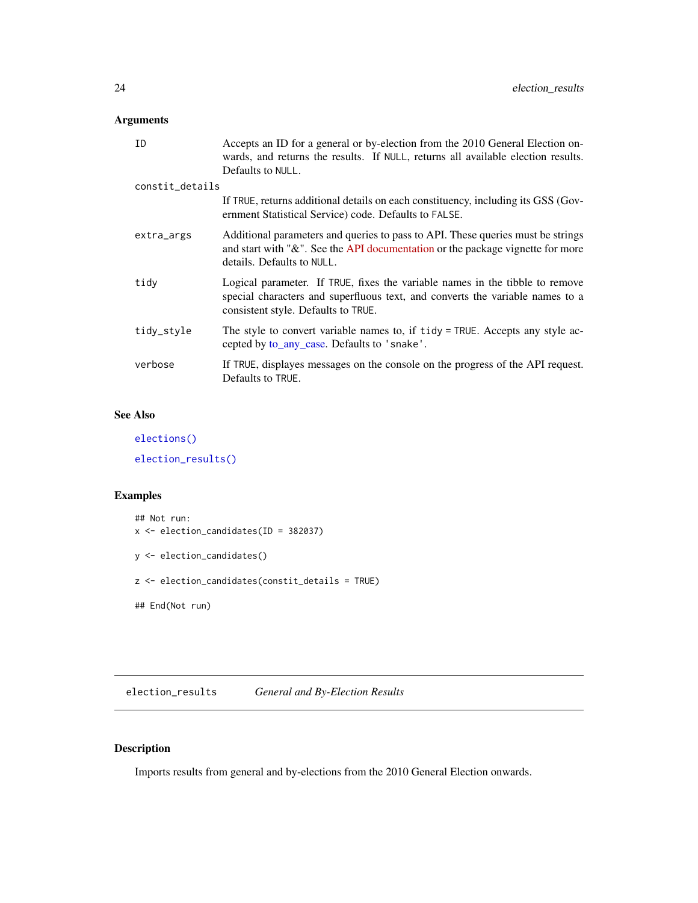### Arguments

| Argument | Description |
| --- | --- |
| ID | Accepts an ID for a general or by-election from the 2010 General Election onwards, and returns the results. If NULL, returns all available election results. Defaults to NULL. |
| constit_details | If TRUE, returns additional details on each constituency, including its GSS (Government Statistical Service) code. Defaults to FALSE. |
| extra_args | Additional parameters and queries to pass to API. These queries must be strings and start with "&". See the API documentation or the package vignette for more details. Defaults to NULL. |
| tidy | Logical parameter. If TRUE, fixes the variable names in the tibble to remove special characters and superfluous text, and converts the variable names to a consistent style. Defaults to TRUE. |
| tidy_style | The style to convert variable names to, if tidy = TRUE. Accepts any style accepted by to_any_case. Defaults to 'snake'. |
| verbose | If TRUE, displayes messages on the console on the progress of the API request. Defaults to TRUE. |

### See Also

elections()

election_results()

### Examples

```
## Not run:
x <- election_candidates(ID = 382037)

y <- election_candidates()

z <- election_candidates(constit_details = TRUE)

## End(Not run)
```

---

## election_results — *General and By-Election Results*

---

### Description

Imports results from general and by-elections from the 2010 General Election onwards.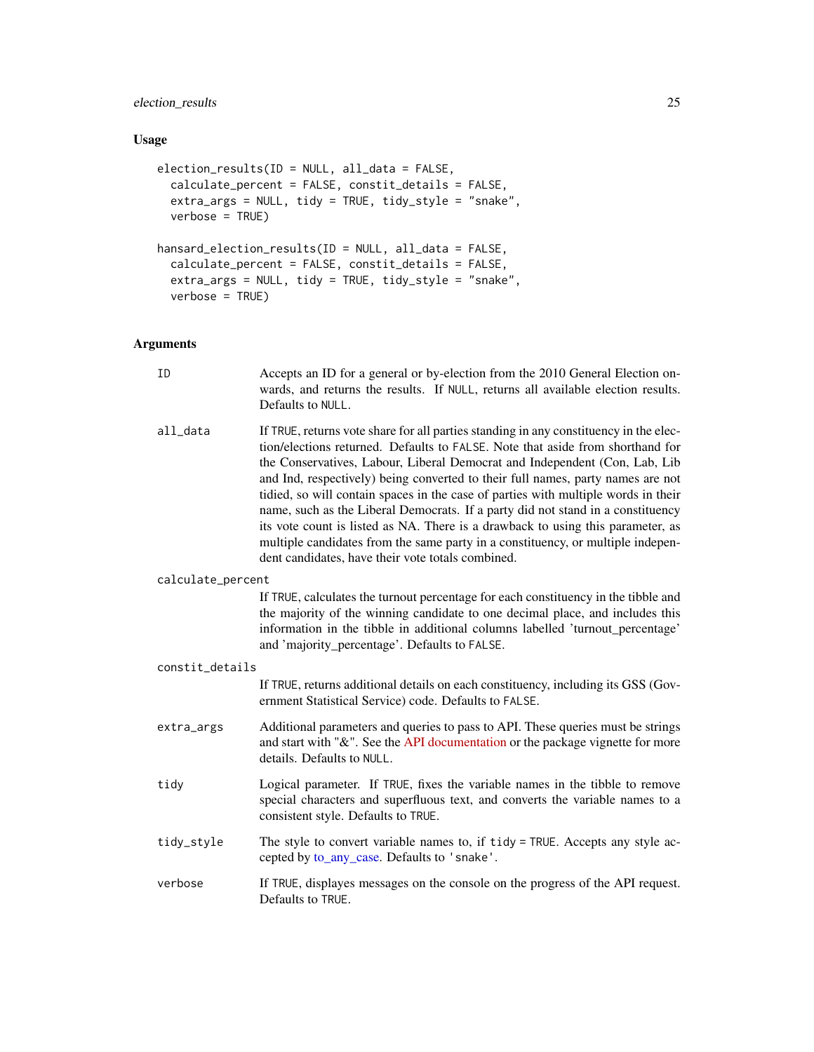## Usage

```
election_results(ID = NULL, all_data = FALSE,
  calculate_percent = FALSE, constit_details = FALSE,
  extra_args = NULL, tidy = TRUE, tidy_style = "snake",
  verbose = TRUE)

hansard_election_results(ID = NULL, all_data = FALSE,
  calculate_percent = FALSE, constit_details = FALSE,
  extra_args = NULL, tidy = TRUE, tidy_style = "snake",
  verbose = TRUE)
```

## Arguments

`ID` Accepts an ID for a general or by-election from the 2010 General Election onwards, and returns the results. If `NULL`, returns all available election results. Defaults to `NULL`.

`all_data` If `TRUE`, returns vote share for all parties standing in any constituency in the election/elections returned. Defaults to `FALSE`. Note that aside from shorthand for the Conservatives, Labour, Liberal Democrat and Independent (Con, Lab, Lib and Ind, respectively) being converted to their full names, party names are not tidied, so will contain spaces in the case of parties with multiple words in their name, such as the Liberal Democrats. If a party did not stand in a constituency its vote count is listed as NA. There is a drawback to using this parameter, as multiple candidates from the same party in a constituency, or multiple independent candidates, have their vote totals combined.

`calculate_percent` If `TRUE`, calculates the turnout percentage for each constituency in the tibble and the majority of the winning candidate to one decimal place, and includes this information in the tibble in additional columns labelled 'turnout_percentage' and 'majority_percentage'. Defaults to `FALSE`.

`constit_details` If `TRUE`, returns additional details on each constituency, including its GSS (Government Statistical Service) code. Defaults to `FALSE`.

`extra_args` Additional parameters and queries to pass to API. These queries must be strings and start with "&". See the API documentation or the package vignette for more details. Defaults to `NULL`.

`tidy` Logical parameter. If `TRUE`, fixes the variable names in the tibble to remove special characters and superfluous text, and converts the variable names to a consistent style. Defaults to `TRUE`.

`tidy_style` The style to convert variable names to, if `tidy = TRUE`. Accepts any style accepted by to_any_case. Defaults to `'snake'`.

`verbose` If `TRUE`, displayes messages on the console on the progress of the API request. Defaults to `TRUE`.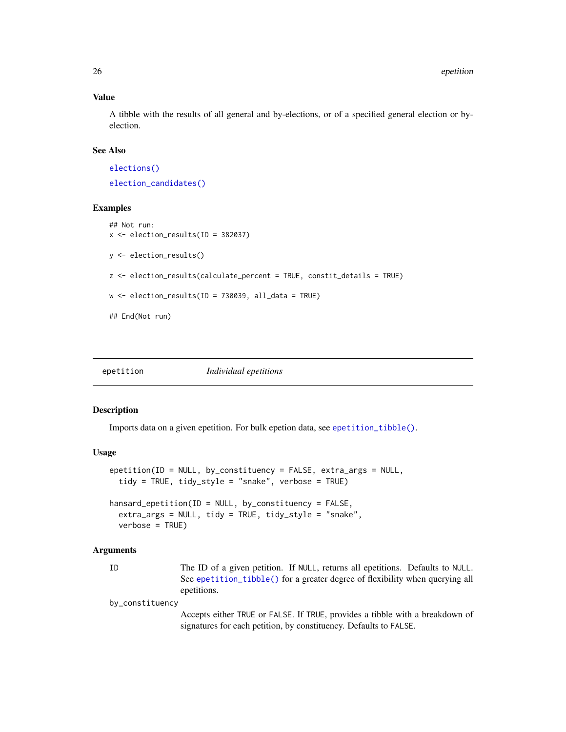### Value

A tibble with the results of all general and by-elections, or of a specified general election or by-election.

### See Also

elections()

election_candidates()

### Examples

```
## Not run:
x <- election_results(ID = 382037)

y <- election_results()

z <- election_results(calculate_percent = TRUE, constit_details = TRUE)

w <- election_results(ID = 730039, all_data = TRUE)

## End(Not run)
```

---

## epetition *Individual epetitions*

### Description

Imports data on a given epetition. For bulk epetion data, see epetition_tibble().

### Usage

```
epetition(ID = NULL, by_constituency = FALSE, extra_args = NULL,
  tidy = TRUE, tidy_style = "snake", verbose = TRUE)

hansard_epetition(ID = NULL, by_constituency = FALSE,
  extra_args = NULL, tidy = TRUE, tidy_style = "snake",
  verbose = TRUE)
```

### Arguments

| | |
|---|---|
| ID | The ID of a given petition. If NULL, returns all epetitions. Defaults to NULL. See epetition_tibble() for a greater degree of flexibility when querying all epetitions. |
| by_constituency | Accepts either TRUE or FALSE. If TRUE, provides a tibble with a breakdown of signatures for each petition, by constituency. Defaults to FALSE. |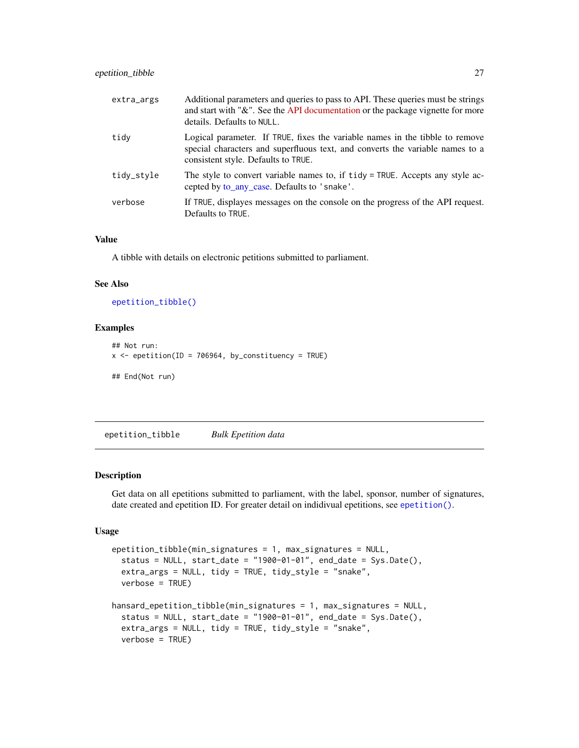| | |
|---|---|
| extra_args | Additional parameters and queries to pass to API. These queries must be strings and start with "&". See the API documentation or the package vignette for more details. Defaults to NULL. |
| tidy | Logical parameter. If TRUE, fixes the variable names in the tibble to remove special characters and superfluous text, and converts the variable names to a consistent style. Defaults to TRUE. |
| tidy_style | The style to convert variable names to, if tidy = TRUE. Accepts any style accepted by to_any_case. Defaults to 'snake'. |
| verbose | If TRUE, displayes messages on the console on the progress of the API request. Defaults to TRUE. |

### Value

A tibble with details on electronic petitions submitted to parliament.

### See Also

epetition_tibble()

### Examples

```
## Not run:
x <- epetition(ID = 706964, by_constituency = TRUE)

## End(Not run)
```

## epetition_tibble *Bulk Epetition data*

### Description

Get data on all epetitions submitted to parliament, with the label, sponsor, number of signatures, date created and epetition ID. For greater detail on indidivual epetitions, see epetition().

### Usage

```
epetition_tibble(min_signatures = 1, max_signatures = NULL,
  status = NULL, start_date = "1900-01-01", end_date = Sys.Date(),
  extra_args = NULL, tidy = TRUE, tidy_style = "snake",
  verbose = TRUE)

hansard_epetition_tibble(min_signatures = 1, max_signatures = NULL,
  status = NULL, start_date = "1900-01-01", end_date = Sys.Date(),
  extra_args = NULL, tidy = TRUE, tidy_style = "snake",
  verbose = TRUE)
```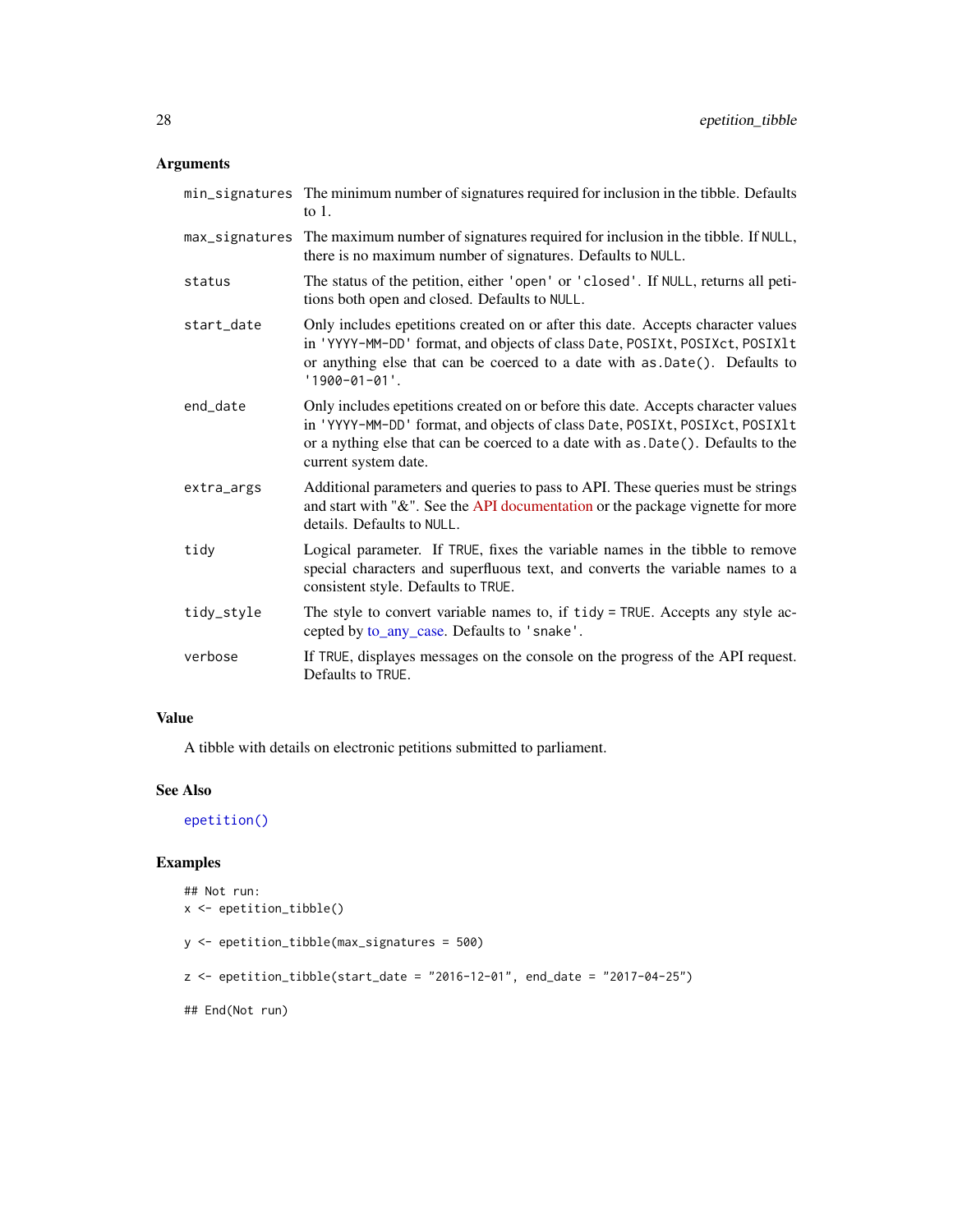## Arguments

| | |
|---|---|
| `min_signatures` | The minimum number of signatures required for inclusion in the tibble. Defaults to 1. |
| `max_signatures` | The maximum number of signatures required for inclusion in the tibble. If `NULL`, there is no maximum number of signatures. Defaults to `NULL`. |
| `status` | The status of the petition, either `'open'` or `'closed'`. If `NULL`, returns all petitions both open and closed. Defaults to `NULL`. |
| `start_date` | Only includes epetitions created on or after this date. Accepts character values in `'YYYY-MM-DD'` format, and objects of class `Date`, `POSIXt`, `POSIXct`, `POSIXlt` or anything else that can be coerced to a date with `as.Date()`. Defaults to `'1900-01-01'`. |
| `end_date` | Only includes epetitions created on or before this date. Accepts character values in `'YYYY-MM-DD'` format, and objects of class `Date`, `POSIXt`, `POSIXct`, `POSIXlt` or a nything else that can be coerced to a date with `as.Date()`. Defaults to the current system date. |
| `extra_args` | Additional parameters and queries to pass to API. These queries must be strings and start with "&". See the API documentation or the package vignette for more details. Defaults to `NULL`. |
| `tidy` | Logical parameter. If `TRUE`, fixes the variable names in the tibble to remove special characters and superfluous text, and converts the variable names to a consistent style. Defaults to `TRUE`. |
| `tidy_style` | The style to convert variable names to, if `tidy = TRUE`. Accepts any style accepted by to_any_case. Defaults to `'snake'`. |
| `verbose` | If `TRUE`, displayes messages on the console on the progress of the API request. Defaults to `TRUE`. |

## Value

A tibble with details on electronic petitions submitted to parliament.

## See Also

`epetition()`

## Examples

```
## Not run:
x <- epetition_tibble()

y <- epetition_tibble(max_signatures = 500)

z <- epetition_tibble(start_date = "2016-12-01", end_date = "2017-04-25")

## End(Not run)
```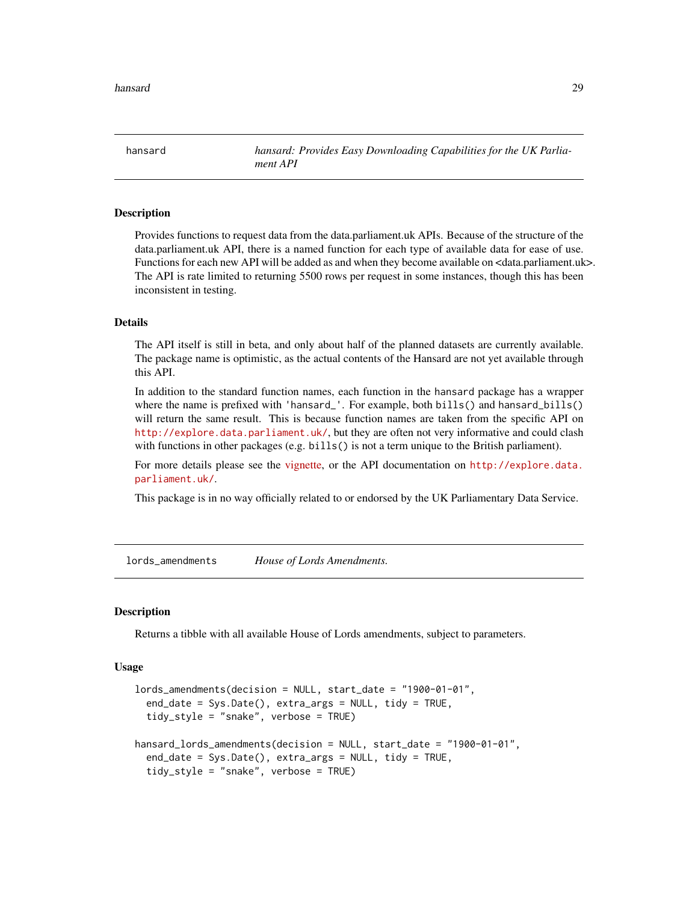## hansard — *hansard: Provides Easy Downloading Capabilities for the UK Parliament API*

### Description

Provides functions to request data from the data.parliament.uk APIs. Because of the structure of the data.parliament.uk API, there is a named function for each type of available data for ease of use. Functions for each new API will be added as and when they become available on <data.parliament.uk>. The API is rate limited to returning 5500 rows per request in some instances, though this has been inconsistent in testing.

### Details

The API itself is still in beta, and only about half of the planned datasets are currently available. The package name is optimistic, as the actual contents of the Hansard are not yet available through this API.

In addition to the standard function names, each function in the `hansard` package has a wrapper where the name is prefixed with `'hansard_'`. For example, both `bills()` and `hansard_bills()` will return the same result. This is because function names are taken from the specific API on http://explore.data.parliament.uk/, but they are often not very informative and could clash with functions in other packages (e.g. `bills()` is not a term unique to the British parliament).

For more details please see the vignette, or the API documentation on http://explore.data.parliament.uk/.

This package is in no way officially related to or endorsed by the UK Parliamentary Data Service.

## lords_amendments — *House of Lords Amendments.*

### Description

Returns a tibble with all available House of Lords amendments, subject to parameters.

### Usage

```
lords_amendments(decision = NULL, start_date = "1900-01-01",
  end_date = Sys.Date(), extra_args = NULL, tidy = TRUE,
  tidy_style = "snake", verbose = TRUE)

hansard_lords_amendments(decision = NULL, start_date = "1900-01-01",
  end_date = Sys.Date(), extra_args = NULL, tidy = TRUE,
  tidy_style = "snake", verbose = TRUE)
```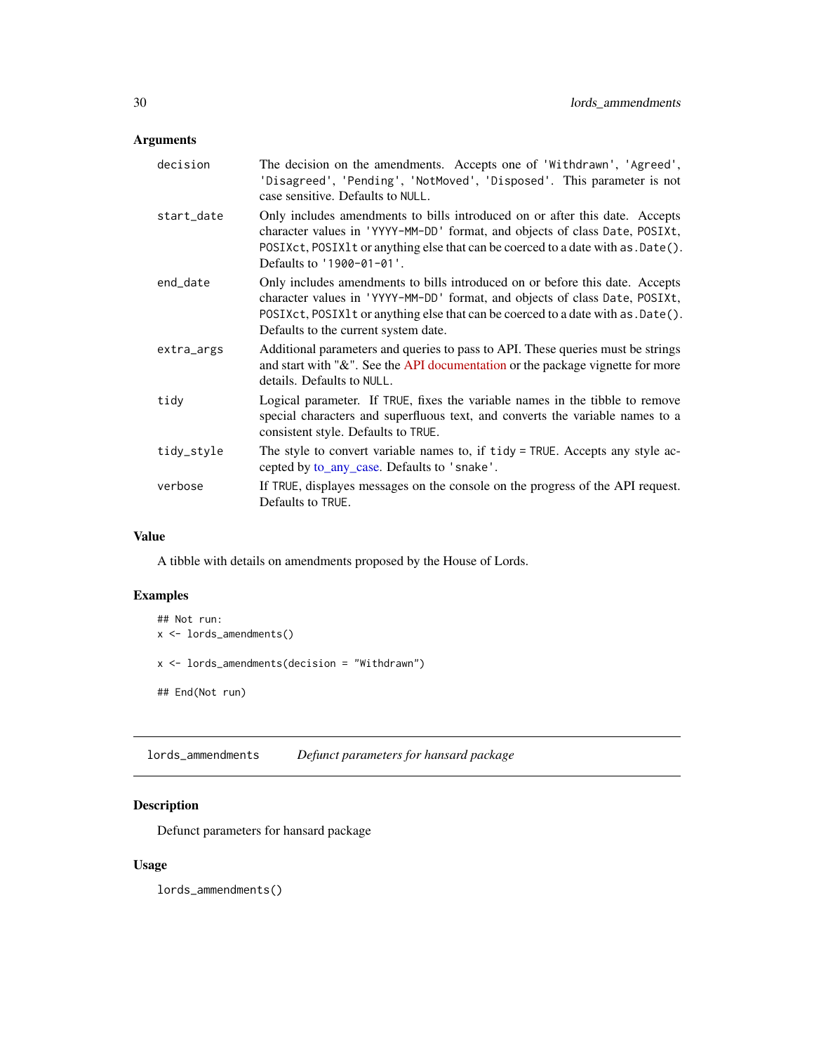## Arguments

| | |
|---|---|
| decision | The decision on the amendments. Accepts one of 'Withdrawn', 'Agreed', 'Disagreed', 'Pending', 'NotMoved', 'Disposed'. This parameter is not case sensitive. Defaults to NULL. |
| start_date | Only includes amendments to bills introduced on or after this date. Accepts character values in 'YYYY-MM-DD' format, and objects of class Date, POSIXt, POSIXct, POSIXlt or anything else that can be coerced to a date with as.Date(). Defaults to '1900-01-01'. |
| end_date | Only includes amendments to bills introduced on or before this date. Accepts character values in 'YYYY-MM-DD' format, and objects of class Date, POSIXt, POSIXct, POSIXlt or anything else that can be coerced to a date with as.Date(). Defaults to the current system date. |
| extra_args | Additional parameters and queries to pass to API. These queries must be strings and start with "&". See the API documentation or the package vignette for more details. Defaults to NULL. |
| tidy | Logical parameter. If TRUE, fixes the variable names in the tibble to remove special characters and superfluous text, and converts the variable names to a consistent style. Defaults to TRUE. |
| tidy_style | The style to convert variable names to, if tidy = TRUE. Accepts any style accepted by to_any_case. Defaults to 'snake'. |
| verbose | If TRUE, displayes messages on the console on the progress of the API request. Defaults to TRUE. |

## Value

A tibble with details on amendments proposed by the House of Lords.

## Examples

```
## Not run:
x <- lords_amendments()

x <- lords_amendments(decision = "Withdrawn")

## End(Not run)
```

---

# lords_ammendments — *Defunct parameters for hansard package*

## Description

Defunct parameters for hansard package

## Usage

```
lords_ammendments()
```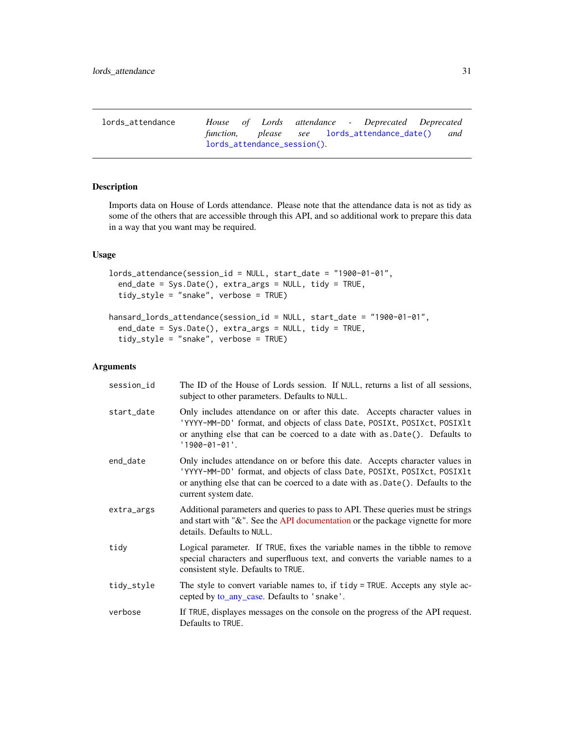lords_attendance    *House of Lords attendance - Deprecated Deprecated function, please see* `lords_attendance_date()` *and* `lords_attendance_session()`*.*

## Description

Imports data on House of Lords attendance. Please note that the attendance data is not as tidy as some of the others that are accessible through this API, and so additional work to prepare this data in a way that you want may be required.

## Usage

```
lords_attendance(session_id = NULL, start_date = "1900-01-01",
  end_date = Sys.Date(), extra_args = NULL, tidy = TRUE,
  tidy_style = "snake", verbose = TRUE)

hansard_lords_attendance(session_id = NULL, start_date = "1900-01-01",
  end_date = Sys.Date(), extra_args = NULL, tidy = TRUE,
  tidy_style = "snake", verbose = TRUE)
```

## Arguments

| | |
|---|---|
| session_id | The ID of the House of Lords session. If NULL, returns a list of all sessions, subject to other parameters. Defaults to NULL. |
| start_date | Only includes attendance on or after this date. Accepts character values in 'YYYY-MM-DD' format, and objects of class Date, POSIXt, POSIXct, POSIXlt or anything else that can be coerced to a date with as.Date(). Defaults to '1900-01-01'. |
| end_date | Only includes attendance on or before this date. Accepts character values in 'YYYY-MM-DD' format, and objects of class Date, POSIXt, POSIXct, POSIXlt or anything else that can be coerced to a date with as.Date(). Defaults to the current system date. |
| extra_args | Additional parameters and queries to pass to API. These queries must be strings and start with "&". See the API documentation or the package vignette for more details. Defaults to NULL. |
| tidy | Logical parameter. If TRUE, fixes the variable names in the tibble to remove special characters and superfluous text, and converts the variable names to a consistent style. Defaults to TRUE. |
| tidy_style | The style to convert variable names to, if tidy = TRUE. Accepts any style accepted by to_any_case. Defaults to 'snake'. |
| verbose | If TRUE, displayes messages on the console on the progress of the API request. Defaults to TRUE. |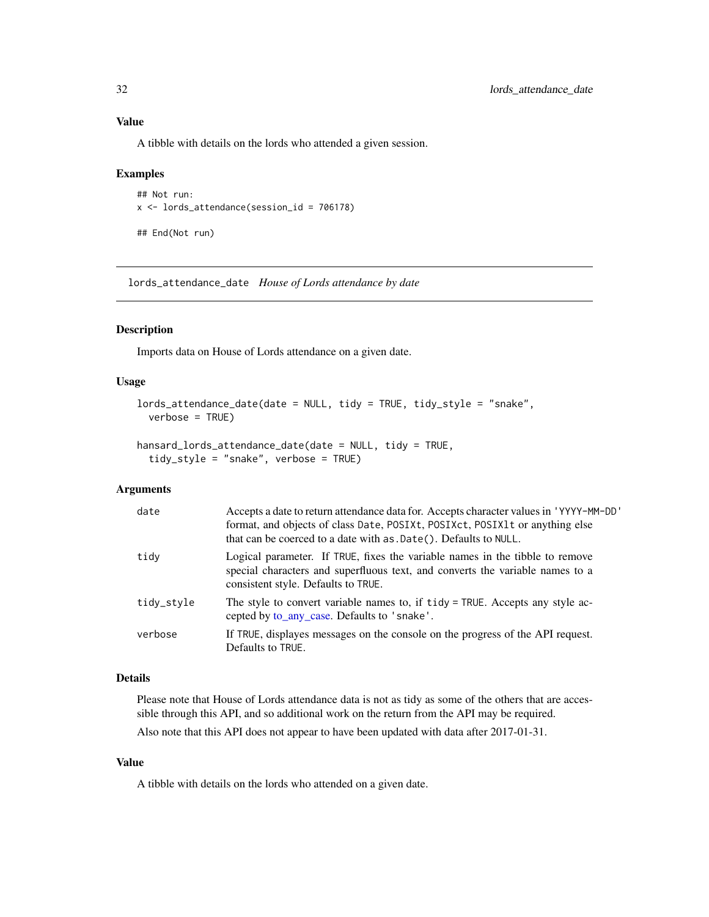### Value

A tibble with details on the lords who attended a given session.

### Examples

```
## Not run:
x <- lords_attendance(session_id = 706178)

## End(Not run)
```

---

## lords_attendance_date *House of Lords attendance by date*

---

### Description

Imports data on House of Lords attendance on a given date.

### Usage

```
lords_attendance_date(date = NULL, tidy = TRUE, tidy_style = "snake",
  verbose = TRUE)

hansard_lords_attendance_date(date = NULL, tidy = TRUE,
  tidy_style = "snake", verbose = TRUE)
```

### Arguments

| | |
|---|---|
| date | Accepts a date to return attendance data for. Accepts character values in 'YYYY-MM-DD' format, and objects of class Date, POSIXt, POSIXct, POSIXlt or anything else that can be coerced to a date with as.Date(). Defaults to NULL. |
| tidy | Logical parameter. If TRUE, fixes the variable names in the tibble to remove special characters and superfluous text, and converts the variable names to a consistent style. Defaults to TRUE. |
| tidy_style | The style to convert variable names to, if tidy = TRUE. Accepts any style accepted by to_any_case. Defaults to 'snake'. |
| verbose | If TRUE, displayes messages on the console on the progress of the API request. Defaults to TRUE. |

### Details

Please note that House of Lords attendance data is not as tidy as some of the others that are accessible through this API, and so additional work on the return from the API may be required.

Also note that this API does not appear to have been updated with data after 2017-01-31.

### Value

A tibble with details on the lords who attended on a given date.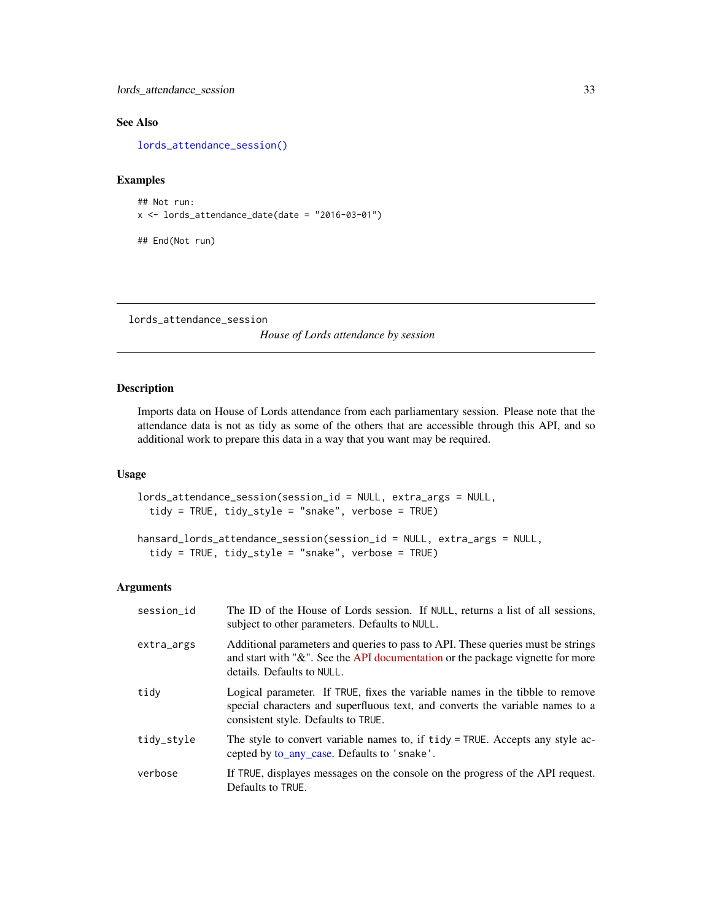## See Also

`lords_attendance_session()`

## Examples

```
## Not run:
x <- lords_attendance_date(date = "2016-03-01")

## End(Not run)
```

---

# lords_attendance_session — *House of Lords attendance by session*

## Description

Imports data on House of Lords attendance from each parliamentary session. Please note that the attendance data is not as tidy as some of the others that are accessible through this API, and so additional work to prepare this data in a way that you want may be required.

## Usage

```
lords_attendance_session(session_id = NULL, extra_args = NULL,
  tidy = TRUE, tidy_style = "snake", verbose = TRUE)

hansard_lords_attendance_session(session_id = NULL, extra_args = NULL,
  tidy = TRUE, tidy_style = "snake", verbose = TRUE)
```

## Arguments

| Argument | Description |
|---|---|
| `session_id` | The ID of the House of Lords session. If `NULL`, returns a list of all sessions, subject to other parameters. Defaults to `NULL`. |
| `extra_args` | Additional parameters and queries to pass to API. These queries must be strings and start with "&". See the API documentation or the package vignette for more details. Defaults to `NULL`. |
| `tidy` | Logical parameter. If `TRUE`, fixes the variable names in the tibble to remove special characters and superfluous text, and converts the variable names to a consistent style. Defaults to `TRUE`. |
| `tidy_style` | The style to convert variable names to, if `tidy = TRUE`. Accepts any style accepted by to_any_case. Defaults to `'snake'`. |
| `verbose` | If `TRUE`, displayes messages on the console on the progress of the API request. Defaults to `TRUE`. |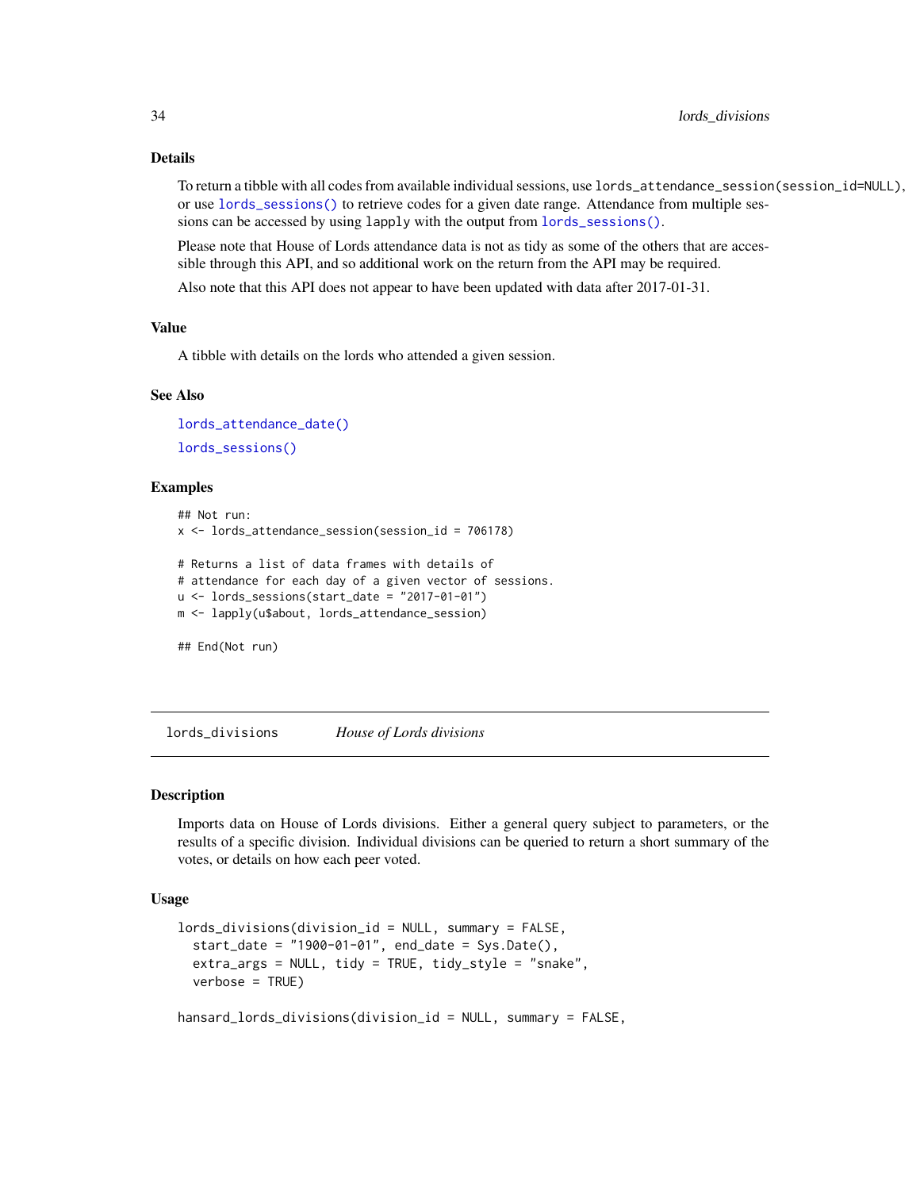### Details

To return a tibble with all codes from available individual sessions, use `lords_attendance_session(session_id=NULL)`, or use `lords_sessions()` to retrieve codes for a given date range. Attendance from multiple sessions can be accessed by using `lapply` with the output from `lords_sessions()`.

Please note that House of Lords attendance data is not as tidy as some of the others that are accessible through this API, and so additional work on the return from the API may be required.

Also note that this API does not appear to have been updated with data after 2017-01-31.

### Value

A tibble with details on the lords who attended a given session.

### See Also

`lords_attendance_date()`

`lords_sessions()`

### Examples

```
## Not run:
x <- lords_attendance_session(session_id = 706178)

# Returns a list of data frames with details of
# attendance for each day of a given vector of sessions.
u <- lords_sessions(start_date = "2017-01-01")
m <- lapply(u$about, lords_attendance_session)

## End(Not run)
```

## lords_divisions *House of Lords divisions*

### Description

Imports data on House of Lords divisions. Either a general query subject to parameters, or the results of a specific division. Individual divisions can be queried to return a short summary of the votes, or details on how each peer voted.

### Usage

```
lords_divisions(division_id = NULL, summary = FALSE,
  start_date = "1900-01-01", end_date = Sys.Date(),
  extra_args = NULL, tidy = TRUE, tidy_style = "snake",
  verbose = TRUE)

hansard_lords_divisions(division_id = NULL, summary = FALSE,
```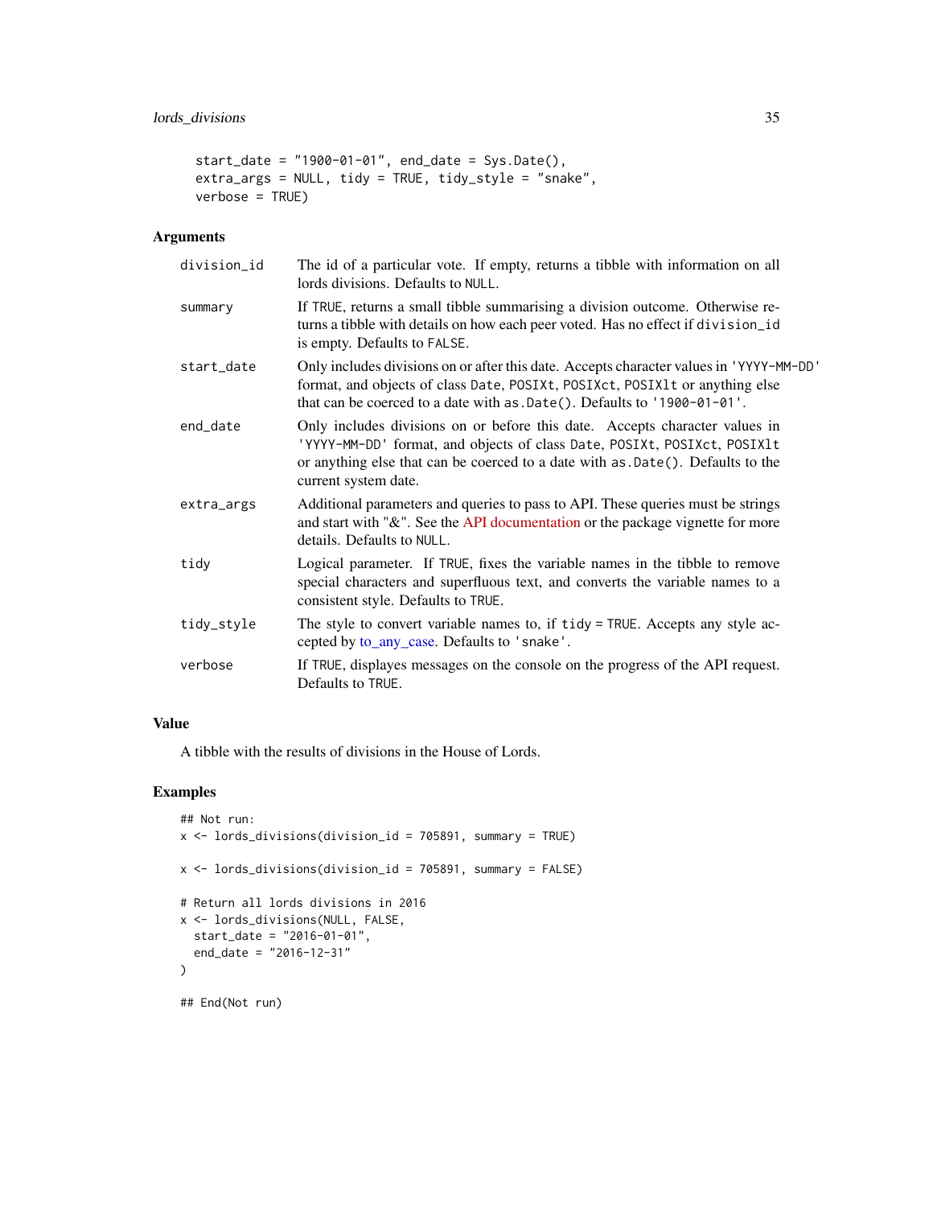```
start_date = "1900-01-01", end_date = Sys.Date(),
extra_args = NULL, tidy = TRUE, tidy_style = "snake",
verbose = TRUE)
```

### Arguments

| | |
|---|---|
| division_id | The id of a particular vote. If empty, returns a tibble with information on all lords divisions. Defaults to NULL. |
| summary | If TRUE, returns a small tibble summarising a division outcome. Otherwise returns a tibble with details on how each peer voted. Has no effect if division_id is empty. Defaults to FALSE. |
| start_date | Only includes divisions on or after this date. Accepts character values in 'YYYY-MM-DD' format, and objects of class Date, POSIXt, POSIXct, POSIXlt or anything else that can be coerced to a date with as.Date(). Defaults to '1900-01-01'. |
| end_date | Only includes divisions on or before this date. Accepts character values in 'YYYY-MM-DD' format, and objects of class Date, POSIXt, POSIXct, POSIXlt or anything else that can be coerced to a date with as.Date(). Defaults to the current system date. |
| extra_args | Additional parameters and queries to pass to API. These queries must be strings and start with "&". See the API documentation or the package vignette for more details. Defaults to NULL. |
| tidy | Logical parameter. If TRUE, fixes the variable names in the tibble to remove special characters and superfluous text, and converts the variable names to a consistent style. Defaults to TRUE. |
| tidy_style | The style to convert variable names to, if tidy = TRUE. Accepts any style accepted by to_any_case. Defaults to 'snake'. |
| verbose | If TRUE, displayes messages on the console on the progress of the API request. Defaults to TRUE. |

### Value

A tibble with the results of divisions in the House of Lords.

### Examples

```
## Not run:
x <- lords_divisions(division_id = 705891, summary = TRUE)

x <- lords_divisions(division_id = 705891, summary = FALSE)

# Return all lords divisions in 2016
x <- lords_divisions(NULL, FALSE,
  start_date = "2016-01-01",
  end_date = "2016-12-31"
)

## End(Not run)
```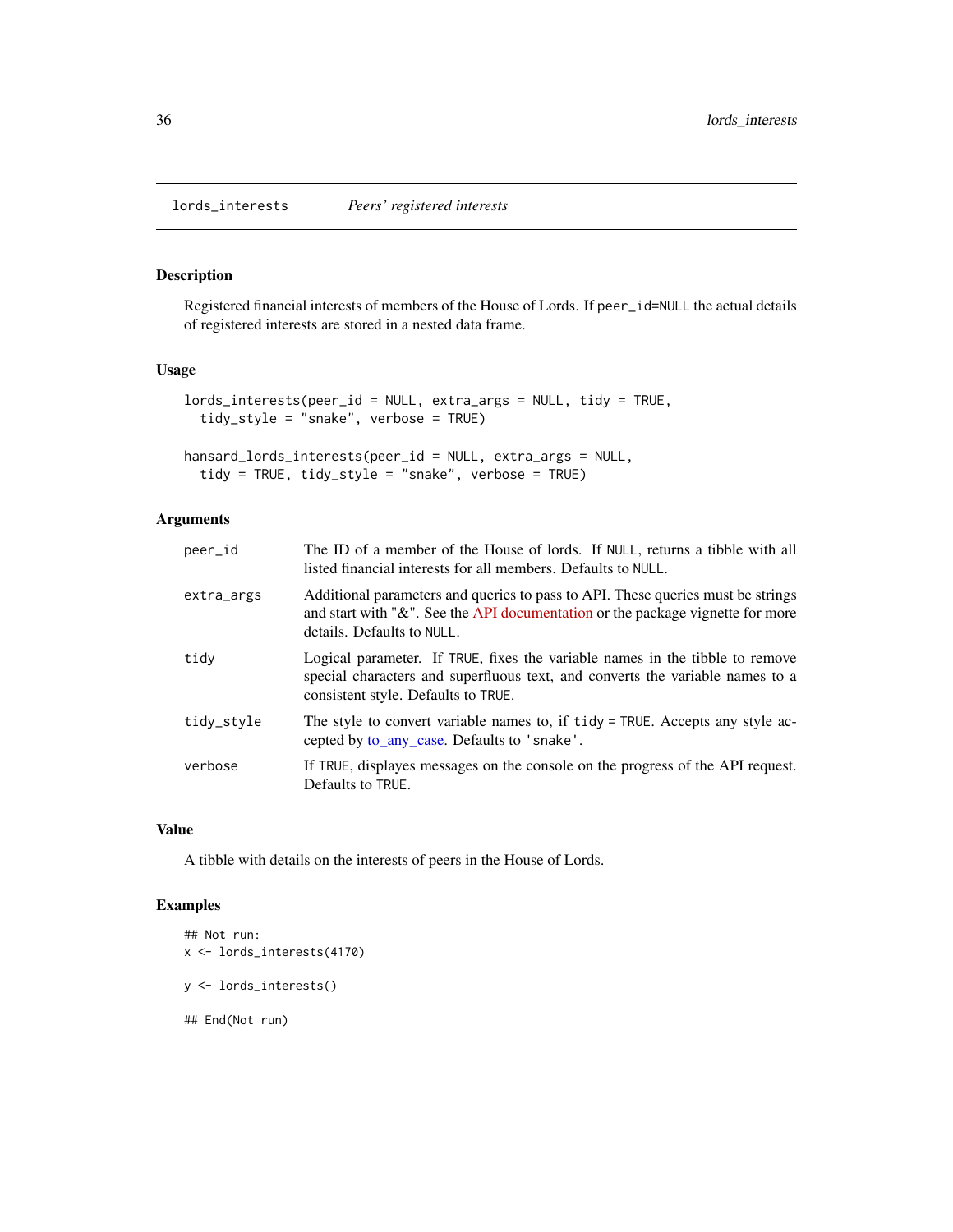lords_interests    *Peers' registered interests*

## Description

Registered financial interests of members of the House of Lords. If `peer_id=NULL` the actual details of registered interests are stored in a nested data frame.

## Usage

```
lords_interests(peer_id = NULL, extra_args = NULL, tidy = TRUE,
  tidy_style = "snake", verbose = TRUE)

hansard_lords_interests(peer_id = NULL, extra_args = NULL,
  tidy = TRUE, tidy_style = "snake", verbose = TRUE)
```

## Arguments

| | |
|---|---|
| `peer_id` | The ID of a member of the House of lords. If `NULL`, returns a tibble with all listed financial interests for all members. Defaults to `NULL`. |
| `extra_args` | Additional parameters and queries to pass to API. These queries must be strings and start with "&". See the API documentation or the package vignette for more details. Defaults to `NULL`. |
| `tidy` | Logical parameter. If `TRUE`, fixes the variable names in the tibble to remove special characters and superfluous text, and converts the variable names to a consistent style. Defaults to `TRUE`. |
| `tidy_style` | The style to convert variable names to, if `tidy = TRUE`. Accepts any style accepted by to_any_case. Defaults to `'snake'`. |
| `verbose` | If `TRUE`, displayes messages on the console on the progress of the API request. Defaults to `TRUE`. |

## Value

A tibble with details on the interests of peers in the House of Lords.

## Examples

```
## Not run:
x <- lords_interests(4170)

y <- lords_interests()

## End(Not run)
```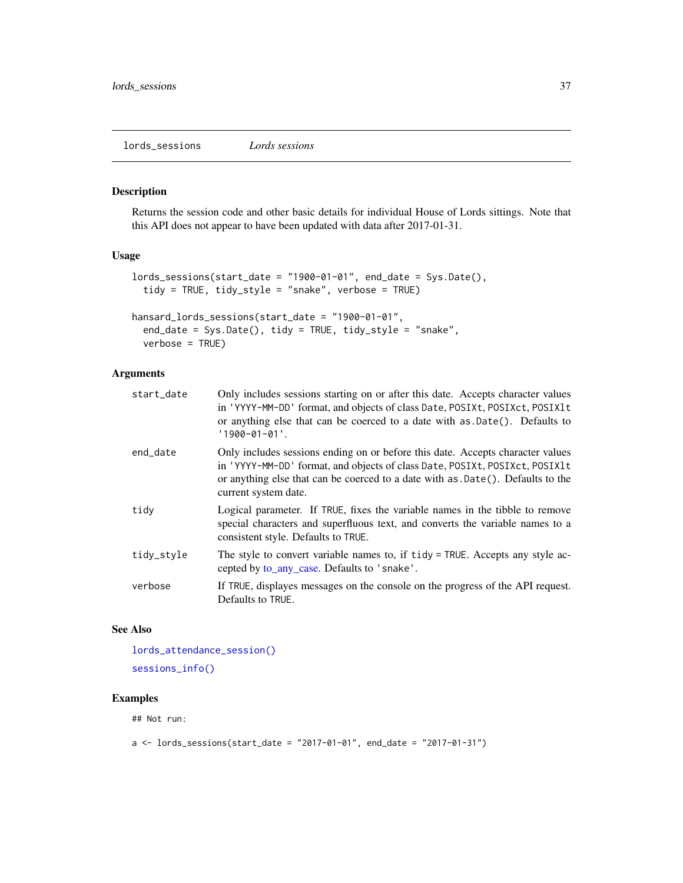## lords_sessions *Lords sessions*

### Description

Returns the session code and other basic details for individual House of Lords sittings. Note that this API does not appear to have been updated with data after 2017-01-31.

### Usage

```
lords_sessions(start_date = "1900-01-01", end_date = Sys.Date(),
  tidy = TRUE, tidy_style = "snake", verbose = TRUE)

hansard_lords_sessions(start_date = "1900-01-01",
  end_date = Sys.Date(), tidy = TRUE, tidy_style = "snake",
  verbose = TRUE)
```

### Arguments

| | |
|---|---|
| start_date | Only includes sessions starting on or after this date. Accepts character values in 'YYYY-MM-DD' format, and objects of class Date, POSIXt, POSIXct, POSIXlt or anything else that can be coerced to a date with as.Date(). Defaults to '1900-01-01'. |
| end_date | Only includes sessions ending on or before this date. Accepts character values in 'YYYY-MM-DD' format, and objects of class Date, POSIXt, POSIXct, POSIXlt or anything else that can be coerced to a date with as.Date(). Defaults to the current system date. |
| tidy | Logical parameter. If TRUE, fixes the variable names in the tibble to remove special characters and superfluous text, and converts the variable names to a consistent style. Defaults to TRUE. |
| tidy_style | The style to convert variable names to, if tidy = TRUE. Accepts any style accepted by to_any_case. Defaults to 'snake'. |
| verbose | If TRUE, displayes messages on the console on the progress of the API request. Defaults to TRUE. |

### See Also

lords_attendance_session()

sessions_info()

### Examples

```
## Not run:

a <- lords_sessions(start_date = "2017-01-01", end_date = "2017-01-31")
```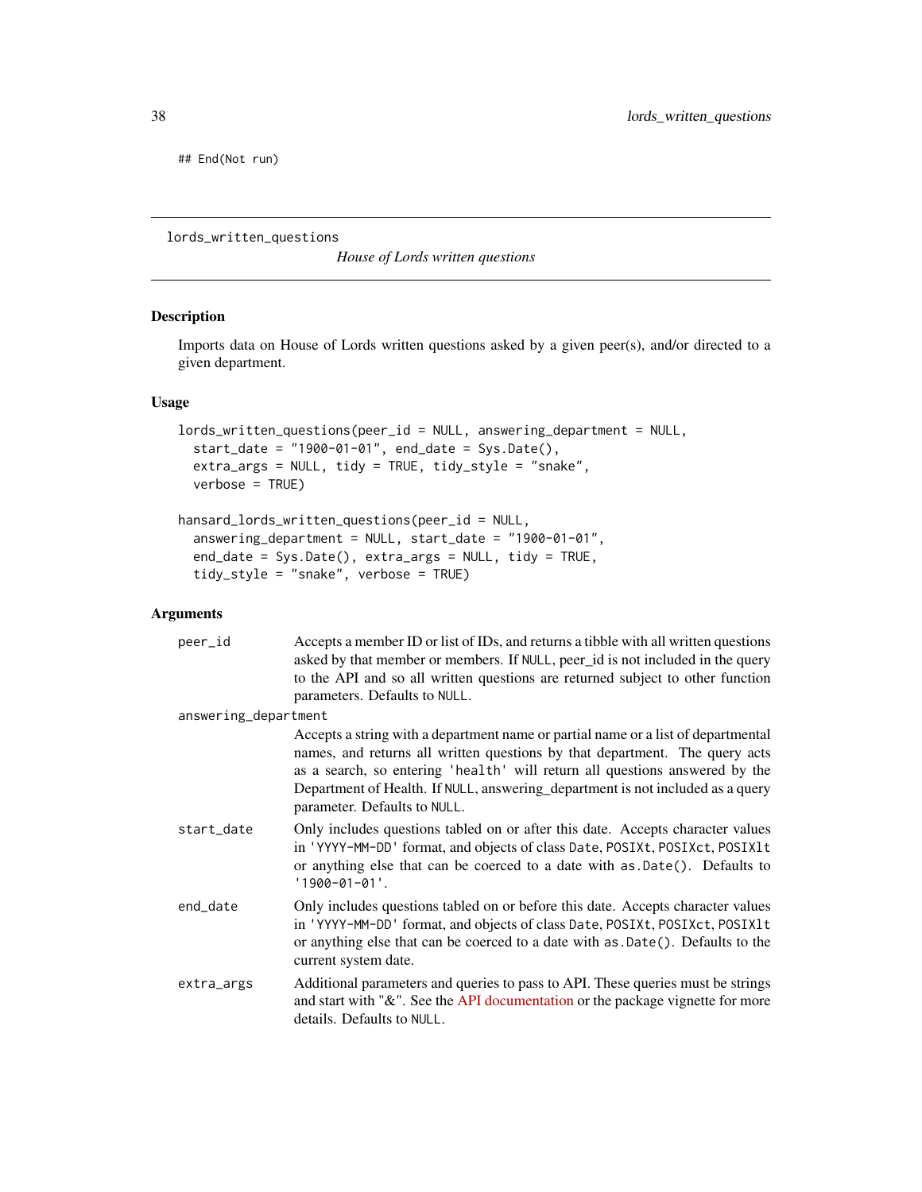```
## End(Not run)
```

---

lords_written_questions

*House of Lords written questions*

---

### Description

Imports data on House of Lords written questions asked by a given peer(s), and/or directed to a given department.

### Usage

```
lords_written_questions(peer_id = NULL, answering_department = NULL,
  start_date = "1900-01-01", end_date = Sys.Date(),
  extra_args = NULL, tidy = TRUE, tidy_style = "snake",
  verbose = TRUE)

hansard_lords_written_questions(peer_id = NULL,
  answering_department = NULL, start_date = "1900-01-01",
  end_date = Sys.Date(), extra_args = NULL, tidy = TRUE,
  tidy_style = "snake", verbose = TRUE)
```

### Arguments

`peer_id` Accepts a member ID or list of IDs, and returns a tibble with all written questions asked by that member or members. If `NULL`, peer_id is not included in the query to the API and so all written questions are returned subject to other function parameters. Defaults to `NULL`.

`answering_department` Accepts a string with a department name or partial name or a list of departmental names, and returns all written questions by that department. The query acts as a search, so entering `'health'` will return all questions answered by the Department of Health. If `NULL`, answering_department is not included as a query parameter. Defaults to `NULL`.

`start_date` Only includes questions tabled on or after this date. Accepts character values in `'YYYY-MM-DD'` format, and objects of class `Date`, `POSIXt`, `POSIXct`, `POSIXlt` or anything else that can be coerced to a date with `as.Date()`. Defaults to `'1900-01-01'`.

`end_date` Only includes questions tabled on or before this date. Accepts character values in `'YYYY-MM-DD'` format, and objects of class `Date`, `POSIXt`, `POSIXct`, `POSIXlt` or anything else that can be coerced to a date with `as.Date()`. Defaults to the current system date.

`extra_args` Additional parameters and queries to pass to API. These queries must be strings and start with "&". See the API documentation or the package vignette for more details. Defaults to `NULL`.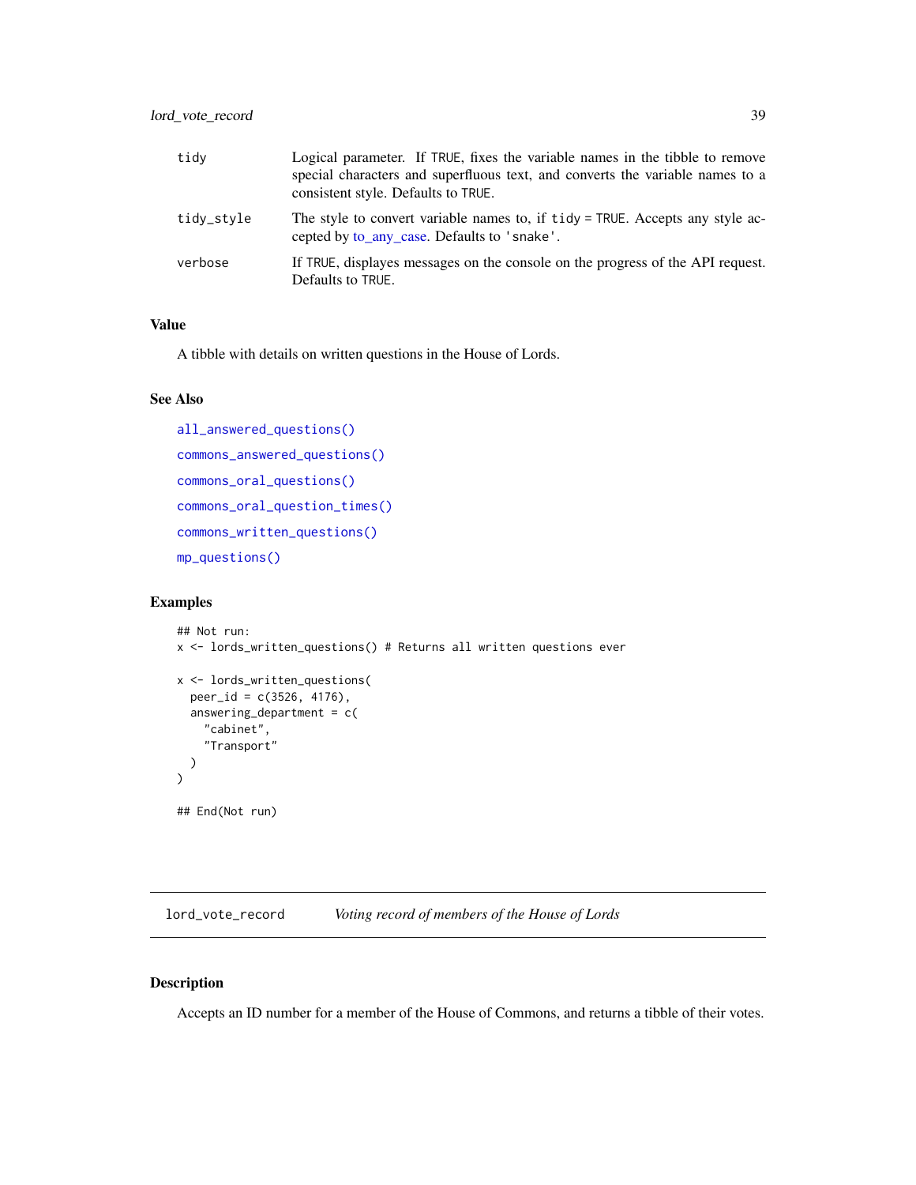| | |
|---|---|
| tidy | Logical parameter. If TRUE, fixes the variable names in the tibble to remove special characters and superfluous text, and converts the variable names to a consistent style. Defaults to TRUE. |
| tidy_style | The style to convert variable names to, if tidy = TRUE. Accepts any style accepted by to_any_case. Defaults to 'snake'. |
| verbose | If TRUE, displayes messages on the console on the progress of the API request. Defaults to TRUE. |

## Value

A tibble with details on written questions in the House of Lords.

## See Also

all_answered_questions()

commons_answered_questions()

commons_oral_questions()

commons_oral_question_times()

commons_written_questions()

mp_questions()

## Examples

```
## Not run:
x <- lords_written_questions() # Returns all written questions ever

x <- lords_written_questions(
  peer_id = c(3526, 4176),
  answering_department = c(
    "cabinet",
    "Transport"
  )
)

## End(Not run)
```

---

# lord_vote_record — *Voting record of members of the House of Lords*

---

## Description

Accepts an ID number for a member of the House of Commons, and returns a tibble of their votes.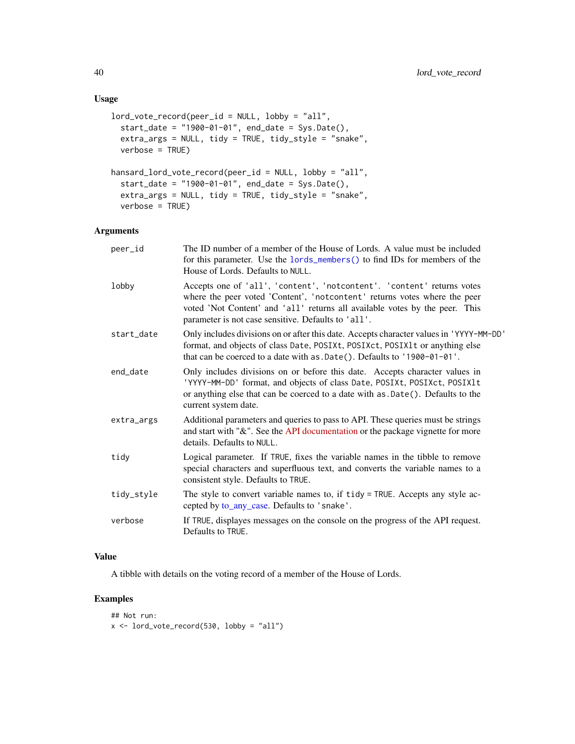### Usage

```
lord_vote_record(peer_id = NULL, lobby = "all",
  start_date = "1900-01-01", end_date = Sys.Date(),
  extra_args = NULL, tidy = TRUE, tidy_style = "snake",
  verbose = TRUE)

hansard_lord_vote_record(peer_id = NULL, lobby = "all",
  start_date = "1900-01-01", end_date = Sys.Date(),
  extra_args = NULL, tidy = TRUE, tidy_style = "snake",
  verbose = TRUE)
```

### Arguments

| | |
|---|---|
| `peer_id` | The ID number of a member of the House of Lords. A value must be included for this parameter. Use the `lords_members()` to find IDs for members of the House of Lords. Defaults to `NULL`. |
| `lobby` | Accepts one of `'all'`, `'content'`, `'notcontent'`. `'content'` returns votes where the peer voted 'Content', `'notcontent'` returns votes where the peer voted 'Not Content' and `'all'` returns all available votes by the peer. This parameter is not case sensitive. Defaults to `'all'`. |
| `start_date` | Only includes divisions on or after this date. Accepts character values in `'YYYY-MM-DD'` format, and objects of class `Date`, `POSIXt`, `POSIXct`, `POSIXlt` or anything else that can be coerced to a date with `as.Date()`. Defaults to `'1900-01-01'`. |
| `end_date` | Only includes divisions on or before this date. Accepts character values in `'YYYY-MM-DD'` format, and objects of class `Date`, `POSIXt`, `POSIXct`, `POSIXlt` or anything else that can be coerced to a date with `as.Date()`. Defaults to the current system date. |
| `extra_args` | Additional parameters and queries to pass to API. These queries must be strings and start with "&". See the API documentation or the package vignette for more details. Defaults to `NULL`. |
| `tidy` | Logical parameter. If `TRUE`, fixes the variable names in the tibble to remove special characters and superfluous text, and converts the variable names to a consistent style. Defaults to `TRUE`. |
| `tidy_style` | The style to convert variable names to, if `tidy = TRUE`. Accepts any style accepted by to_any_case. Defaults to `'snake'`. |
| `verbose` | If `TRUE`, displayes messages on the console on the progress of the API request. Defaults to `TRUE`. |

### Value

A tibble with details on the voting record of a member of the House of Lords.

### Examples

```
## Not run:
x <- lord_vote_record(530, lobby = "all")
```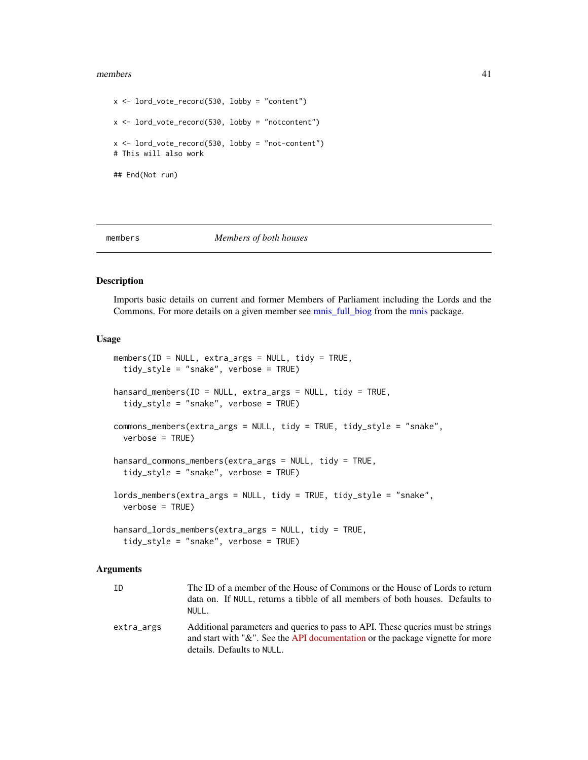```
x <- lord_vote_record(530, lobby = "content")

x <- lord_vote_record(530, lobby = "notcontent")

x <- lord_vote_record(530, lobby = "not-content")
# This will also work

## End(Not run)
```

---

## members — *Members of both houses*

---

### Description

Imports basic details on current and former Members of Parliament including the Lords and the Commons. For more details on a given member see mnis_full_biog from the mnis package.

### Usage

```
members(ID = NULL, extra_args = NULL, tidy = TRUE,
  tidy_style = "snake", verbose = TRUE)

hansard_members(ID = NULL, extra_args = NULL, tidy = TRUE,
  tidy_style = "snake", verbose = TRUE)

commons_members(extra_args = NULL, tidy = TRUE, tidy_style = "snake",
  verbose = TRUE)

hansard_commons_members(extra_args = NULL, tidy = TRUE,
  tidy_style = "snake", verbose = TRUE)

lords_members(extra_args = NULL, tidy = TRUE, tidy_style = "snake",
  verbose = TRUE)

hansard_lords_members(extra_args = NULL, tidy = TRUE,
  tidy_style = "snake", verbose = TRUE)
```

### Arguments

| | |
|---|---|
| ID | The ID of a member of the House of Commons or the House of Lords to return data on. If NULL, returns a tibble of all members of both houses. Defaults to NULL. |
| extra_args | Additional parameters and queries to pass to API. These queries must be strings and start with "&". See the API documentation or the package vignette for more details. Defaults to NULL. |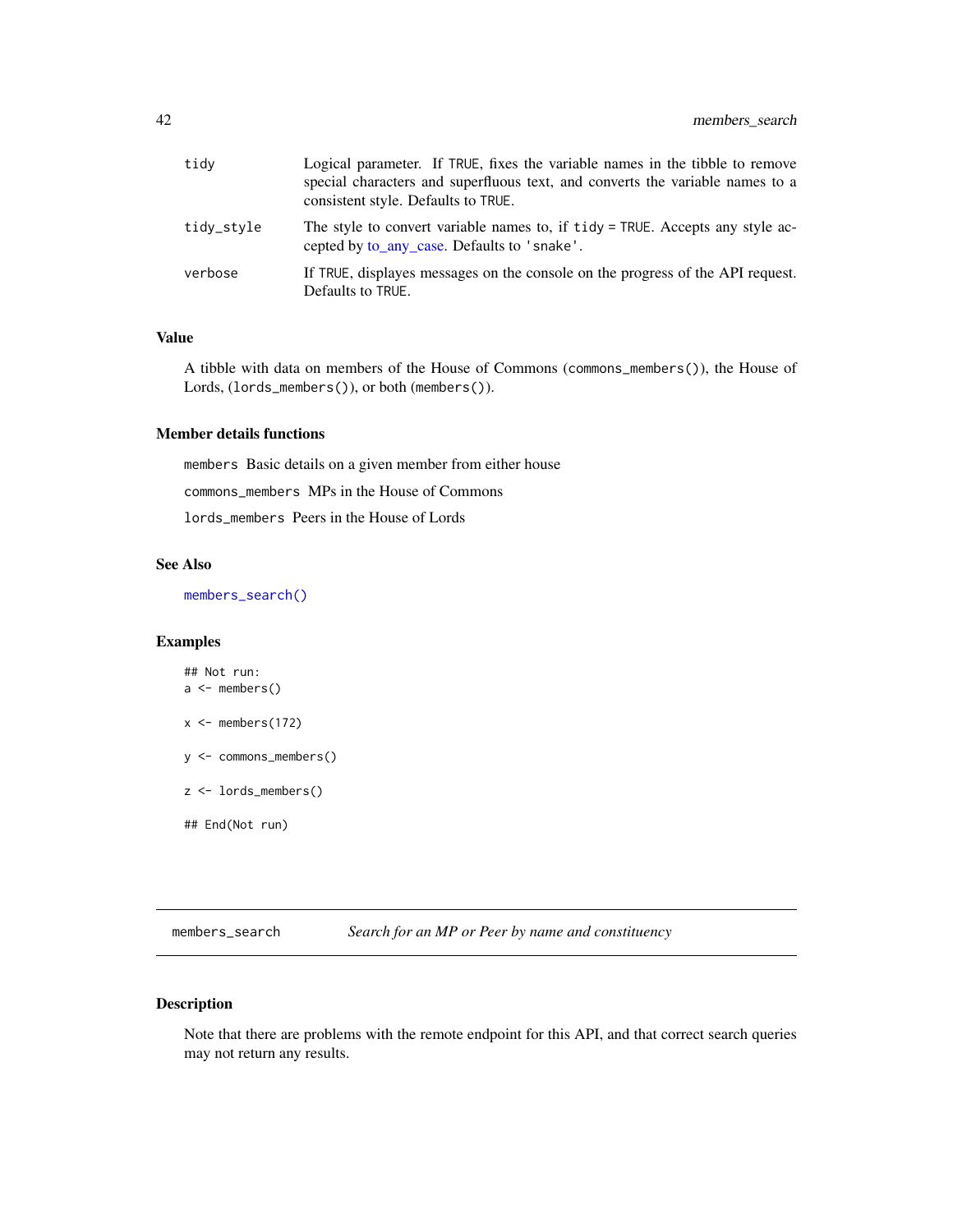| | |
|---|---|
| tidy | Logical parameter. If TRUE, fixes the variable names in the tibble to remove special characters and superfluous text, and converts the variable names to a consistent style. Defaults to TRUE. |
| tidy_style | The style to convert variable names to, if tidy = TRUE. Accepts any style accepted by to_any_case. Defaults to 'snake'. |
| verbose | If TRUE, displayes messages on the console on the progress of the API request. Defaults to TRUE. |

### Value

A tibble with data on members of the House of Commons (commons_members()), the House of Lords, (lords_members()), or both (members()).

### Member details functions

members Basic details on a given member from either house

commons_members MPs in the House of Commons

lords_members Peers in the House of Lords

### See Also

members_search()

### Examples

```
## Not run:
a <- members()

x <- members(172)

y <- commons_members()

z <- lords_members()

## End(Not run)
```

---

## members_search *Search for an MP or Peer by name and constituency*

---

### Description

Note that there are problems with the remote endpoint for this API, and that correct search queries may not return any results.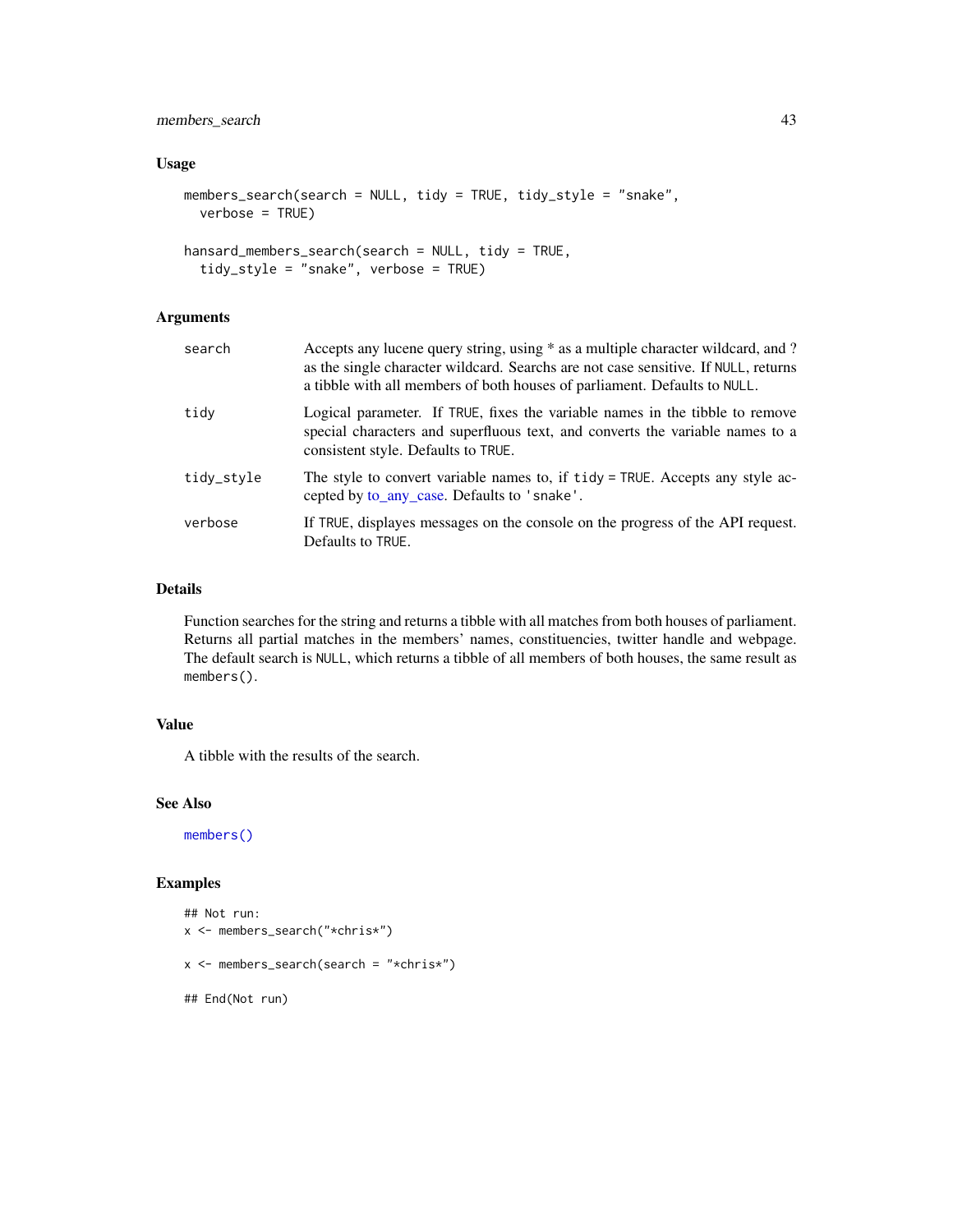### Usage

```
members_search(search = NULL, tidy = TRUE, tidy_style = "snake",
  verbose = TRUE)

hansard_members_search(search = NULL, tidy = TRUE,
  tidy_style = "snake", verbose = TRUE)
```

### Arguments

| | |
|---|---|
| search | Accepts any lucene query string, using * as a multiple character wildcard, and ? as the single character wildcard. Searchs are not case sensitive. If NULL, returns a tibble with all members of both houses of parliament. Defaults to NULL. |
| tidy | Logical parameter. If TRUE, fixes the variable names in the tibble to remove special characters and superfluous text, and converts the variable names to a consistent style. Defaults to TRUE. |
| tidy_style | The style to convert variable names to, if tidy = TRUE. Accepts any style accepted by to_any_case. Defaults to 'snake'. |
| verbose | If TRUE, displayes messages on the console on the progress of the API request. Defaults to TRUE. |

### Details

Function searches for the string and returns a tibble with all matches from both houses of parliament. Returns all partial matches in the members' names, constituencies, twitter handle and webpage. The default search is NULL, which returns a tibble of all members of both houses, the same result as members().

### Value

A tibble with the results of the search.

### See Also

members()

### Examples

```
## Not run:
x <- members_search("*chris*")

x <- members_search(search = "*chris*")

## End(Not run)
```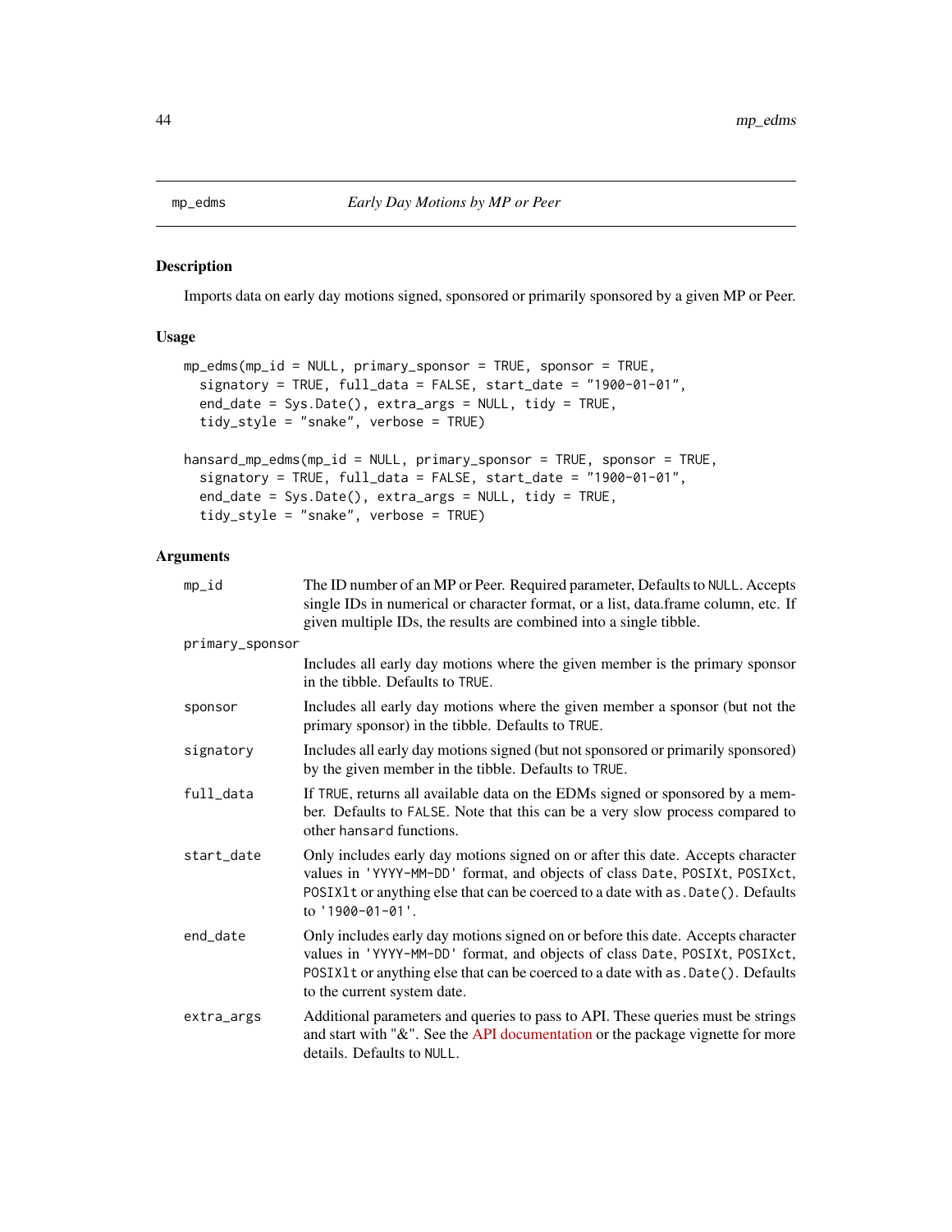## mp_edms — *Early Day Motions by MP or Peer*

### Description

Imports data on early day motions signed, sponsored or primarily sponsored by a given MP or Peer.

### Usage

```
mp_edms(mp_id = NULL, primary_sponsor = TRUE, sponsor = TRUE,
  signatory = TRUE, full_data = FALSE, start_date = "1900-01-01",
  end_date = Sys.Date(), extra_args = NULL, tidy = TRUE,
  tidy_style = "snake", verbose = TRUE)

hansard_mp_edms(mp_id = NULL, primary_sponsor = TRUE, sponsor = TRUE,
  signatory = TRUE, full_data = FALSE, start_date = "1900-01-01",
  end_date = Sys.Date(), extra_args = NULL, tidy = TRUE,
  tidy_style = "snake", verbose = TRUE)
```

### Arguments

| | |
|---|---|
| `mp_id` | The ID number of an MP or Peer. Required parameter, Defaults to `NULL`. Accepts single IDs in numerical or character format, or a list, data.frame column, etc. If given multiple IDs, the results are combined into a single tibble. |
| `primary_sponsor` | Includes all early day motions where the given member is the primary sponsor in the tibble. Defaults to `TRUE`. |
| `sponsor` | Includes all early day motions where the given member a sponsor (but not the primary sponsor) in the tibble. Defaults to `TRUE`. |
| `signatory` | Includes all early day motions signed (but not sponsored or primarily sponsored) by the given member in the tibble. Defaults to `TRUE`. |
| `full_data` | If `TRUE`, returns all available data on the EDMs signed or sponsored by a member. Defaults to `FALSE`. Note that this can be a very slow process compared to other `hansard` functions. |
| `start_date` | Only includes early day motions signed on or after this date. Accepts character values in `'YYYY-MM-DD'` format, and objects of class `Date`, `POSIXt`, `POSIXct`, `POSIXlt` or anything else that can be coerced to a date with `as.Date()`. Defaults to `'1900-01-01'`. |
| `end_date` | Only includes early day motions signed on or before this date. Accepts character values in `'YYYY-MM-DD'` format, and objects of class `Date`, `POSIXt`, `POSIXct`, `POSIXlt` or anything else that can be coerced to a date with `as.Date()`. Defaults to the current system date. |
| `extra_args` | Additional parameters and queries to pass to API. These queries must be strings and start with "&". See the API documentation or the package vignette for more details. Defaults to `NULL`. |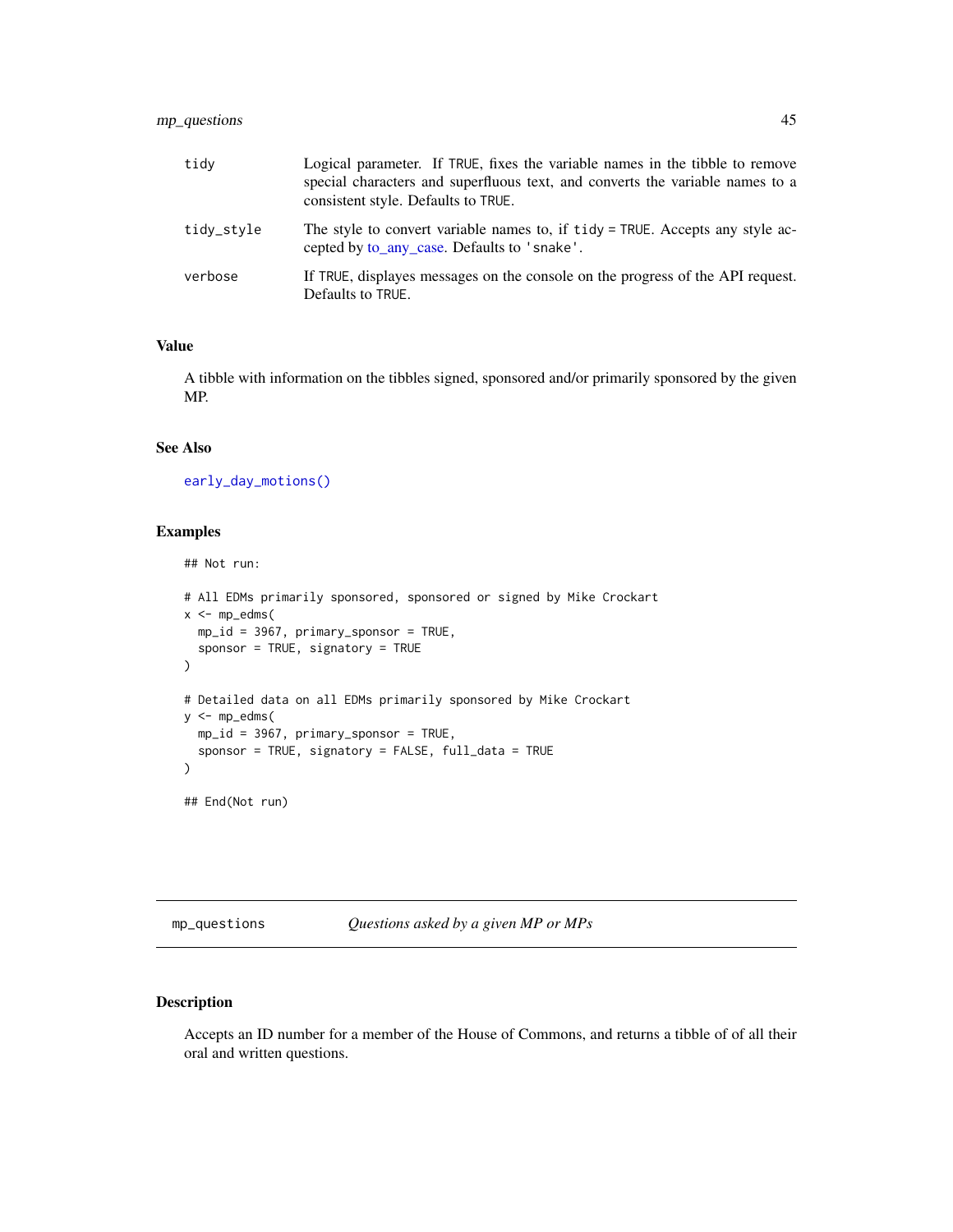| | |
|---|---|
| tidy | Logical parameter. If TRUE, fixes the variable names in the tibble to remove special characters and superfluous text, and converts the variable names to a consistent style. Defaults to TRUE. |
| tidy_style | The style to convert variable names to, if tidy = TRUE. Accepts any style accepted by to_any_case. Defaults to 'snake'. |
| verbose | If TRUE, displayes messages on the console on the progress of the API request. Defaults to TRUE. |

### Value

A tibble with information on the tibbles signed, sponsored and/or primarily sponsored by the given MP.

### See Also

early_day_motions()

### Examples

```
## Not run:

# All EDMs primarily sponsored, sponsored or signed by Mike Crockart
x <- mp_edms(
  mp_id = 3967, primary_sponsor = TRUE,
  sponsor = TRUE, signatory = TRUE
)

# Detailed data on all EDMs primarily sponsored by Mike Crockart
y <- mp_edms(
  mp_id = 3967, primary_sponsor = TRUE,
  sponsor = TRUE, signatory = FALSE, full_data = TRUE
)

## End(Not run)
```

## mp_questions *Questions asked by a given MP or MPs*

### Description

Accepts an ID number for a member of the House of Commons, and returns a tibble of of all their oral and written questions.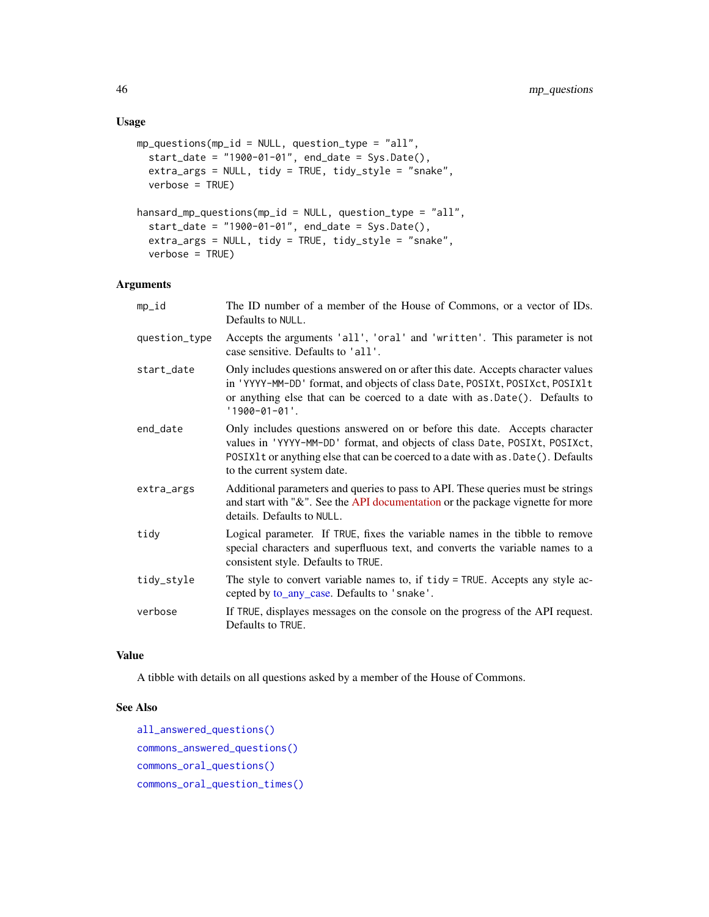### Usage

```
mp_questions(mp_id = NULL, question_type = "all",
  start_date = "1900-01-01", end_date = Sys.Date(),
  extra_args = NULL, tidy = TRUE, tidy_style = "snake",
  verbose = TRUE)

hansard_mp_questions(mp_id = NULL, question_type = "all",
  start_date = "1900-01-01", end_date = Sys.Date(),
  extra_args = NULL, tidy = TRUE, tidy_style = "snake",
  verbose = TRUE)
```

### Arguments

| | |
|---|---|
| `mp_id` | The ID number of a member of the House of Commons, or a vector of IDs. Defaults to `NULL`. |
| `question_type` | Accepts the arguments `'all'`, `'oral'` and `'written'`. This parameter is not case sensitive. Defaults to `'all'`. |
| `start_date` | Only includes questions answered on or after this date. Accepts character values in `'YYYY-MM-DD'` format, and objects of class `Date`, `POSIXt`, `POSIXct`, `POSIXlt` or anything else that can be coerced to a date with `as.Date()`. Defaults to `'1900-01-01'`. |
| `end_date` | Only includes questions answered on or before this date. Accepts character values in `'YYYY-MM-DD'` format, and objects of class `Date`, `POSIXt`, `POSIXct`, `POSIXlt` or anything else that can be coerced to a date with `as.Date()`. Defaults to the current system date. |
| `extra_args` | Additional parameters and queries to pass to API. These queries must be strings and start with "&". See the API documentation or the package vignette for more details. Defaults to `NULL`. |
| `tidy` | Logical parameter. If `TRUE`, fixes the variable names in the tibble to remove special characters and superfluous text, and converts the variable names to a consistent style. Defaults to `TRUE`. |
| `tidy_style` | The style to convert variable names to, if `tidy = TRUE`. Accepts any style accepted by to_any_case. Defaults to `'snake'`. |
| `verbose` | If `TRUE`, displayes messages on the console on the progress of the API request. Defaults to `TRUE`. |

### Value

A tibble with details on all questions asked by a member of the House of Commons.

### See Also

`all_answered_questions()`

`commons_answered_questions()`

`commons_oral_questions()`

`commons_oral_question_times()`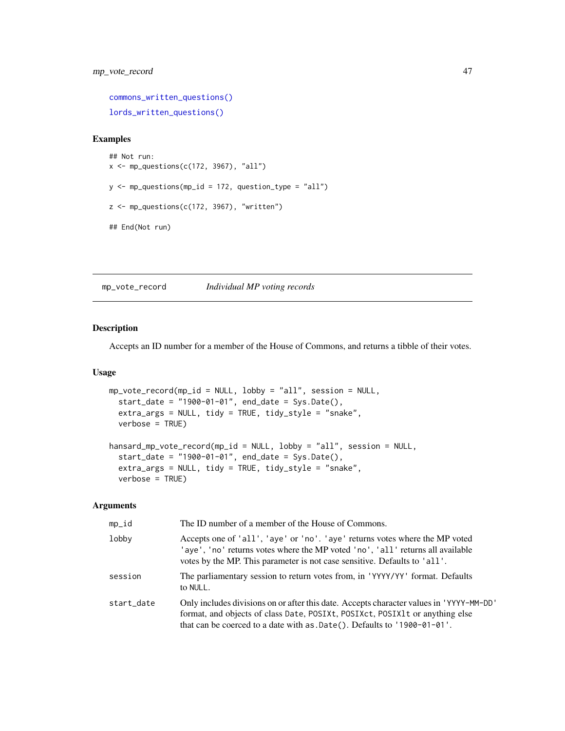commons_written_questions()

lords_written_questions()

### Examples

```
## Not run:
x <- mp_questions(c(172, 3967), "all")

y <- mp_questions(mp_id = 172, question_type = "all")

z <- mp_questions(c(172, 3967), "written")

## End(Not run)
```

---

## mp_vote_record *Individual MP voting records*

---

### Description

Accepts an ID number for a member of the House of Commons, and returns a tibble of their votes.

### Usage

```
mp_vote_record(mp_id = NULL, lobby = "all", session = NULL,
  start_date = "1900-01-01", end_date = Sys.Date(),
  extra_args = NULL, tidy = TRUE, tidy_style = "snake",
  verbose = TRUE)

hansard_mp_vote_record(mp_id = NULL, lobby = "all", session = NULL,
  start_date = "1900-01-01", end_date = Sys.Date(),
  extra_args = NULL, tidy = TRUE, tidy_style = "snake",
  verbose = TRUE)
```

### Arguments

| | |
|---|---|
| mp_id | The ID number of a member of the House of Commons. |
| lobby | Accepts one of 'all', 'aye' or 'no'. 'aye' returns votes where the MP voted 'aye', 'no' returns votes where the MP voted 'no', 'all' returns all available votes by the MP. This parameter is not case sensitive. Defaults to 'all'. |
| session | The parliamentary session to return votes from, in 'YYYY/YY' format. Defaults to NULL. |
| start_date | Only includes divisions on or after this date. Accepts character values in 'YYYY-MM-DD' format, and objects of class Date, POSIXt, POSIXct, POSIXlt or anything else that can be coerced to a date with as.Date(). Defaults to '1900-01-01'. |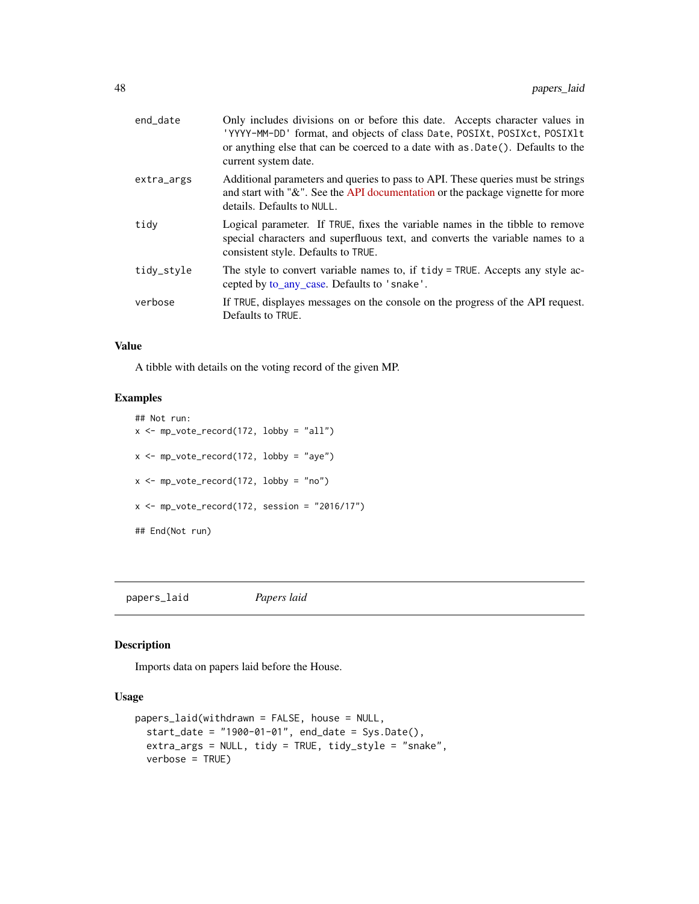| | |
|---|---|
| end_date | Only includes divisions on or before this date. Accepts character values in 'YYYY-MM-DD' format, and objects of class Date, POSIXt, POSIXct, POSIXlt or anything else that can be coerced to a date with as.Date(). Defaults to the current system date. |
| extra_args | Additional parameters and queries to pass to API. These queries must be strings and start with "&". See the API documentation or the package vignette for more details. Defaults to NULL. |
| tidy | Logical parameter. If TRUE, fixes the variable names in the tibble to remove special characters and superfluous text, and converts the variable names to a consistent style. Defaults to TRUE. |
| tidy_style | The style to convert variable names to, if tidy = TRUE. Accepts any style accepted by to_any_case. Defaults to 'snake'. |
| verbose | If TRUE, displayes messages on the console on the progress of the API request. Defaults to TRUE. |

### Value

A tibble with details on the voting record of the given MP.

### Examples

```
## Not run:
x <- mp_vote_record(172, lobby = "all")

x <- mp_vote_record(172, lobby = "aye")

x <- mp_vote_record(172, lobby = "no")

x <- mp_vote_record(172, session = "2016/17")

## End(Not run)
```

---

## papers_laid *Papers laid*

### Description

Imports data on papers laid before the House.

### Usage

```
papers_laid(withdrawn = FALSE, house = NULL,
  start_date = "1900-01-01", end_date = Sys.Date(),
  extra_args = NULL, tidy = TRUE, tidy_style = "snake",
  verbose = TRUE)
```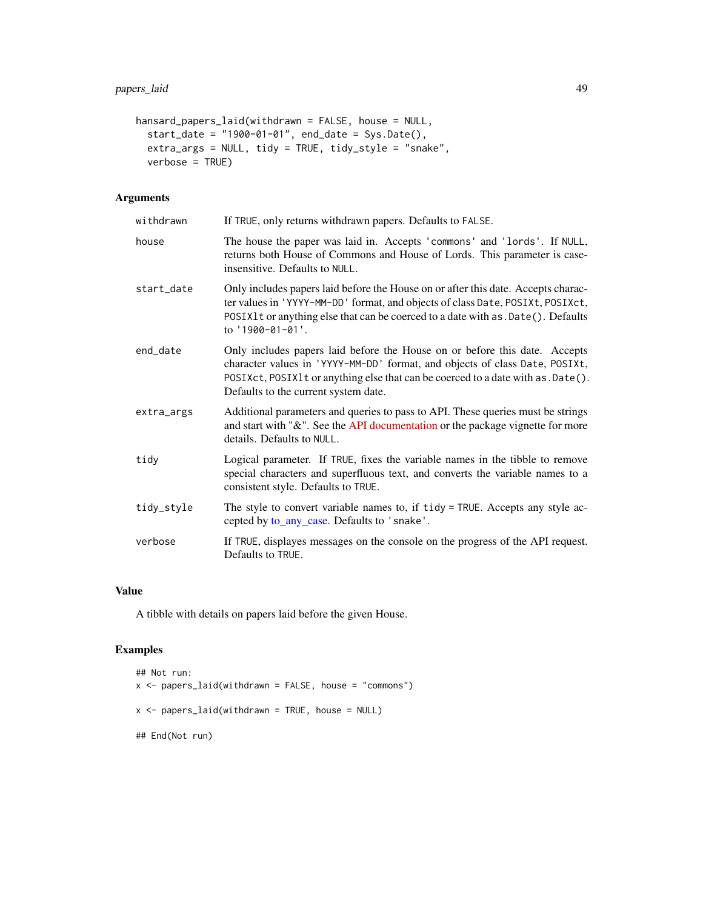```
hansard_papers_laid(withdrawn = FALSE, house = NULL,
  start_date = "1900-01-01", end_date = Sys.Date(),
  extra_args = NULL, tidy = TRUE, tidy_style = "snake",
  verbose = TRUE)
```

### Arguments

| | |
|---|---|
| withdrawn | If TRUE, only returns withdrawn papers. Defaults to FALSE. |
| house | The house the paper was laid in. Accepts 'commons' and 'lords'. If NULL, returns both House of Commons and House of Lords. This parameter is case-insensitive. Defaults to NULL. |
| start_date | Only includes papers laid before the House on or after this date. Accepts character values in 'YYYY-MM-DD' format, and objects of class Date, POSIXt, POSIXct, POSIXlt or anything else that can be coerced to a date with as.Date(). Defaults to '1900-01-01'. |
| end_date | Only includes papers laid before the House on or before this date. Accepts character values in 'YYYY-MM-DD' format, and objects of class Date, POSIXt, POSIXct, POSIXlt or anything else that can be coerced to a date with as.Date(). Defaults to the current system date. |
| extra_args | Additional parameters and queries to pass to API. These queries must be strings and start with "&". See the API documentation or the package vignette for more details. Defaults to NULL. |
| tidy | Logical parameter. If TRUE, fixes the variable names in the tibble to remove special characters and superfluous text, and converts the variable names to a consistent style. Defaults to TRUE. |
| tidy_style | The style to convert variable names to, if tidy = TRUE. Accepts any style accepted by to_any_case. Defaults to 'snake'. |
| verbose | If TRUE, displayes messages on the console on the progress of the API request. Defaults to TRUE. |

### Value

A tibble with details on papers laid before the given House.

### Examples

```
## Not run:
x <- papers_laid(withdrawn = FALSE, house = "commons")

x <- papers_laid(withdrawn = TRUE, house = NULL)

## End(Not run)
```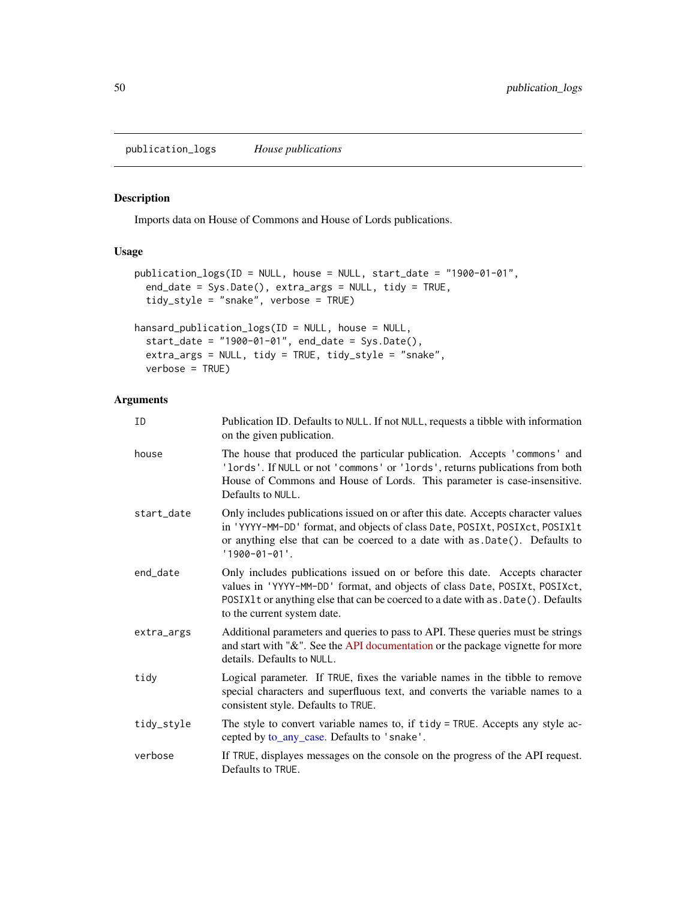publication_logs *House publications*

## Description

Imports data on House of Commons and House of Lords publications.

## Usage

```
publication_logs(ID = NULL, house = NULL, start_date = "1900-01-01",
  end_date = Sys.Date(), extra_args = NULL, tidy = TRUE,
  tidy_style = "snake", verbose = TRUE)

hansard_publication_logs(ID = NULL, house = NULL,
  start_date = "1900-01-01", end_date = Sys.Date(),
  extra_args = NULL, tidy = TRUE, tidy_style = "snake",
  verbose = TRUE)
```

## Arguments

| | |
|---|---|
| ID | Publication ID. Defaults to NULL. If not NULL, requests a tibble with information on the given publication. |
| house | The house that produced the particular publication. Accepts 'commons' and 'lords'. If NULL or not 'commons' or 'lords', returns publications from both House of Commons and House of Lords. This parameter is case-insensitive. Defaults to NULL. |
| start_date | Only includes publications issued on or after this date. Accepts character values in 'YYYY-MM-DD' format, and objects of class Date, POSIXt, POSIXct, POSIXlt or anything else that can be coerced to a date with as.Date(). Defaults to '1900-01-01'. |
| end_date | Only includes publications issued on or before this date. Accepts character values in 'YYYY-MM-DD' format, and objects of class Date, POSIXt, POSIXct, POSIXlt or anything else that can be coerced to a date with as.Date(). Defaults to the current system date. |
| extra_args | Additional parameters and queries to pass to API. These queries must be strings and start with "&". See the API documentation or the package vignette for more details. Defaults to NULL. |
| tidy | Logical parameter. If TRUE, fixes the variable names in the tibble to remove special characters and superfluous text, and converts the variable names to a consistent style. Defaults to TRUE. |
| tidy_style | The style to convert variable names to, if tidy = TRUE. Accepts any style accepted by to_any_case. Defaults to 'snake'. |
| verbose | If TRUE, displayes messages on the console on the progress of the API request. Defaults to TRUE. |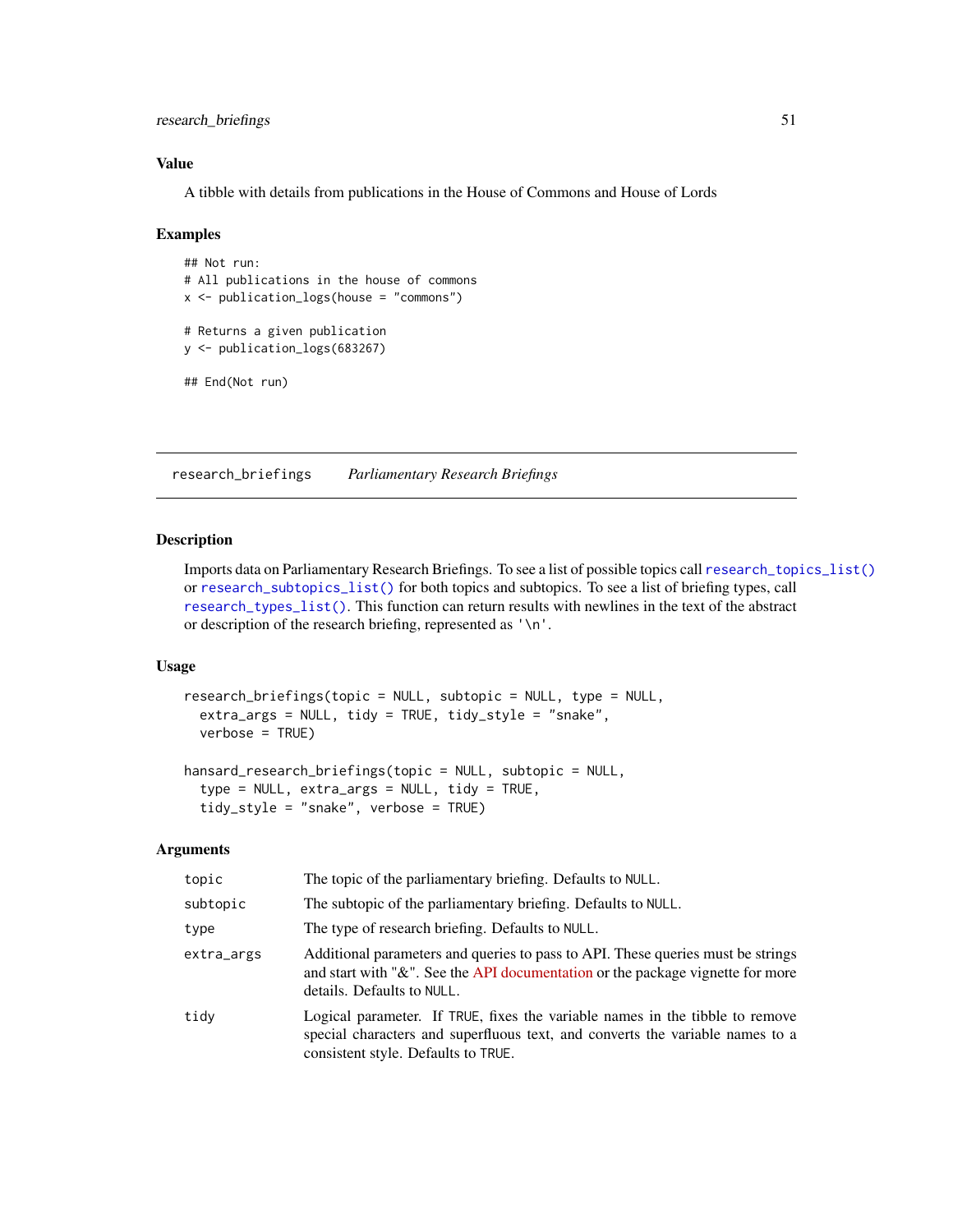## Value

A tibble with details from publications in the House of Commons and House of Lords

## Examples

```
## Not run:
# All publications in the house of commons
x <- publication_logs(house = "commons")

# Returns a given publication
y <- publication_logs(683267)

## End(Not run)
```

---

`research_briefings` *Parliamentary Research Briefings*

---

## Description

Imports data on Parliamentary Research Briefings. To see a list of possible topics call `research_topics_list()` or `research_subtopics_list()` for both topics and subtopics. To see a list of briefing types, call `research_types_list()`. This function can return results with newlines in the text of the abstract or description of the research briefing, represented as `'\n'`.

## Usage

```
research_briefings(topic = NULL, subtopic = NULL, type = NULL,
  extra_args = NULL, tidy = TRUE, tidy_style = "snake",
  verbose = TRUE)

hansard_research_briefings(topic = NULL, subtopic = NULL,
  type = NULL, extra_args = NULL, tidy = TRUE,
  tidy_style = "snake", verbose = TRUE)
```

## Arguments

| | |
|---|---|
| `topic` | The topic of the parliamentary briefing. Defaults to `NULL`. |
| `subtopic` | The subtopic of the parliamentary briefing. Defaults to `NULL`. |
| `type` | The type of research briefing. Defaults to `NULL`. |
| `extra_args` | Additional parameters and queries to pass to API. These queries must be strings and start with "&". See the API documentation or the package vignette for more details. Defaults to `NULL`. |
| `tidy` | Logical parameter. If `TRUE`, fixes the variable names in the tibble to remove special characters and superfluous text, and converts the variable names to a consistent style. Defaults to `TRUE`. |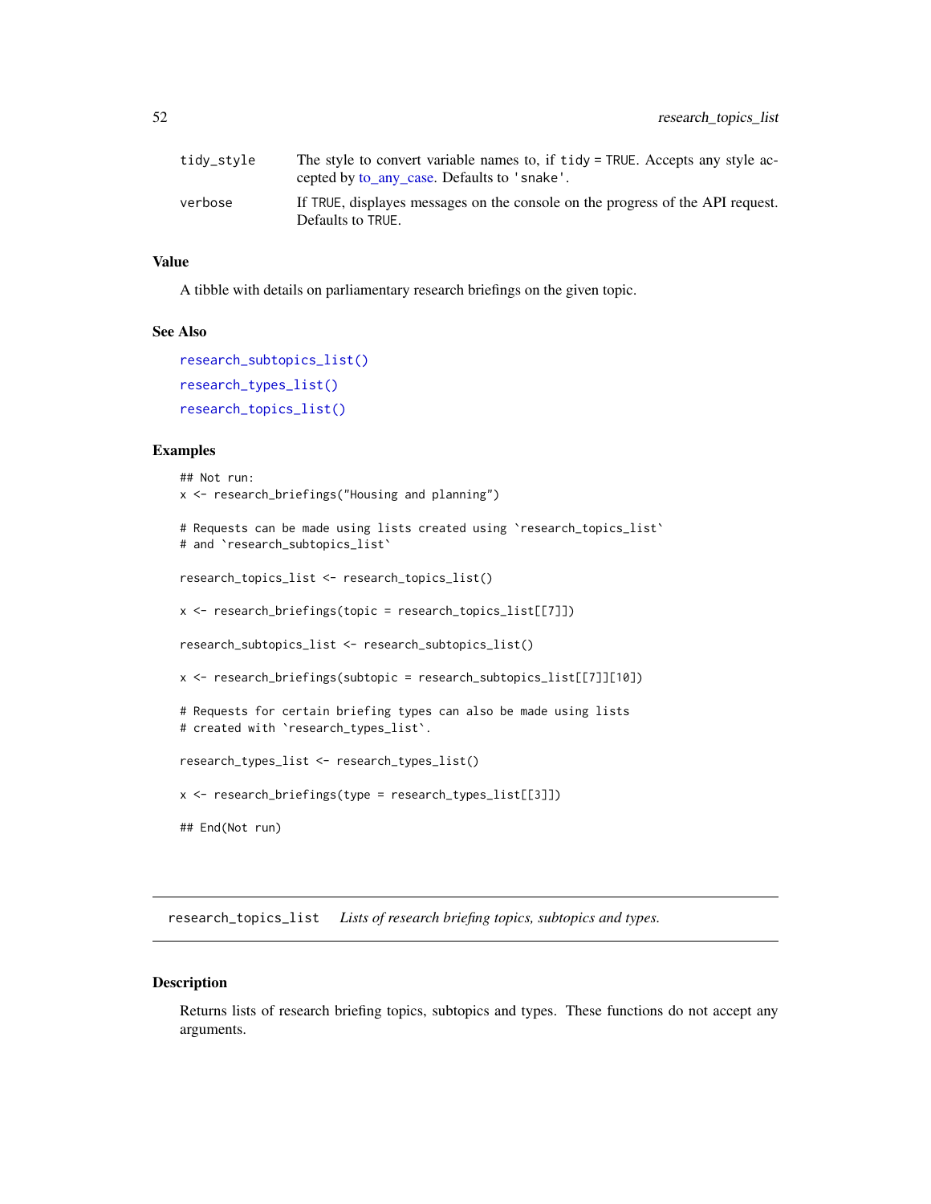| | |
|---|---|
| tidy_style | The style to convert variable names to, if tidy = TRUE. Accepts any style accepted by to_any_case. Defaults to 'snake'. |
| verbose | If TRUE, displayes messages on the console on the progress of the API request. Defaults to TRUE. |

### Value

A tibble with details on parliamentary research briefings on the given topic.

### See Also

research_subtopics_list()

research_types_list()

research_topics_list()

### Examples

```
## Not run:
x <- research_briefings("Housing and planning")

# Requests can be made using lists created using `research_topics_list`
# and `research_subtopics_list`

research_topics_list <- research_topics_list()

x <- research_briefings(topic = research_topics_list[[7]])

research_subtopics_list <- research_subtopics_list()

x <- research_briefings(subtopic = research_subtopics_list[[7]][10])

# Requests for certain briefing types can also be made using lists
# created with `research_types_list`.

research_types_list <- research_types_list()

x <- research_briefings(type = research_types_list[[3]])

## End(Not run)
```

---

## research_topics_list *Lists of research briefing topics, subtopics and types.*

---

### Description

Returns lists of research briefing topics, subtopics and types. These functions do not accept any arguments.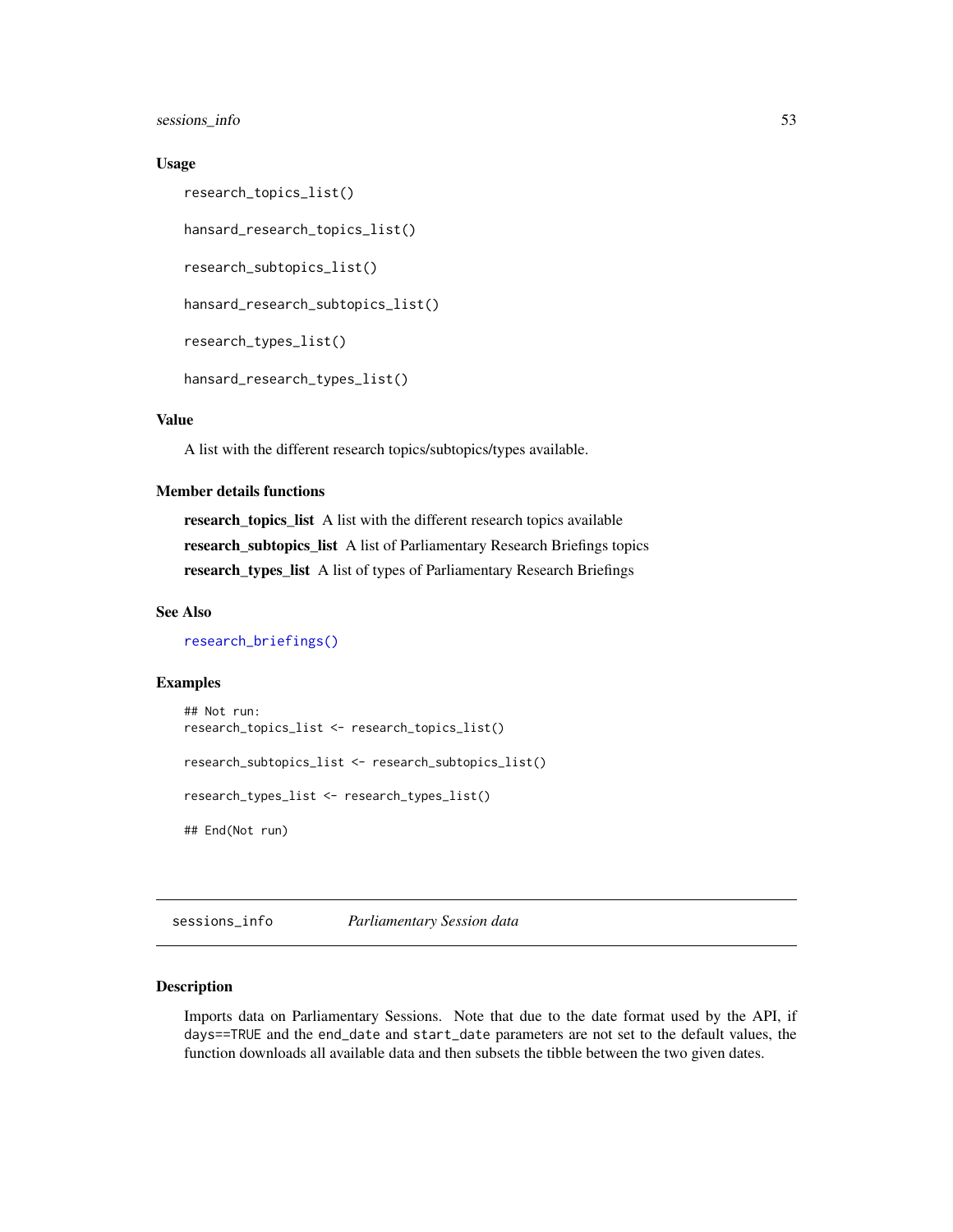## Usage

```
research_topics_list()

hansard_research_topics_list()

research_subtopics_list()

hansard_research_subtopics_list()

research_types_list()

hansard_research_types_list()
```

## Value

A list with the different research topics/subtopics/types available.

## Member details functions

**research_topics_list** A list with the different research topics available

**research_subtopics_list** A list of Parliamentary Research Briefings topics

**research_types_list** A list of types of Parliamentary Research Briefings

## See Also

research_briefings()

## Examples

```
## Not run:
research_topics_list <- research_topics_list()

research_subtopics_list <- research_subtopics_list()

research_types_list <- research_types_list()

## End(Not run)
```

---

# sessions_info *Parliamentary Session data*

## Description

Imports data on Parliamentary Sessions. Note that due to the date format used by the API, if `days==TRUE` and the `end_date` and `start_date` parameters are not set to the default values, the function downloads all available data and then subsets the tibble between the two given dates.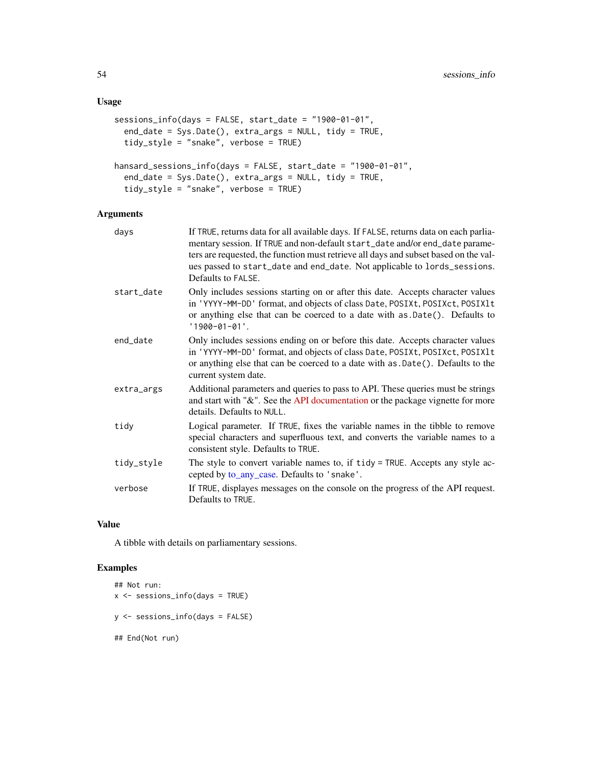### Usage

```
sessions_info(days = FALSE, start_date = "1900-01-01",
  end_date = Sys.Date(), extra_args = NULL, tidy = TRUE,
  tidy_style = "snake", verbose = TRUE)

hansard_sessions_info(days = FALSE, start_date = "1900-01-01",
  end_date = Sys.Date(), extra_args = NULL, tidy = TRUE,
  tidy_style = "snake", verbose = TRUE)
```

### Arguments

| | |
|---|---|
| `days` | If `TRUE`, returns data for all available days. If `FALSE`, returns data on each parliamentary session. If `TRUE` and non-default `start_date` and/or `end_date` parameters are requested, the function must retrieve all days and subset based on the values passed to `start_date` and `end_date`. Not applicable to `lords_sessions`. Defaults to `FALSE`. |
| `start_date` | Only includes sessions starting on or after this date. Accepts character values in `'YYYY-MM-DD'` format, and objects of class `Date`, `POSIXt`, `POSIXct`, `POSIXlt` or anything else that can be coerced to a date with `as.Date()`. Defaults to `'1900-01-01'`. |
| `end_date` | Only includes sessions ending on or before this date. Accepts character values in `'YYYY-MM-DD'` format, and objects of class `Date`, `POSIXt`, `POSIXct`, `POSIXlt` or anything else that can be coerced to a date with `as.Date()`. Defaults to the current system date. |
| `extra_args` | Additional parameters and queries to pass to API. These queries must be strings and start with "&". See the API documentation or the package vignette for more details. Defaults to `NULL`. |
| `tidy` | Logical parameter. If `TRUE`, fixes the variable names in the tibble to remove special characters and superfluous text, and converts the variable names to a consistent style. Defaults to `TRUE`. |
| `tidy_style` | The style to convert variable names to, if `tidy = TRUE`. Accepts any style accepted by to_any_case. Defaults to `'snake'`. |
| `verbose` | If `TRUE`, displayes messages on the console on the progress of the API request. Defaults to `TRUE`. |

### Value

A tibble with details on parliamentary sessions.

### Examples

```
## Not run:
x <- sessions_info(days = TRUE)

y <- sessions_info(days = FALSE)

## End(Not run)
```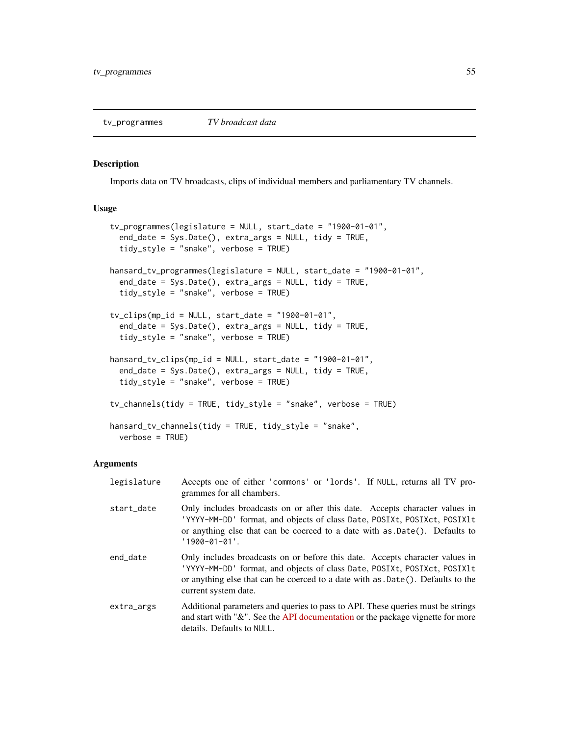tv_programmes — *TV broadcast data*

## Description

Imports data on TV broadcasts, clips of individual members and parliamentary TV channels.

## Usage

```
tv_programmes(legislature = NULL, start_date = "1900-01-01",
  end_date = Sys.Date(), extra_args = NULL, tidy = TRUE,
  tidy_style = "snake", verbose = TRUE)

hansard_tv_programmes(legislature = NULL, start_date = "1900-01-01",
  end_date = Sys.Date(), extra_args = NULL, tidy = TRUE,
  tidy_style = "snake", verbose = TRUE)

tv_clips(mp_id = NULL, start_date = "1900-01-01",
  end_date = Sys.Date(), extra_args = NULL, tidy = TRUE,
  tidy_style = "snake", verbose = TRUE)

hansard_tv_clips(mp_id = NULL, start_date = "1900-01-01",
  end_date = Sys.Date(), extra_args = NULL, tidy = TRUE,
  tidy_style = "snake", verbose = TRUE)

tv_channels(tidy = TRUE, tidy_style = "snake", verbose = TRUE)

hansard_tv_channels(tidy = TRUE, tidy_style = "snake",
  verbose = TRUE)
```

## Arguments

| | |
|---|---|
| legislature | Accepts one of either 'commons' or 'lords'. If NULL, returns all TV programmes for all chambers. |
| start_date | Only includes broadcasts on or after this date. Accepts character values in 'YYYY-MM-DD' format, and objects of class Date, POSIXt, POSIXct, POSIXlt or anything else that can be coerced to a date with as.Date(). Defaults to '1900-01-01'. |
| end_date | Only includes broadcasts on or before this date. Accepts character values in 'YYYY-MM-DD' format, and objects of class Date, POSIXt, POSIXct, POSIXlt or anything else that can be coerced to a date with as.Date(). Defaults to the current system date. |
| extra_args | Additional parameters and queries to pass to API. These queries must be strings and start with "&". See the API documentation or the package vignette for more details. Defaults to NULL. |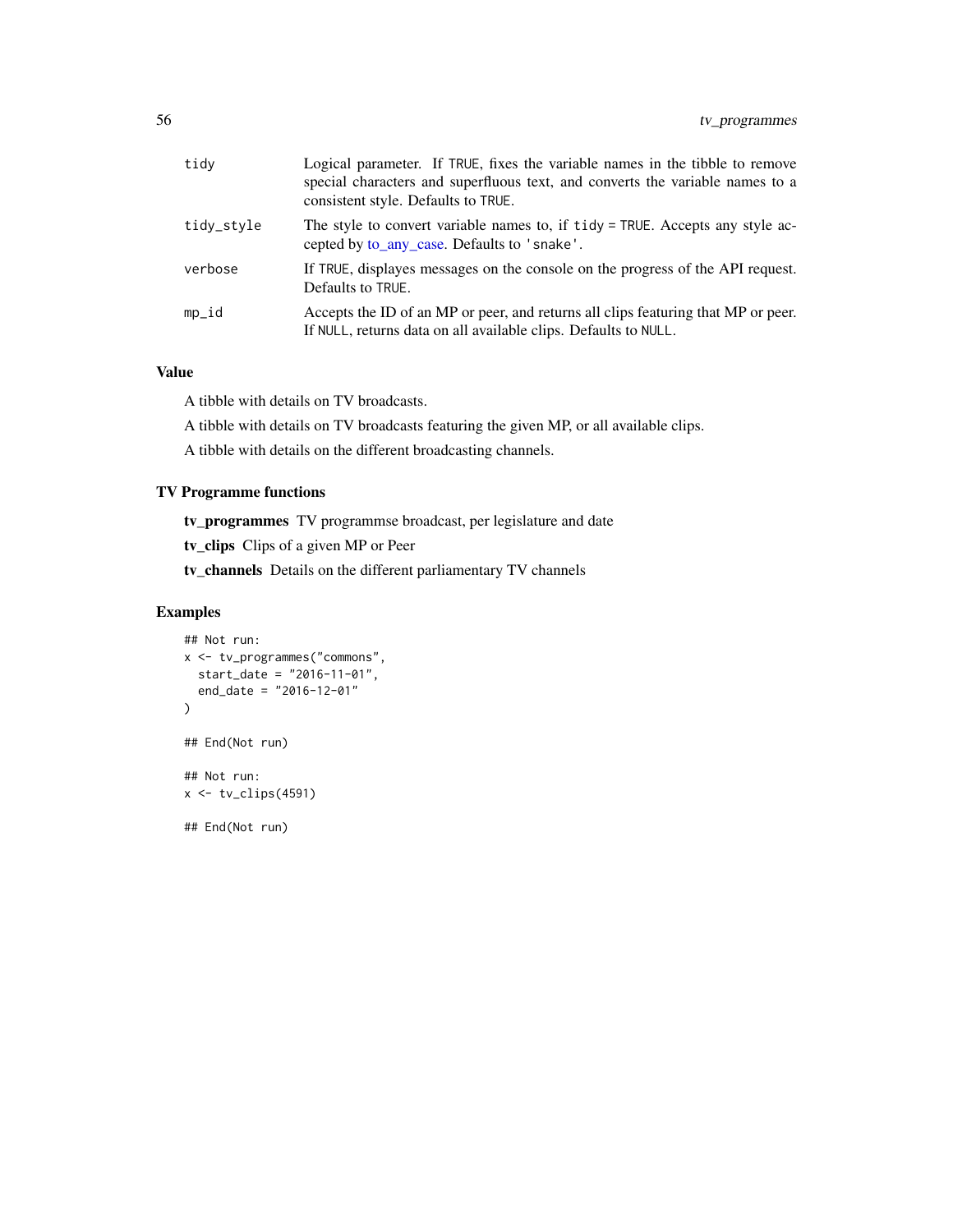| | |
|---|---|
| tidy | Logical parameter. If TRUE, fixes the variable names in the tibble to remove special characters and superfluous text, and converts the variable names to a consistent style. Defaults to TRUE. |
| tidy_style | The style to convert variable names to, if tidy = TRUE. Accepts any style accepted by to_any_case. Defaults to 'snake'. |
| verbose | If TRUE, displayes messages on the console on the progress of the API request. Defaults to TRUE. |
| mp_id | Accepts the ID of an MP or peer, and returns all clips featuring that MP or peer. If NULL, returns data on all available clips. Defaults to NULL. |

### Value

A tibble with details on TV broadcasts.

A tibble with details on TV broadcasts featuring the given MP, or all available clips.

A tibble with details on the different broadcasting channels.

### TV Programme functions

**tv_programmes** TV programmse broadcast, per legislature and date

**tv_clips** Clips of a given MP or Peer

**tv_channels** Details on the different parliamentary TV channels

### Examples

```
## Not run:
x <- tv_programmes("commons",
  start_date = "2016-11-01",
  end_date = "2016-12-01"
)

## End(Not run)

## Not run:
x <- tv_clips(4591)

## End(Not run)
```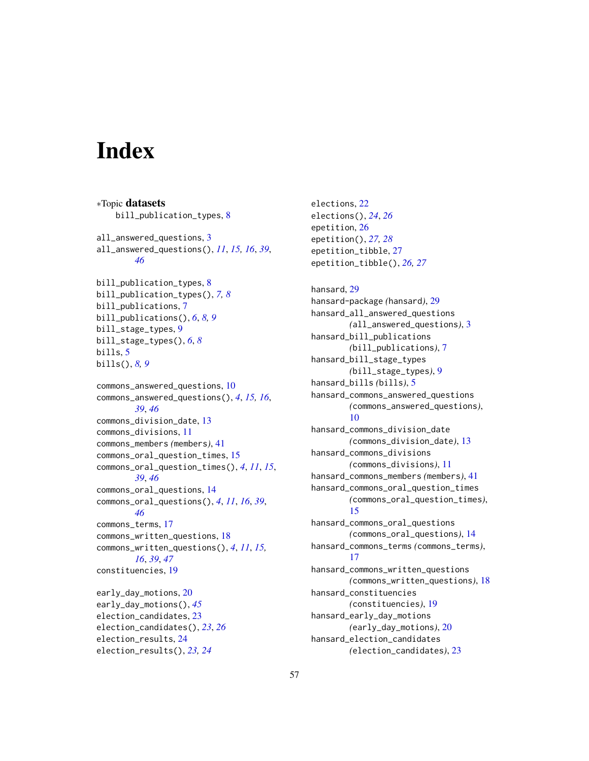# Index

*Topic **datasets**
bill_publication_types, 8

all_answered_questions, 3
all_answered_questions(), *11*, *15, 16*, *39*, *46*

bill_publication_types, 8
bill_publication_types(), *7, 8*
bill_publications, 7
bill_publications(), *6*, *8, 9*
bill_stage_types, 9
bill_stage_types(), *6*, *8*
bills, 5
bills(), *8, 9*

commons_answered_questions, 10
commons_answered_questions(), *4*, *15, 16*, *39*, *46*
commons_division_date, 13
commons_divisions, 11
commons_members (members), 41
commons_oral_question_times, 15
commons_oral_question_times(), *4*, *11*, *15*, *39*, *46*
commons_oral_questions, 14
commons_oral_questions(), *4*, *11*, *16*, *39*, *46*
commons_terms, 17
commons_written_questions, 18
commons_written_questions(), *4*, *11*, *15, 16*, *39*, *47*
constituencies, 19

early_day_motions, 20
early_day_motions(), *45*
election_candidates, 23
election_candidates(), *23*, *26*
election_results, 24
election_results(), *23, 24*

elections, 22
elections(), *24*, *26*
epetition, 26
epetition(), *27, 28*
epetition_tibble, 27
epetition_tibble(), *26, 27*

hansard, 29
hansard-package (hansard), 29
hansard_all_answered_questions (all_answered_questions), 3
hansard_bill_publications (bill_publications), 7
hansard_bill_stage_types (bill_stage_types), 9
hansard_bills (bills), 5
hansard_commons_answered_questions (commons_answered_questions), 10
hansard_commons_division_date (commons_division_date), 13
hansard_commons_divisions (commons_divisions), 11
hansard_commons_members (members), 41
hansard_commons_oral_question_times (commons_oral_question_times), 15
hansard_commons_oral_questions (commons_oral_questions), 14
hansard_commons_terms (commons_terms), 17
hansard_commons_written_questions (commons_written_questions), 18
hansard_constituencies (constituencies), 19
hansard_early_day_motions (early_day_motions), 20
hansard_election_candidates (election_candidates), 23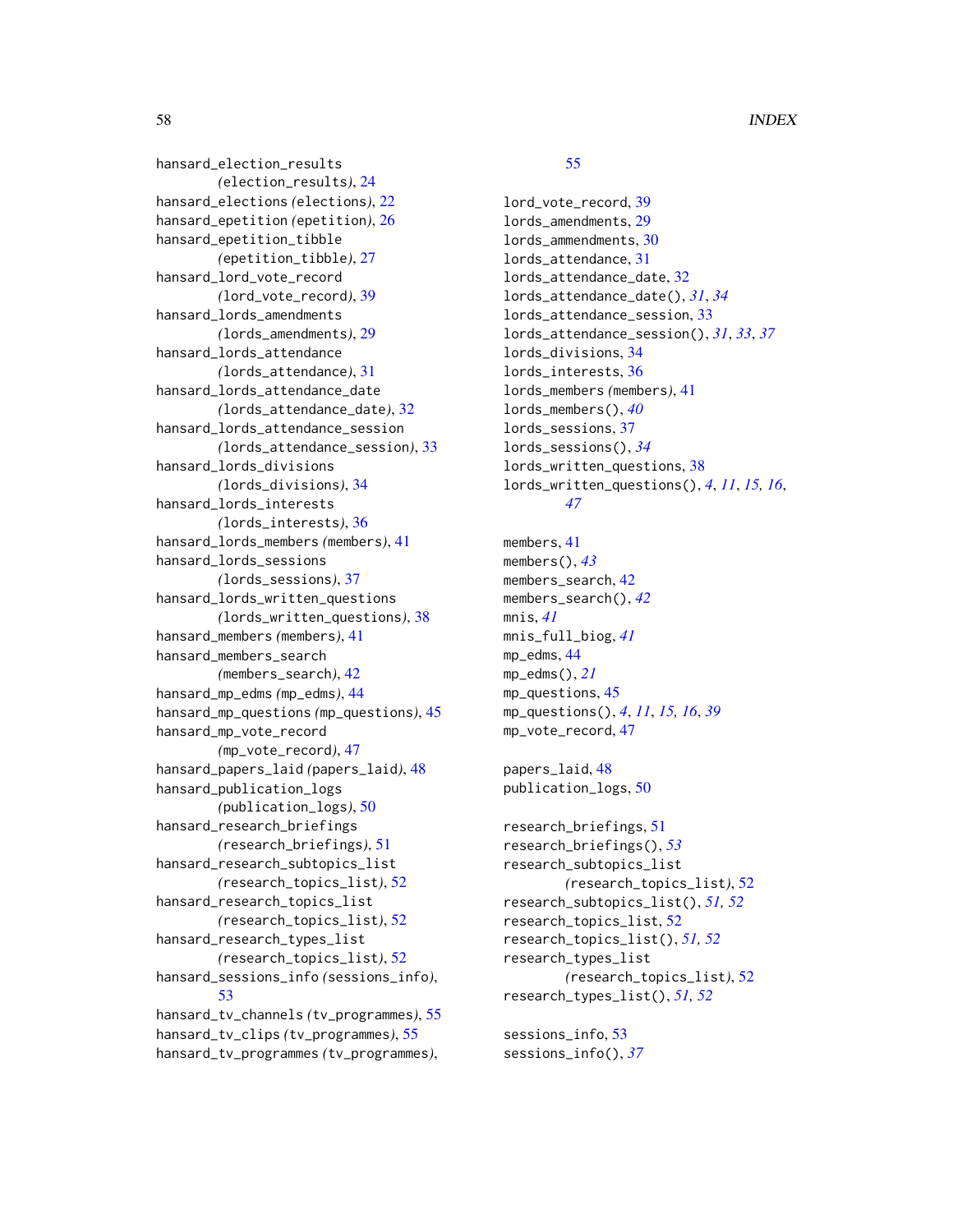hansard_election_results (election_results), 24
hansard_elections (elections), 22
hansard_epetition (epetition), 26
hansard_epetition_tibble (epetition_tibble), 27
hansard_lord_vote_record (lord_vote_record), 39
hansard_lords_amendments (lords_amendments), 29
hansard_lords_attendance (lords_attendance), 31
hansard_lords_attendance_date (lords_attendance_date), 32
hansard_lords_attendance_session (lords_attendance_session), 33
hansard_lords_divisions (lords_divisions), 34
hansard_lords_interests (lords_interests), 36
hansard_lords_members (members), 41
hansard_lords_sessions (lords_sessions), 37
hansard_lords_written_questions (lords_written_questions), 38
hansard_members (members), 41
hansard_members_search (members_search), 42
hansard_mp_edms (mp_edms), 44
hansard_mp_questions (mp_questions), 45
hansard_mp_vote_record (mp_vote_record), 47
hansard_papers_laid (papers_laid), 48
hansard_publication_logs (publication_logs), 50
hansard_research_briefings (research_briefings), 51
hansard_research_subtopics_list (research_topics_list), 52
hansard_research_topics_list (research_topics_list), 52
hansard_research_types_list (research_topics_list), 52
hansard_sessions_info (sessions_info), 53
hansard_tv_channels (tv_programmes), 55
hansard_tv_clips (tv_programmes), 55
hansard_tv_programmes (tv_programmes), 55

lord_vote_record, 39
lords_amendments, 29
lords_ammendments, 30
lords_attendance, 31
lords_attendance_date, 32
lords_attendance_date(), *31*, *34*
lords_attendance_session, 33
lords_attendance_session(), *31*, *33*, *37*
lords_divisions, 34
lords_interests, 36
lords_members (members), 41
lords_members(), *40*
lords_sessions, 37
lords_sessions(), *34*
lords_written_questions, 38
lords_written_questions(), *4*, *11*, *15*, *16*, *47*

members, 41
members(), *43*
members_search, 42
members_search(), *42*
mnis, *41*
mnis_full_biog, *41*
mp_edms, 44
mp_edms(), *21*
mp_questions, 45
mp_questions(), *4*, *11*, *15*, *16*, *39*
mp_vote_record, 47

papers_laid, 48
publication_logs, 50

research_briefings, 51
research_briefings(), *53*
research_subtopics_list (research_topics_list), 52
research_subtopics_list(), *51*, *52*
research_topics_list, 52
research_topics_list(), *51*, *52*
research_types_list (research_topics_list), 52
research_types_list(), *51*, *52*

sessions_info, 53
sessions_info(), *37*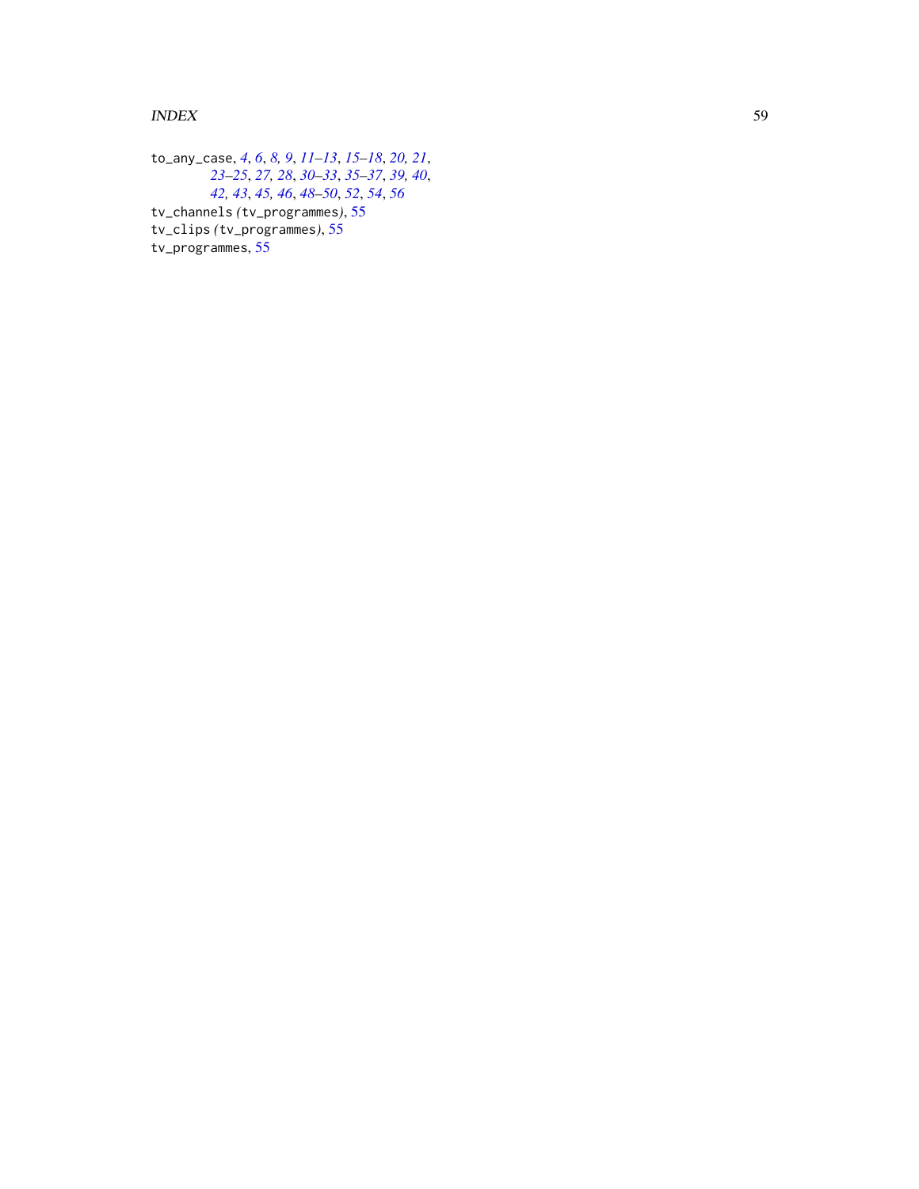to_any_case, *4*, *6*, *8, 9*, *11–13*, *15–18*, *20, 21*, *23–25*, *27, 28*, *30–33*, *35–37*, *39, 40*, *42, 43*, *45, 46*, *48–50*, *52*, *54*, *56*

tv_channels *(*tv_programmes*)*, 55

tv_clips *(*tv_programmes*)*, 55

tv_programmes, 55